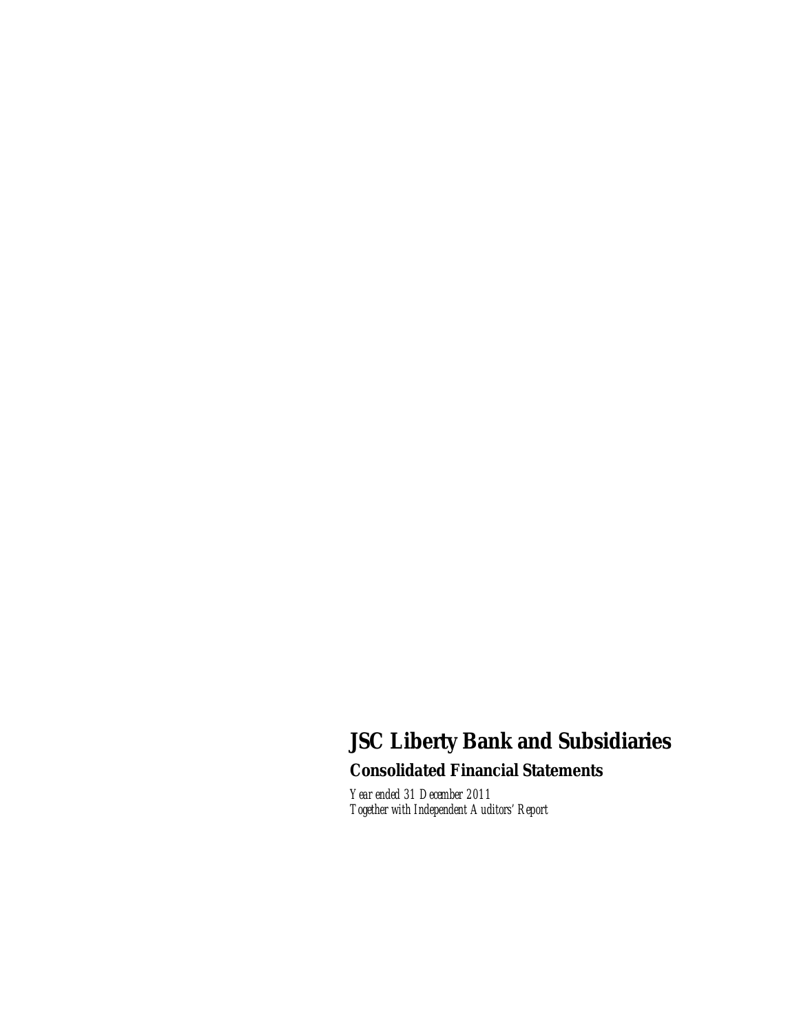# JSC Liberty Bank and Subsidiaries

## Consolidated Financial Statements

*Year ended 31 December 2011*
*Together with Independent Auditors' Report*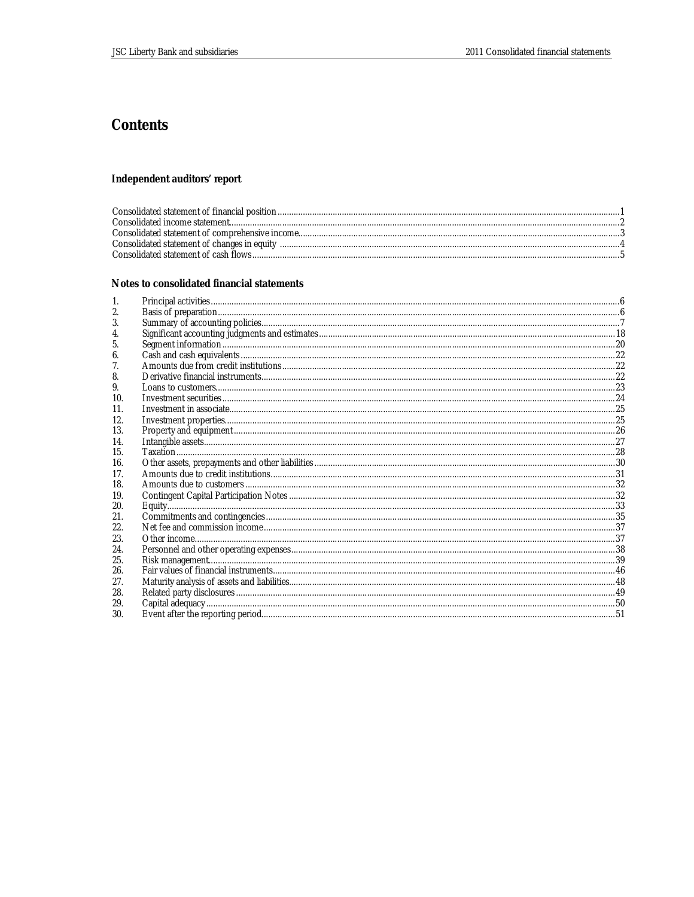# Contents

## Independent auditors' report

| | |
|---|---|
| Consolidated statement of financial position | 1 |
| Consolidated income statement | 2 |
| Consolidated statement of comprehensive income | 3 |
| Consolidated statement of changes in equity | 4 |
| Consolidated statement of cash flows | 5 |

## Notes to consolidated financial statements

| | | |
|---|---|---|
| 1. | Principal activities | 6 |
| 2. | Basis of preparation | 6 |
| 3. | Summary of accounting policies | 7 |
| 4. | Significant accounting judgments and estimates | 18 |
| 5. | Segment information | 20 |
| 6. | Cash and cash equivalents | 22 |
| 7. | Amounts due from credit institutions | 22 |
| 8. | Derivative financial instruments | 22 |
| 9. | Loans to customers | 23 |
| 10. | Investment securities | 24 |
| 11. | Investment in associate | 25 |
| 12. | Investment properties | 25 |
| 13. | Property and equipment | 26 |
| 14. | Intangible assets | 27 |
| 15. | Taxation | 28 |
| 16. | Other assets, prepayments and other liabilities | 30 |
| 17. | Amounts due to credit institutions | 31 |
| 18. | Amounts due to customers | 32 |
| 19. | Contingent Capital Participation Notes | 32 |
| 20. | Equity | 33 |
| 21. | Commitments and contingencies | 35 |
| 22. | Net fee and commission income | 37 |
| 23. | Other income | 37 |
| 24. | Personnel and other operating expenses | 38 |
| 25. | Risk management | 39 |
| 26. | Fair values of financial instruments | 46 |
| 27. | Maturity analysis of assets and liabilities | 48 |
| 28. | Related party disclosures | 49 |
| 29. | Capital adequacy | 50 |
| 30. | Event after the reporting period | 51 |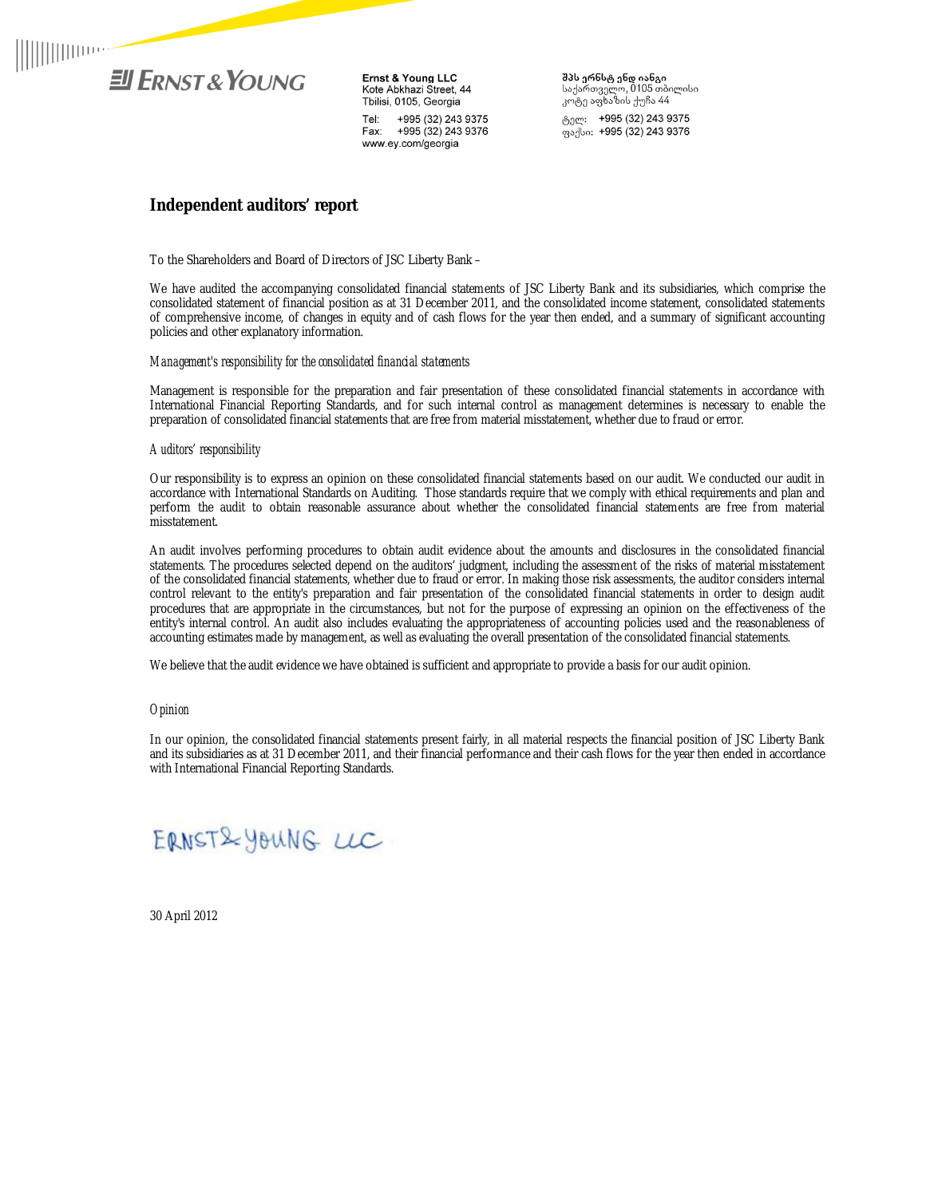Ernst & Young LLC
Kote Abkhazi Street, 44
Tbilisi, 0105, Georgia

Tel: +995 (32) 243 9375
Fax: +995 (32) 243 9376
www.ey.com/georgia

შპს ერნსტ ენდ იანგი
საქართველო, 0105 თბილისი
კოტე აფხაზის ქუჩა 44

ტელ: +995 (32) 243 9375
ფაქსი: +995 (32) 243 9376

# Independent auditors' report

To the Shareholders and Board of Directors of JSC Liberty Bank –

We have audited the accompanying consolidated financial statements of JSC Liberty Bank and its subsidiaries, which comprise the consolidated statement of financial position as at 31 December 2011, and the consolidated income statement, consolidated statements of comprehensive income, of changes in equity and of cash flows for the year then ended, and a summary of significant accounting policies and other explanatory information.

*Management's responsibility for the consolidated financial statements*

Management is responsible for the preparation and fair presentation of these consolidated financial statements in accordance with International Financial Reporting Standards, and for such internal control as management determines is necessary to enable the preparation of consolidated financial statements that are free from material misstatement, whether due to fraud or error.

*Auditors' responsibility*

Our responsibility is to express an opinion on these consolidated financial statements based on our audit. We conducted our audit in accordance with International Standards on Auditing. Those standards require that we comply with ethical requirements and plan and perform the audit to obtain reasonable assurance about whether the consolidated financial statements are free from material misstatement.

An audit involves performing procedures to obtain audit evidence about the amounts and disclosures in the consolidated financial statements. The procedures selected depend on the auditors' judgment, including the assessment of the risks of material misstatement of the consolidated financial statements, whether due to fraud or error. In making those risk assessments, the auditor considers internal control relevant to the entity's preparation and fair presentation of the consolidated financial statements in order to design audit procedures that are appropriate in the circumstances, but not for the purpose of expressing an opinion on the effectiveness of the entity's internal control. An audit also includes evaluating the appropriateness of accounting policies used and the reasonableness of accounting estimates made by management, as well as evaluating the overall presentation of the consolidated financial statements.

We believe that the audit evidence we have obtained is sufficient and appropriate to provide a basis for our audit opinion.

*Opinion*

In our opinion, the consolidated financial statements present fairly, in all material respects the financial position of JSC Liberty Bank and its subsidiaries as at 31 December 2011, and their financial performance and their cash flows for the year then ended in accordance with International Financial Reporting Standards.

ERNST & YOUNG LLC

30 April 2012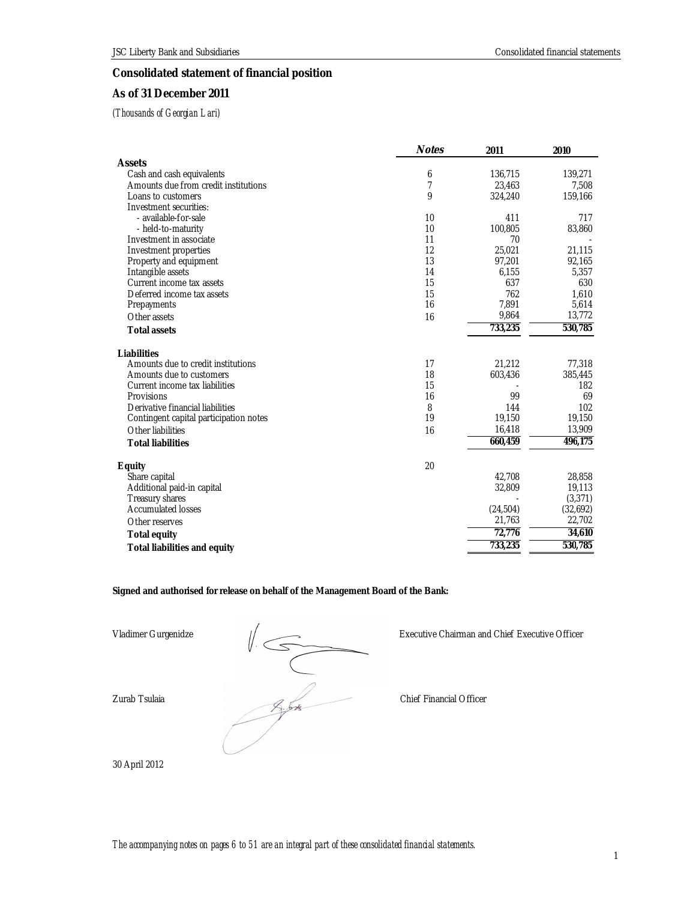## Consolidated statement of financial position

### As of 31 December 2011

*(Thousands of Georgian Lari)*

| | Notes | 2011 | 2010 |
|---|---|---|---|
| **Assets** | | | |
| Cash and cash equivalents | 6 | 136,715 | 139,271 |
| Amounts due from credit institutions | 7 | 23,463 | 7,508 |
| Loans to customers | 9 | 324,240 | 159,166 |
| Investment securities: | | | |
| - available-for-sale | 10 | 411 | 717 |
| - held-to-maturity | 10 | 100,805 | 83,860 |
| Investment in associate | 11 | 70 | - |
| Investment properties | 12 | 25,021 | 21,115 |
| Property and equipment | 13 | 97,201 | 92,165 |
| Intangible assets | 14 | 6,155 | 5,357 |
| Current income tax assets | 15 | 637 | 630 |
| Deferred income tax assets | 15 | 762 | 1,610 |
| Prepayments | 16 | 7,891 | 5,614 |
| Other assets | 16 | 9,864 | 13,772 |
| **Total assets** | | 733,235 | 530,785 |
| **Liabilities** | | | |
| Amounts due to credit institutions | 17 | 21,212 | 77,318 |
| Amounts due to customers | 18 | 603,436 | 385,445 |
| Current income tax liabilities | 15 | - | 182 |
| Provisions | 16 | 99 | 69 |
| Derivative financial liabilities | 8 | 144 | 102 |
| Contingent capital participation notes | 19 | 19,150 | 19,150 |
| Other liabilities | 16 | 16,418 | 13,909 |
| **Total liabilities** | | 660,459 | 496,175 |
| **Equity** | 20 | | |
| Share capital | | 42,708 | 28,858 |
| Additional paid-in capital | | 32,809 | 19,113 |
| Treasury shares | | - | (3,371) |
| Accumulated losses | | (24,504) | (32,692) |
| Other reserves | | 21,763 | 22,702 |
| **Total equity** | | 72,776 | 34,610 |
| **Total liabilities and equity** | | 733,235 | 530,785 |

**Signed and authorised for release on behalf of the Management Board of the Bank:**

Vladimer Gurgenidze — Executive Chairman and Chief Executive Officer

Zurab Tsulaia — Chief Financial Officer

30 April 2012

*The accompanying notes on pages 6 to 51 are an integral part of these consolidated financial statements.*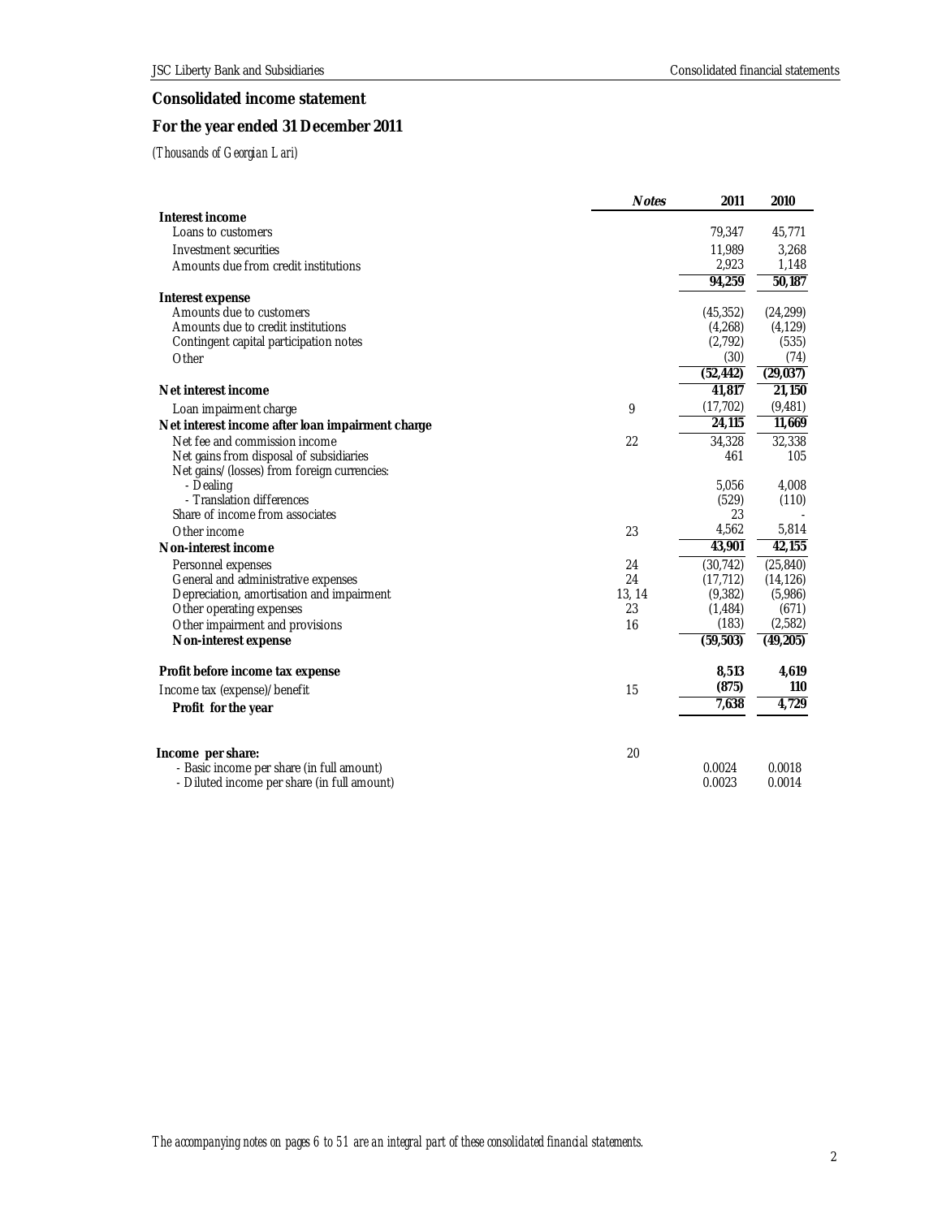## Consolidated income statement

## For the year ended 31 December 2011

*(Thousands of Georgian Lari)*

| | Notes | 2011 | 2010 |
|---|---|---|---|
| **Interest income** | | | |
| Loans to customers | | 79,347 | 45,771 |
| Investment securities | | 11,989 | 3,268 |
| Amounts due from credit institutions | | 2,923 | 1,148 |
| | | **94,259** | **50,187** |
| **Interest expense** | | | |
| Amounts due to customers | | (45,352) | (24,299) |
| Amounts due to credit institutions | | (4,268) | (4,129) |
| Contingent capital participation notes | | (2,792) | (535) |
| Other | | (30) | (74) |
| | | **(52,442)** | **(29,037)** |
| **Net interest income** | | **41,817** | **21,150** |
| Loan impairment charge | 9 | (17,702) | (9,481) |
| **Net interest income after loan impairment charge** | | **24,115** | **11,669** |
| Net fee and commission income | 22 | 34,328 | 32,338 |
| Net gains from disposal of subsidiaries | | 461 | 105 |
| Net gains/(losses) from foreign currencies: | | | |
| - Dealing | | 5,056 | 4,008 |
| - Translation differences | | (529) | (110) |
| Share of income from associates | | 23 | - |
| Other income | 23 | 4,562 | 5,814 |
| **Non-interest income** | | **43,901** | **42,155** |
| Personnel expenses | 24 | (30,742) | (25,840) |
| General and administrative expenses | 24 | (17,712) | (14,126) |
| Depreciation, amortisation and impairment | 13, 14 | (9,382) | (5,986) |
| Other operating expenses | 23 | (1,484) | (671) |
| Other impairment and provisions | 16 | (183) | (2,582) |
| **Non-interest expense** | | **(59,503)** | **(49,205)** |
| **Profit before income tax expense** | | **8,513** | **4,619** |
| Income tax (expense)/benefit | 15 | **(875)** | **110** |
| **Profit for the year** | | **7,638** | **4,729** |
| **Income per share:** | 20 | | |
| - Basic income per share (in full amount) | | 0.0024 | 0.0018 |
| - Diluted income per share (in full amount) | | 0.0023 | 0.0014 |

*The accompanying notes on pages 6 to 51 are an integral part of these consolidated financial statements.*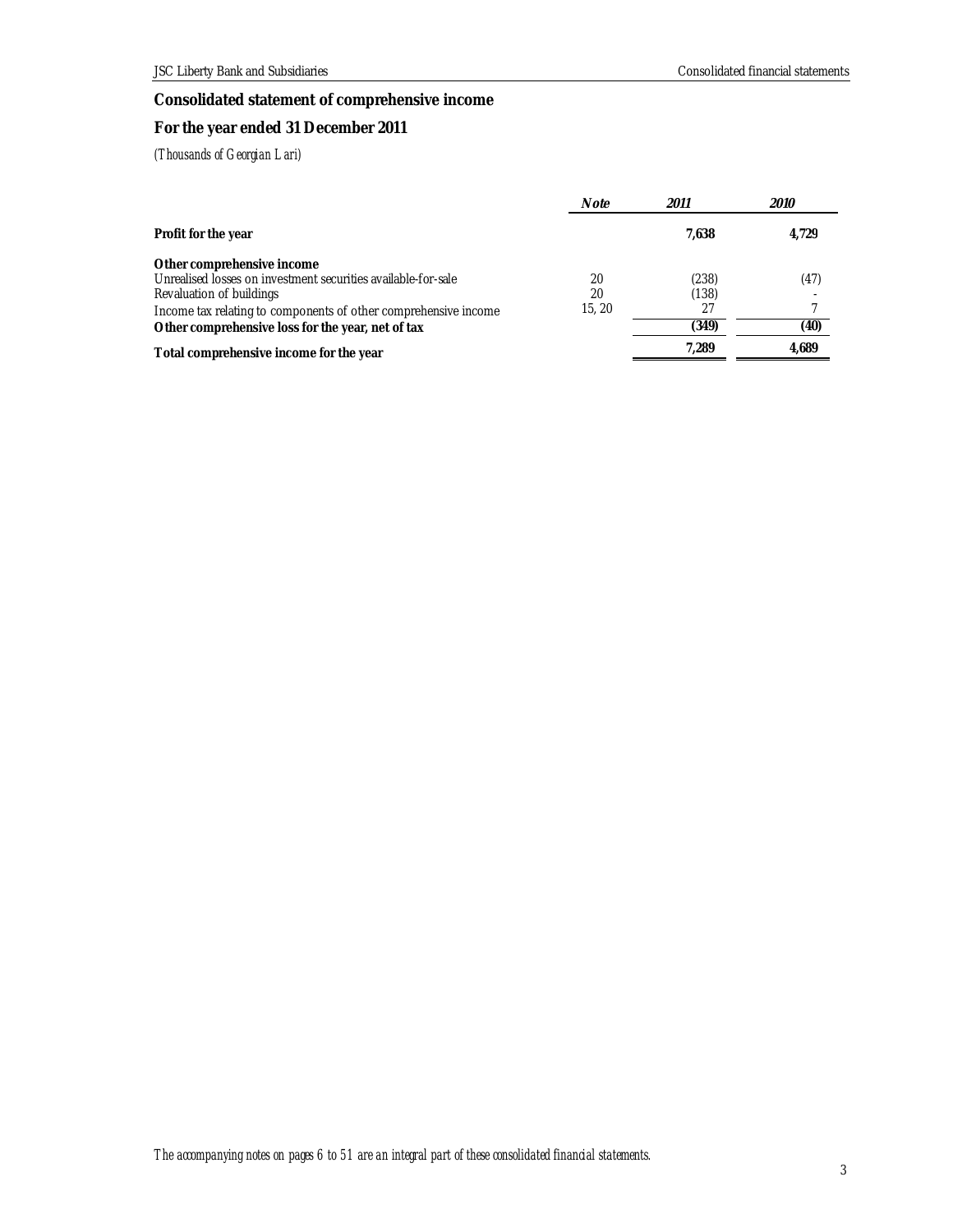## Consolidated statement of comprehensive income

## For the year ended 31 December 2011

*(Thousands of Georgian Lari)*

| | *Note* | *2011* | *2010* |
|---|---|---|---|
| **Profit for the year** | | **7,638** | **4,729** |
| **Other comprehensive income** | | | |
| Unrealised losses on investment securities available-for-sale | 20 | (238) | (47) |
| Revaluation of buildings | 20 | (138) | - |
| Income tax relating to components of other comprehensive income | 15, 20 | 27 | 7 |
| **Other comprehensive loss for the year, net of tax** | | **(349)** | **(40)** |
| **Total comprehensive income for the year** | | **7,289** | **4,689** |

*The accompanying notes on pages 6 to 51 are an integral part of these consolidated financial statements.*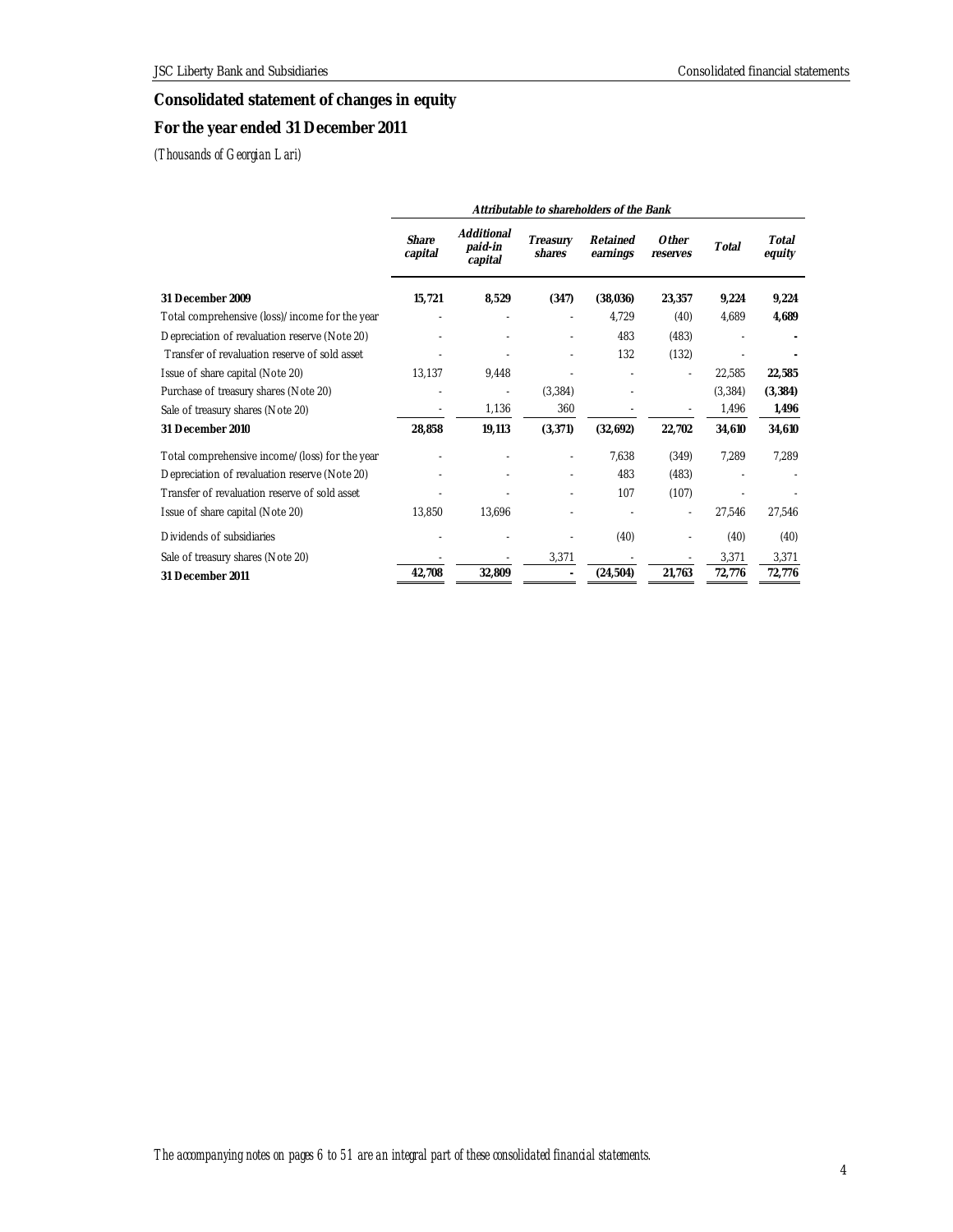## Consolidated statement of changes in equity

## For the year ended 31 December 2011

*(Thousands of Georgian Lari)*

| | *Attributable to shareholders of the Bank* | | | | | | |
|---|---|---|---|---|---|---|---|
| | ***Share capital*** | ***Additional paid-in capital*** | ***Treasury shares*** | ***Retained earnings*** | ***Other reserves*** | ***Total*** | ***Total equity*** |
| **31 December 2009** | **15,721** | **8,529** | **(347)** | **(38,036)** | **23,357** | **9,224** | **9,224** |
| Total comprehensive (loss)/income for the year | - | - | - | 4,729 | (40) | 4,689 | **4,689** |
| Depreciation of revaluation reserve (Note 20) | - | - | - | 483 | (483) | - | **-** |
| Transfer of revaluation reserve of sold asset | - | - | - | 132 | (132) | - | **-** |
| Issue of share capital (Note 20) | 13,137 | 9,448 | - | - | - | 22,585 | **22,585** |
| Purchase of treasury shares (Note 20) | - | - | (3,384) | - | | (3,384) | **(3,384)** |
| Sale of treasury shares (Note 20) | - | 1,136 | 360 | - | - | 1,496 | **1,496** |
| **31 December 2010** | **28,858** | **19,113** | **(3,371)** | **(32,692)** | **22,702** | **34,610** | **34,610** |
| Total comprehensive income/(loss) for the year | - | - | - | 7,638 | (349) | 7,289 | 7,289 |
| Depreciation of revaluation reserve (Note 20) | - | - | - | 483 | (483) | - | - |
| Transfer of revaluation reserve of sold asset | - | - | - | 107 | (107) | - | - |
| Issue of share capital (Note 20) | 13,850 | 13,696 | - | - | - | 27,546 | 27,546 |
| Dividends of subsidiaries | - | - | - | (40) | - | (40) | (40) |
| Sale of treasury shares (Note 20) | - | - | 3,371 | - | - | 3,371 | 3,371 |
| **31 December 2011** | **42,708** | **32,809** | **-** | **(24,504)** | **21,763** | **72,776** | **72,776** |

*The accompanying notes on pages 6 to 51 are an integral part of these consolidated financial statements.*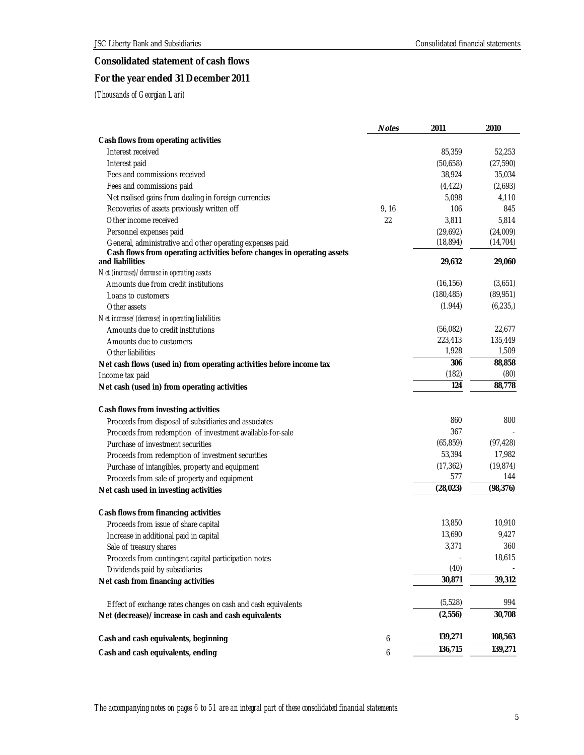## Consolidated statement of cash flows

## For the year ended 31 December 2011

*(Thousands of Georgian Lari)*

| | Notes | 2011 | 2010 |
|---|---|---|---|
| **Cash flows from operating activities** | | | |
| Interest received | | 85,359 | 52,253 |
| Interest paid | | (50,658) | (27,590) |
| Fees and commissions received | | 38,924 | 35,034 |
| Fees and commissions paid | | (4,422) | (2,693) |
| Net realised gains from dealing in foreign currencies | | 5,098 | 4,110 |
| Recoveries of assets previously written off | 9, 16 | 106 | 845 |
| Other income received | 22 | 3,811 | 5,814 |
| Personnel expenses paid | | (29,692) | (24,009) |
| General, administrative and other operating expenses paid | | (18,894) | (14,704) |
| **Cash flows from operating activities before changes in operating assets and liabilities** | | **29,632** | **29,060** |
| *Net (increase)/decrease in operating assets* | | | |
| Amounts due from credit institutions | | (16,156) | (3,651) |
| Loans to customers | | (180,485) | (89,951) |
| Other assets | | (1.944) | (6,235,) |
| *Net increase/(decrease) in operating liabilities* | | | |
| Amounts due to credit institutions | | (56,082) | 22,677 |
| Amounts due to customers | | 223,413 | 135,449 |
| Other liabilities | | 1,928 | 1,509 |
| **Net cash flows (used in) from operating activities before income tax** | | **306** | **88,858** |
| Income tax paid | | (182) | (80) |
| **Net cash (used in) from operating activities** | | **124** | **88,778** |
| | | | |
| **Cash flows from investing activities** | | | |
| Proceeds from disposal of subsidiaries and associates | | 860 | 800 |
| Proceeds from redemption of investment available-for-sale | | 367 | - |
| Purchase of investment securities | | (65,859) | (97,428) |
| Proceeds from redemption of investment securities | | 53,394 | 17,982 |
| Purchase of intangibles, property and equipment | | (17,362) | (19,874) |
| Proceeds from sale of property and equipment | | 577 | 144 |
| **Net cash used in investing activities** | | **(28,023)** | **(98,376)** |
| | | | |
| **Cash flows from financing activities** | | | |
| Proceeds from issue of share capital | | 13,850 | 10,910 |
| Increase in additional paid in capital | | 13,690 | 9,427 |
| Sale of treasury shares | | 3,371 | 360 |
| Proceeds from contingent capital participation notes | | - | 18,615 |
| Dividends paid by subsidiaries | | (40) | - |
| **Net cash from financing activities** | | **30,871** | **39,312** |
| | | | |
| Effect of exchange rates changes on cash and cash equivalents | | (5,528) | 994 |
| **Net (decrease)/increase in cash and cash equivalents** | | **(2,556)** | **30,708** |
| | | | |
| **Cash and cash equivalents, beginning** | 6 | **139,271** | **108,563** |
| **Cash and cash equivalents, ending** | 6 | **136,715** | **139,271** |

*The accompanying notes on pages 6 to 51 are an integral part of these consolidated financial statements.*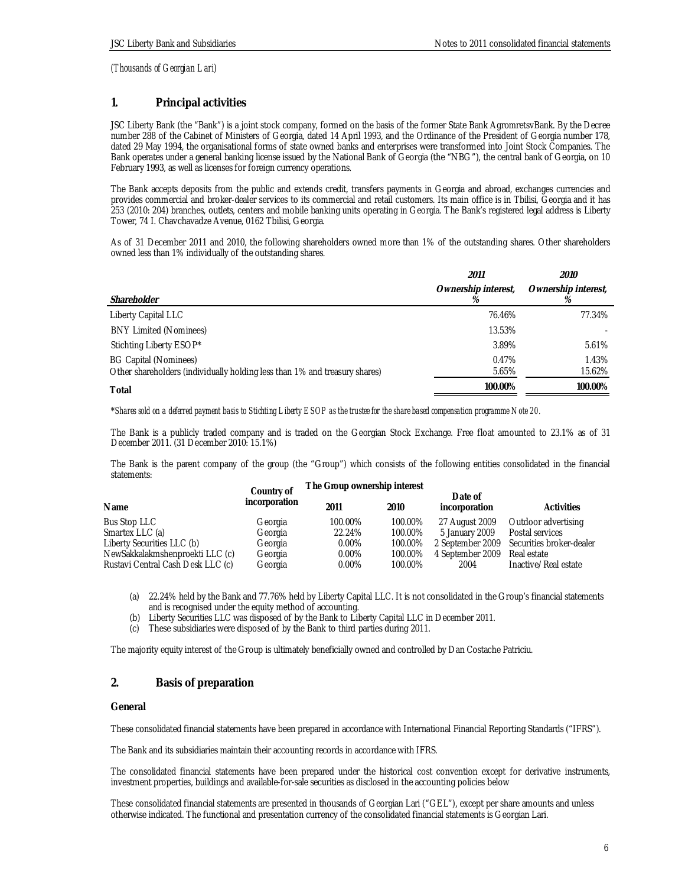*(Thousands of Georgian Lari)*

## 1. Principal activities

JSC Liberty Bank (the "Bank") is a joint stock company, formed on the basis of the former State Bank AgromretsvBank. By the Decree number 288 of the Cabinet of Ministers of Georgia, dated 14 April 1993, and the Ordinance of the President of Georgia number 178, dated 29 May 1994, the organisational forms of state owned banks and enterprises were transformed into Joint Stock Companies. The Bank operates under a general banking license issued by the National Bank of Georgia (the "NBG"), the central bank of Georgia, on 10 February 1993, as well as licenses for foreign currency operations.

The Bank accepts deposits from the public and extends credit, transfers payments in Georgia and abroad, exchanges currencies and provides commercial and broker-dealer services to its commercial and retail customers. Its main office is in Tbilisi, Georgia and it has 253 (2010: 204) branches, outlets, centers and mobile banking units operating in Georgia. The Bank's registered legal address is Liberty Tower, 74 I. Chavchavadze Avenue, 0162 Tbilisi, Georgia.

As of 31 December 2011 and 2010, the following shareholders owned more than 1% of the outstanding shares. Other shareholders owned less than 1% individually of the outstanding shares.

| | *2011* | *2010* |
|---|---|---|
| ***Shareholder*** | ***Ownership interest, %*** | ***Ownership interest, %*** |
| Liberty Capital LLC | 76.46% | 77.34% |
| BNY Limited (Nominees) | 13.53% | - |
| Stichting Liberty ESOP* | 3.89% | 5.61% |
| BG Capital (Nominees) | 0.47% | 1.43% |
| Other shareholders (individually holding less than 1% and treasury shares) | 5.65% | 15.62% |
| **Total** | **100.00%** | **100.00%** |

**Shares sold on a deferred payment basis to Stichting Liberty ESOP as the trustee for the share based compensation programme Note 20.*

The Bank is a publicly traded company and is traded on the Georgian Stock Exchange. Free float amounted to 23.1% as of 31 December 2011. (31 December 2010: 15.1%)

The Bank is the parent company of the group (the "Group") which consists of the following entities consolidated in the financial statements:

| Name | Country of incorporation | The Group ownership interest 2011 | 2010 | Date of incorporation | Activities |
|---|---|---|---|---|---|
| Bus Stop LLC | Georgia | 100.00% | 100.00% | 27 August 2009 | Outdoor advertising |
| Smartex LLC (a) | Georgia | 22.24% | 100.00% | 5 January 2009 | Postal services |
| Liberty Securities LLC (b) | Georgia | 0.00% | 100.00% | 2 September 2009 | Securities broker-dealer |
| NewSakkalakmshenproekti LLC (c) | Georgia | 0.00% | 100.00% | 4 September 2009 | Real estate |
| Rustavi Central Cash Desk LLC (c) | Georgia | 0.00% | 100.00% | 2004 | Inactive/Real estate |

(a) 22.24% held by the Bank and 77.76% held by Liberty Capital LLC. It is not consolidated in the Group's financial statements and is recognised under the equity method of accounting.

(b) Liberty Securities LLC was disposed of by the Bank to Liberty Capital LLC in December 2011.

(c) These subsidiaries were disposed of by the Bank to third parties during 2011.

The majority equity interest of the Group is ultimately beneficially owned and controlled by Dan Costache Patriciu.

## 2. Basis of preparation

### General

These consolidated financial statements have been prepared in accordance with International Financial Reporting Standards ("IFRS").

The Bank and its subsidiaries maintain their accounting records in accordance with IFRS.

The consolidated financial statements have been prepared under the historical cost convention except for derivative instruments, investment properties, buildings and available-for-sale securities as disclosed in the accounting policies below

These consolidated financial statements are presented in thousands of Georgian Lari ("GEL"), except per share amounts and unless otherwise indicated. The functional and presentation currency of the consolidated financial statements is Georgian Lari.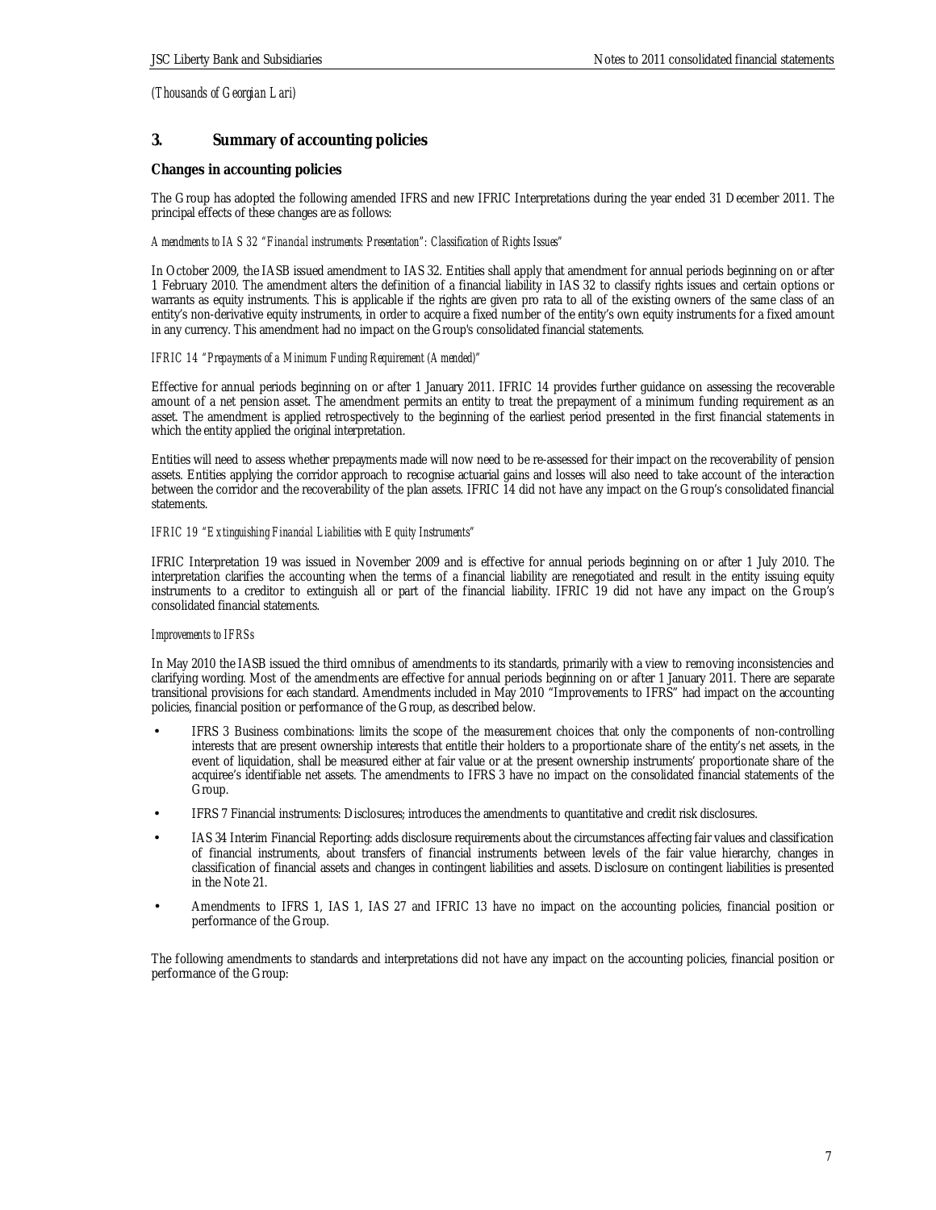*(Thousands of Georgian Lari)*

## 3. Summary of accounting policies

### Changes in accounting policies

The Group has adopted the following amended IFRS and new IFRIC Interpretations during the year ended 31 December 2011. The principal effects of these changes are as follows:

*Amendments to IAS 32 "Financial instruments: Presentation": Classification of Rights Issues"*

In October 2009, the IASB issued amendment to IAS 32. Entities shall apply that amendment for annual periods beginning on or after 1 February 2010. The amendment alters the definition of a financial liability in IAS 32 to classify rights issues and certain options or warrants as equity instruments. This is applicable if the rights are given pro rata to all of the existing owners of the same class of an entity's non-derivative equity instruments, in order to acquire a fixed number of the entity's own equity instruments for a fixed amount in any currency. This amendment had no impact on the Group's consolidated financial statements.

*IFRIC 14 "Prepayments of a Minimum Funding Requirement (Amended)"*

Effective for annual periods beginning on or after 1 January 2011. IFRIC 14 provides further guidance on assessing the recoverable amount of a net pension asset. The amendment permits an entity to treat the prepayment of a minimum funding requirement as an asset. The amendment is applied retrospectively to the beginning of the earliest period presented in the first financial statements in which the entity applied the original interpretation.

Entities will need to assess whether prepayments made will now need to be re-assessed for their impact on the recoverability of pension assets. Entities applying the corridor approach to recognise actuarial gains and losses will also need to take account of the interaction between the corridor and the recoverability of the plan assets. IFRIC 14 did not have any impact on the Group's consolidated financial statements.

*IFRIC 19 "Extinguishing Financial Liabilities with Equity Instruments"*

IFRIC Interpretation 19 was issued in November 2009 and is effective for annual periods beginning on or after 1 July 2010. The interpretation clarifies the accounting when the terms of a financial liability are renegotiated and result in the entity issuing equity instruments to a creditor to extinguish all or part of the financial liability. IFRIC 19 did not have any impact on the Group's consolidated financial statements.

*Improvements to IFRSs*

In May 2010 the IASB issued the third omnibus of amendments to its standards, primarily with a view to removing inconsistencies and clarifying wording. Most of the amendments are effective for annual periods beginning on or after 1 January 2011. There are separate transitional provisions for each standard. Amendments included in May 2010 "Improvements to IFRS" had impact on the accounting policies, financial position or performance of the Group, as described below.

- IFRS 3 Business combinations: limits the scope of the measurement choices that only the components of non-controlling interests that are present ownership interests that entitle their holders to a proportionate share of the entity's net assets, in the event of liquidation, shall be measured either at fair value or at the present ownership instruments' proportionate share of the acquiree's identifiable net assets. The amendments to IFRS 3 have no impact on the consolidated financial statements of the Group.
- IFRS 7 Financial instruments: Disclosures; introduces the amendments to quantitative and credit risk disclosures.
- IAS 34 Interim Financial Reporting: adds disclosure requirements about the circumstances affecting fair values and classification of financial instruments, about transfers of financial instruments between levels of the fair value hierarchy, changes in classification of financial assets and changes in contingent liabilities and assets. Disclosure on contingent liabilities is presented in the Note 21.
- Amendments to IFRS 1, IAS 1, IAS 27 and IFRIC 13 have no impact on the accounting policies, financial position or performance of the Group.

The following amendments to standards and interpretations did not have any impact on the accounting policies, financial position or performance of the Group: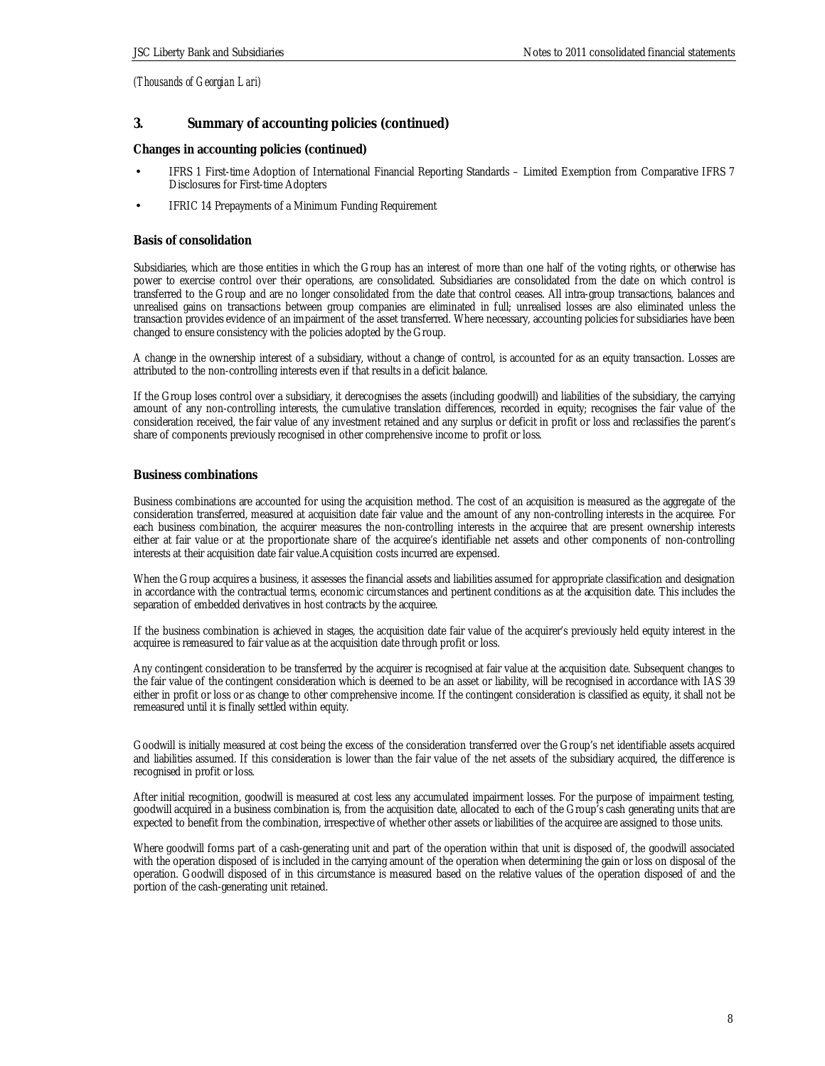*(Thousands of Georgian Lari)*

## 3. Summary of accounting policies (continued)

### Changes in accounting policies (continued)

- IFRS 1 First-time Adoption of International Financial Reporting Standards – Limited Exemption from Comparative IFRS 7 Disclosures for First-time Adopters
- IFRIC 14 Prepayments of a Minimum Funding Requirement

### Basis of consolidation

Subsidiaries, which are those entities in which the Group has an interest of more than one half of the voting rights, or otherwise has power to exercise control over their operations, are consolidated. Subsidiaries are consolidated from the date on which control is transferred to the Group and are no longer consolidated from the date that control ceases. All intra-group transactions, balances and unrealised gains on transactions between group companies are eliminated in full; unrealised losses are also eliminated unless the transaction provides evidence of an impairment of the asset transferred. Where necessary, accounting policies for subsidiaries have been changed to ensure consistency with the policies adopted by the Group.

A change in the ownership interest of a subsidiary, without a change of control, is accounted for as an equity transaction. Losses are attributed to the non-controlling interests even if that results in a deficit balance.

If the Group loses control over a subsidiary, it derecognises the assets (including goodwill) and liabilities of the subsidiary, the carrying amount of any non-controlling interests, the cumulative translation differences, recorded in equity; recognises the fair value of the consideration received, the fair value of any investment retained and any surplus or deficit in profit or loss and reclassifies the parent's share of components previously recognised in other comprehensive income to profit or loss.

### Business combinations

Business combinations are accounted for using the acquisition method. The cost of an acquisition is measured as the aggregate of the consideration transferred, measured at acquisition date fair value and the amount of any non-controlling interests in the acquiree. For each business combination, the acquirer measures the non-controlling interests in the acquiree that are present ownership interests either at fair value or at the proportionate share of the acquiree's identifiable net assets and other components of non-controlling interests at their acquisition date fair value.Acquisition costs incurred are expensed.

When the Group acquires a business, it assesses the financial assets and liabilities assumed for appropriate classification and designation in accordance with the contractual terms, economic circumstances and pertinent conditions as at the acquisition date. This includes the separation of embedded derivatives in host contracts by the acquiree.

If the business combination is achieved in stages, the acquisition date fair value of the acquirer's previously held equity interest in the acquiree is remeasured to fair value as at the acquisition date through profit or loss.

Any contingent consideration to be transferred by the acquirer is recognised at fair value at the acquisition date. Subsequent changes to the fair value of the contingent consideration which is deemed to be an asset or liability, will be recognised in accordance with IAS 39 either in profit or loss or as change to other comprehensive income. If the contingent consideration is classified as equity, it shall not be remeasured until it is finally settled within equity.

Goodwill is initially measured at cost being the excess of the consideration transferred over the Group's net identifiable assets acquired and liabilities assumed. If this consideration is lower than the fair value of the net assets of the subsidiary acquired, the difference is recognised in profit or loss.

After initial recognition, goodwill is measured at cost less any accumulated impairment losses. For the purpose of impairment testing, goodwill acquired in a business combination is, from the acquisition date, allocated to each of the Group's cash generating units that are expected to benefit from the combination, irrespective of whether other assets or liabilities of the acquiree are assigned to those units.

Where goodwill forms part of a cash-generating unit and part of the operation within that unit is disposed of, the goodwill associated with the operation disposed of is included in the carrying amount of the operation when determining the gain or loss on disposal of the operation. Goodwill disposed of in this circumstance is measured based on the relative values of the operation disposed of and the portion of the cash-generating unit retained.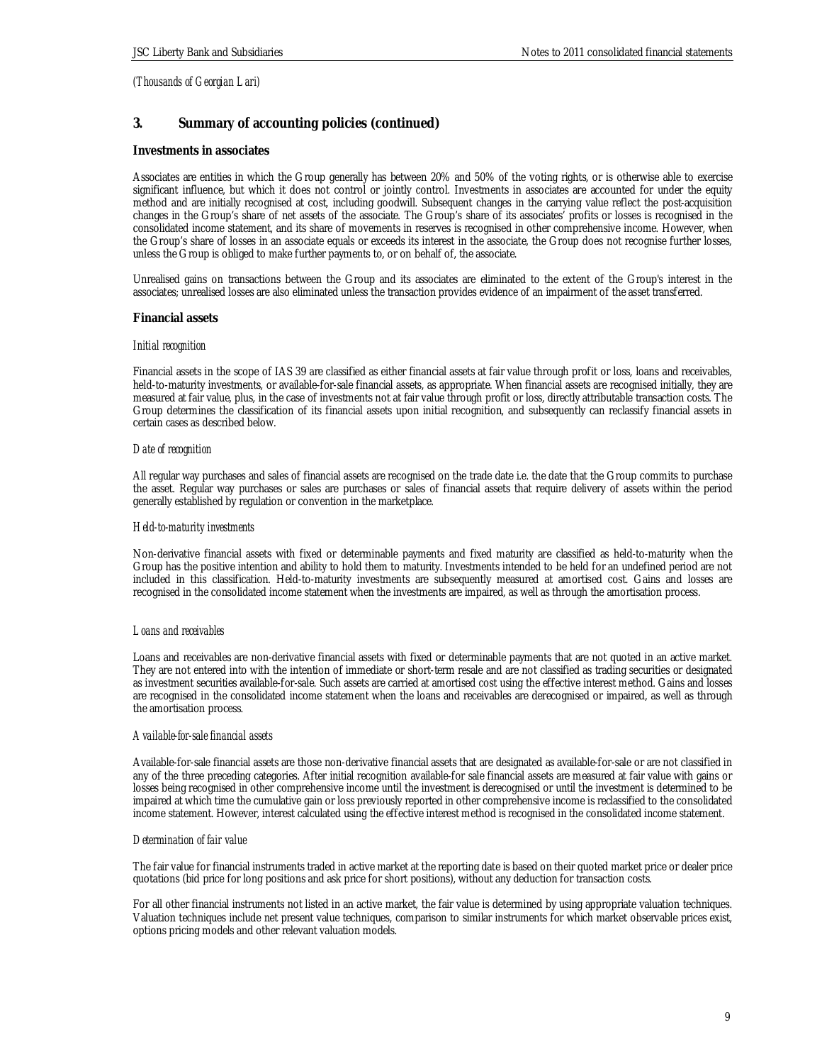*(Thousands of Georgian Lari)*

## 3. Summary of accounting policies (continued)

### Investments in associates

Associates are entities in which the Group generally has between 20% and 50% of the voting rights, or is otherwise able to exercise significant influence, but which it does not control or jointly control. Investments in associates are accounted for under the equity method and are initially recognised at cost, including goodwill. Subsequent changes in the carrying value reflect the post-acquisition changes in the Group's share of net assets of the associate. The Group's share of its associates' profits or losses is recognised in the consolidated income statement, and its share of movements in reserves is recognised in other comprehensive income. However, when the Group's share of losses in an associate equals or exceeds its interest in the associate, the Group does not recognise further losses, unless the Group is obliged to make further payments to, or on behalf of, the associate.

Unrealised gains on transactions between the Group and its associates are eliminated to the extent of the Group's interest in the associates; unrealised losses are also eliminated unless the transaction provides evidence of an impairment of the asset transferred.

### Financial assets

*Initial recognition*

Financial assets in the scope of IAS 39 are classified as either financial assets at fair value through profit or loss, loans and receivables, held-to-maturity investments, or available-for-sale financial assets, as appropriate. When financial assets are recognised initially, they are measured at fair value, plus, in the case of investments not at fair value through profit or loss, directly attributable transaction costs. The Group determines the classification of its financial assets upon initial recognition, and subsequently can reclassify financial assets in certain cases as described below.

*Date of recognition*

All regular way purchases and sales of financial assets are recognised on the trade date i.e. the date that the Group commits to purchase the asset. Regular way purchases or sales are purchases or sales of financial assets that require delivery of assets within the period generally established by regulation or convention in the marketplace.

*Held-to-maturity investments*

Non-derivative financial assets with fixed or determinable payments and fixed maturity are classified as held-to-maturity when the Group has the positive intention and ability to hold them to maturity. Investments intended to be held for an undefined period are not included in this classification. Held-to-maturity investments are subsequently measured at amortised cost. Gains and losses are recognised in the consolidated income statement when the investments are impaired, as well as through the amortisation process.

*Loans and receivables*

Loans and receivables are non-derivative financial assets with fixed or determinable payments that are not quoted in an active market. They are not entered into with the intention of immediate or short-term resale and are not classified as trading securities or designated as investment securities available-for-sale. Such assets are carried at amortised cost using the effective interest method. Gains and losses are recognised in the consolidated income statement when the loans and receivables are derecognised or impaired, as well as through the amortisation process.

*Available-for-sale financial assets*

Available-for-sale financial assets are those non-derivative financial assets that are designated as available-for-sale or are not classified in any of the three preceding categories. After initial recognition available-for sale financial assets are measured at fair value with gains or losses being recognised in other comprehensive income until the investment is derecognised or until the investment is determined to be impaired at which time the cumulative gain or loss previously reported in other comprehensive income is reclassified to the consolidated income statement. However, interest calculated using the effective interest method is recognised in the consolidated income statement.

*Determination of fair value*

The fair value for financial instruments traded in active market at the reporting date is based on their quoted market price or dealer price quotations (bid price for long positions and ask price for short positions), without any deduction for transaction costs.

For all other financial instruments not listed in an active market, the fair value is determined by using appropriate valuation techniques. Valuation techniques include net present value techniques, comparison to similar instruments for which market observable prices exist, options pricing models and other relevant valuation models.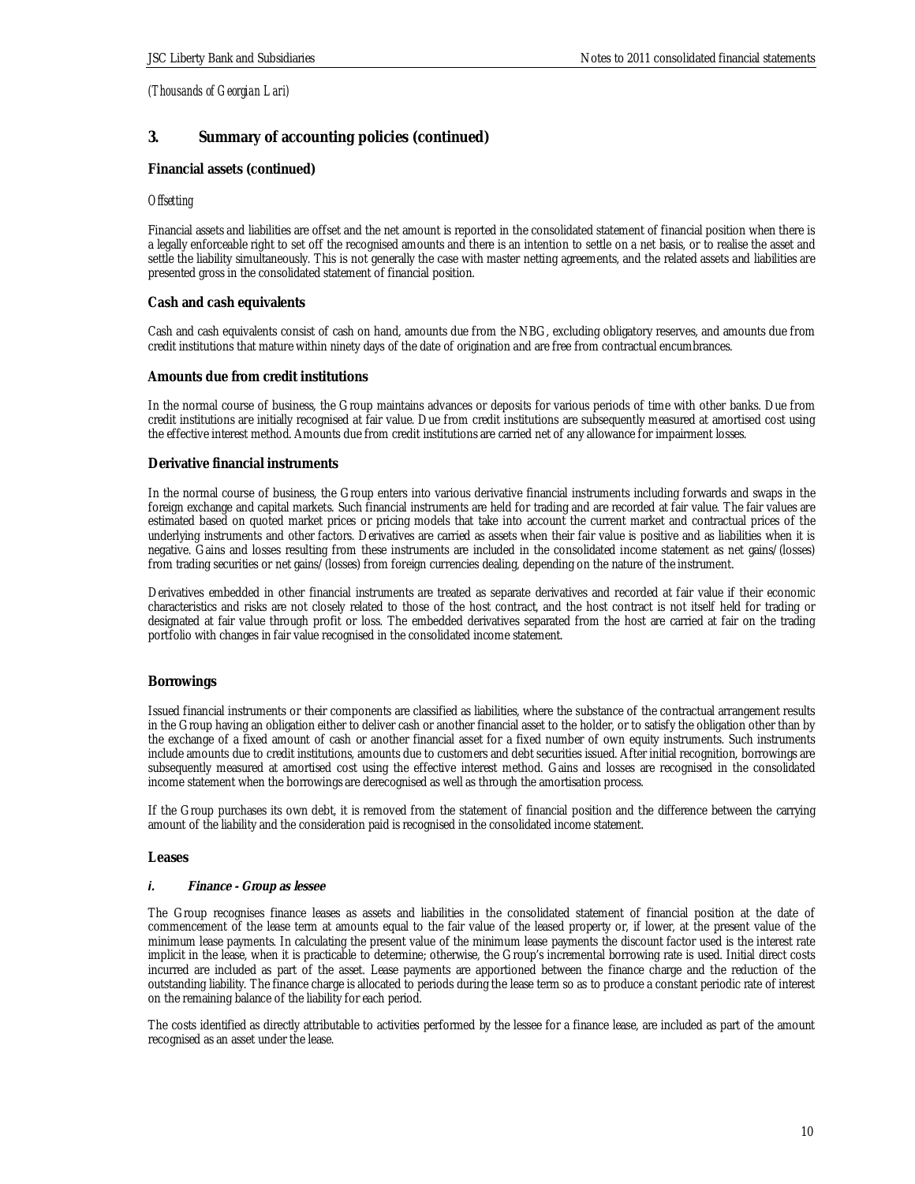*(Thousands of Georgian Lari)*

## 3. Summary of accounting policies (continued)

### Financial assets (continued)

*Offsetting*

Financial assets and liabilities are offset and the net amount is reported in the consolidated statement of financial position when there is a legally enforceable right to set off the recognised amounts and there is an intention to settle on a net basis, or to realise the asset and settle the liability simultaneously. This is not generally the case with master netting agreements, and the related assets and liabilities are presented gross in the consolidated statement of financial position.

### Cash and cash equivalents

Cash and cash equivalents consist of cash on hand, amounts due from the NBG, excluding obligatory reserves, and amounts due from credit institutions that mature within ninety days of the date of origination and are free from contractual encumbrances.

### Amounts due from credit institutions

In the normal course of business, the Group maintains advances or deposits for various periods of time with other banks. Due from credit institutions are initially recognised at fair value. Due from credit institutions are subsequently measured at amortised cost using the effective interest method. Amounts due from credit institutions are carried net of any allowance for impairment losses.

### Derivative financial instruments

In the normal course of business, the Group enters into various derivative financial instruments including forwards and swaps in the foreign exchange and capital markets. Such financial instruments are held for trading and are recorded at fair value. The fair values are estimated based on quoted market prices or pricing models that take into account the current market and contractual prices of the underlying instruments and other factors. Derivatives are carried as assets when their fair value is positive and as liabilities when it is negative. Gains and losses resulting from these instruments are included in the consolidated income statement as net gains/(losses) from trading securities or net gains/(losses) from foreign currencies dealing, depending on the nature of the instrument.

Derivatives embedded in other financial instruments are treated as separate derivatives and recorded at fair value if their economic characteristics and risks are not closely related to those of the host contract, and the host contract is not itself held for trading or designated at fair value through profit or loss. The embedded derivatives separated from the host are carried at fair on the trading portfolio with changes in fair value recognised in the consolidated income statement.

### Borrowings

Issued financial instruments or their components are classified as liabilities, where the substance of the contractual arrangement results in the Group having an obligation either to deliver cash or another financial asset to the holder, or to satisfy the obligation other than by the exchange of a fixed amount of cash or another financial asset for a fixed number of own equity instruments. Such instruments include amounts due to credit institutions, amounts due to customers and debt securities issued. After initial recognition, borrowings are subsequently measured at amortised cost using the effective interest method. Gains and losses are recognised in the consolidated income statement when the borrowings are derecognised as well as through the amortisation process.

If the Group purchases its own debt, it is removed from the statement of financial position and the difference between the carrying amount of the liability and the consideration paid is recognised in the consolidated income statement.

### Leases

***i. Finance - Group as lessee***

The Group recognises finance leases as assets and liabilities in the consolidated statement of financial position at the date of commencement of the lease term at amounts equal to the fair value of the leased property or, if lower, at the present value of the minimum lease payments. In calculating the present value of the minimum lease payments the discount factor used is the interest rate implicit in the lease, when it is practicable to determine; otherwise, the Group's incremental borrowing rate is used. Initial direct costs incurred are included as part of the asset. Lease payments are apportioned between the finance charge and the reduction of the outstanding liability. The finance charge is allocated to periods during the lease term so as to produce a constant periodic rate of interest on the remaining balance of the liability for each period.

The costs identified as directly attributable to activities performed by the lessee for a finance lease, are included as part of the amount recognised as an asset under the lease.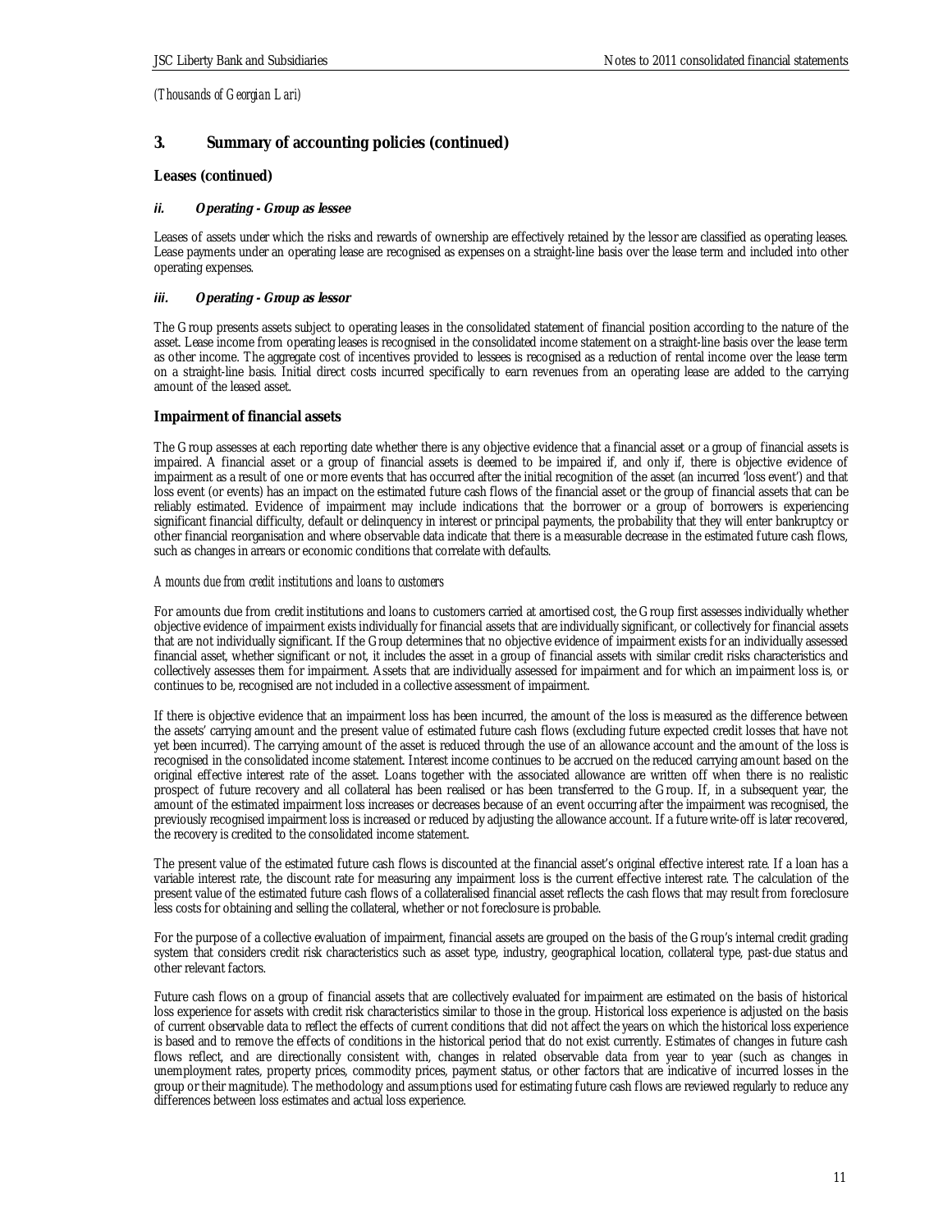*(Thousands of Georgian Lari)*

## 3. Summary of accounting policies (continued)

### Leases (continued)

#### *ii. Operating - Group as lessee*

Leases of assets under which the risks and rewards of ownership are effectively retained by the lessor are classified as operating leases. Lease payments under an operating lease are recognised as expenses on a straight-line basis over the lease term and included into other operating expenses.

#### *iii. Operating - Group as lessor*

The Group presents assets subject to operating leases in the consolidated statement of financial position according to the nature of the asset. Lease income from operating leases is recognised in the consolidated income statement on a straight-line basis over the lease term as other income. The aggregate cost of incentives provided to lessees is recognised as a reduction of rental income over the lease term on a straight-line basis. Initial direct costs incurred specifically to earn revenues from an operating lease are added to the carrying amount of the leased asset.

### Impairment of financial assets

The Group assesses at each reporting date whether there is any objective evidence that a financial asset or a group of financial assets is impaired. A financial asset or a group of financial assets is deemed to be impaired if, and only if, there is objective evidence of impairment as a result of one or more events that has occurred after the initial recognition of the asset (an incurred 'loss event') and that loss event (or events) has an impact on the estimated future cash flows of the financial asset or the group of financial assets that can be reliably estimated. Evidence of impairment may include indications that the borrower or a group of borrowers is experiencing significant financial difficulty, default or delinquency in interest or principal payments, the probability that they will enter bankruptcy or other financial reorganisation and where observable data indicate that there is a measurable decrease in the estimated future cash flows, such as changes in arrears or economic conditions that correlate with defaults.

*Amounts due from credit institutions and loans to customers*

For amounts due from credit institutions and loans to customers carried at amortised cost, the Group first assesses individually whether objective evidence of impairment exists individually for financial assets that are individually significant, or collectively for financial assets that are not individually significant. If the Group determines that no objective evidence of impairment exists for an individually assessed financial asset, whether significant or not, it includes the asset in a group of financial assets with similar credit risks characteristics and collectively assesses them for impairment. Assets that are individually assessed for impairment and for which an impairment loss is, or continues to be, recognised are not included in a collective assessment of impairment.

If there is objective evidence that an impairment loss has been incurred, the amount of the loss is measured as the difference between the assets' carrying amount and the present value of estimated future cash flows (excluding future expected credit losses that have not yet been incurred). The carrying amount of the asset is reduced through the use of an allowance account and the amount of the loss is recognised in the consolidated income statement. Interest income continues to be accrued on the reduced carrying amount based on the original effective interest rate of the asset. Loans together with the associated allowance are written off when there is no realistic prospect of future recovery and all collateral has been realised or has been transferred to the Group. If, in a subsequent year, the amount of the estimated impairment loss increases or decreases because of an event occurring after the impairment was recognised, the previously recognised impairment loss is increased or reduced by adjusting the allowance account. If a future write-off is later recovered, the recovery is credited to the consolidated income statement.

The present value of the estimated future cash flows is discounted at the financial asset's original effective interest rate. If a loan has a variable interest rate, the discount rate for measuring any impairment loss is the current effective interest rate. The calculation of the present value of the estimated future cash flows of a collateralised financial asset reflects the cash flows that may result from foreclosure less costs for obtaining and selling the collateral, whether or not foreclosure is probable.

For the purpose of a collective evaluation of impairment, financial assets are grouped on the basis of the Group's internal credit grading system that considers credit risk characteristics such as asset type, industry, geographical location, collateral type, past-due status and other relevant factors.

Future cash flows on a group of financial assets that are collectively evaluated for impairment are estimated on the basis of historical loss experience for assets with credit risk characteristics similar to those in the group. Historical loss experience is adjusted on the basis of current observable data to reflect the effects of current conditions that did not affect the years on which the historical loss experience is based and to remove the effects of conditions in the historical period that do not exist currently. Estimates of changes in future cash flows reflect, and are directionally consistent with, changes in related observable data from year to year (such as changes in unemployment rates, property prices, commodity prices, payment status, or other factors that are indicative of incurred losses in the group or their magnitude). The methodology and assumptions used for estimating future cash flows are reviewed regularly to reduce any differences between loss estimates and actual loss experience.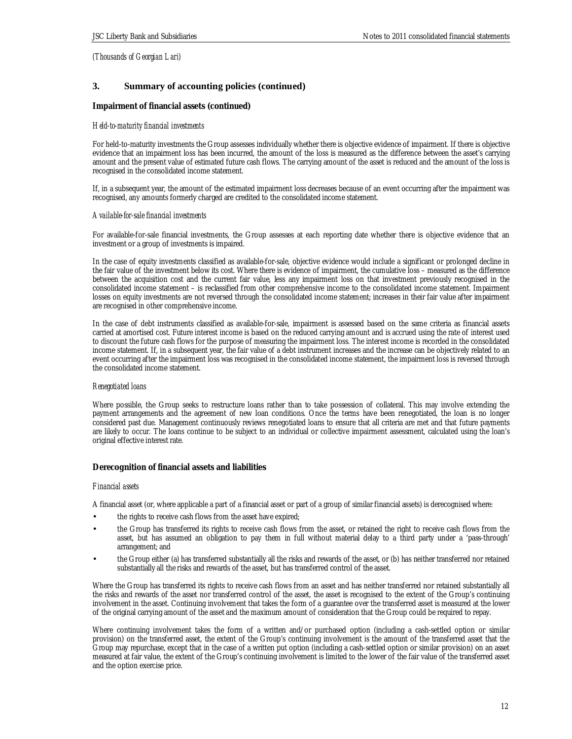*(Thousands of Georgian Lari)*

## 3. Summary of accounting policies (continued)

### Impairment of financial assets (continued)

*Held-to-maturity financial investments*

For held-to-maturity investments the Group assesses individually whether there is objective evidence of impairment. If there is objective evidence that an impairment loss has been incurred, the amount of the loss is measured as the difference between the asset's carrying amount and the present value of estimated future cash flows. The carrying amount of the asset is reduced and the amount of the loss is recognised in the consolidated income statement.

If, in a subsequent year, the amount of the estimated impairment loss decreases because of an event occurring after the impairment was recognised, any amounts formerly charged are credited to the consolidated income statement.

*Available-for-sale financial investments*

For available-for-sale financial investments, the Group assesses at each reporting date whether there is objective evidence that an investment or a group of investments is impaired.

In the case of equity investments classified as available-for-sale, objective evidence would include a significant or prolonged decline in the fair value of the investment below its cost. Where there is evidence of impairment, the cumulative loss – measured as the difference between the acquisition cost and the current fair value, less any impairment loss on that investment previously recognised in the consolidated income statement – is reclassified from other comprehensive income to the consolidated income statement. Impairment losses on equity investments are not reversed through the consolidated income statement; increases in their fair value after impairment are recognised in other comprehensive income.

In the case of debt instruments classified as available-for-sale, impairment is assessed based on the same criteria as financial assets carried at amortised cost. Future interest income is based on the reduced carrying amount and is accrued using the rate of interest used to discount the future cash flows for the purpose of measuring the impairment loss. The interest income is recorded in the consolidated income statement. If, in a subsequent year, the fair value of a debt instrument increases and the increase can be objectively related to an event occurring after the impairment loss was recognised in the consolidated income statement, the impairment loss is reversed through the consolidated income statement.

*Renegotiated loans*

Where possible, the Group seeks to restructure loans rather than to take possession of collateral. This may involve extending the payment arrangements and the agreement of new loan conditions. Once the terms have been renegotiated, the loan is no longer considered past due. Management continuously reviews renegotiated loans to ensure that all criteria are met and that future payments are likely to occur. The loans continue to be subject to an individual or collective impairment assessment, calculated using the loan's original effective interest rate.

### Derecognition of financial assets and liabilities

*Financial assets*

A financial asset (or, where applicable a part of a financial asset or part of a group of similar financial assets) is derecognised where:

- the rights to receive cash flows from the asset have expired;
- the Group has transferred its rights to receive cash flows from the asset, or retained the right to receive cash flows from the asset, but has assumed an obligation to pay them in full without material delay to a third party under a 'pass-through' arrangement; and
- the Group either (a) has transferred substantially all the risks and rewards of the asset, or (b) has neither transferred nor retained substantially all the risks and rewards of the asset, but has transferred control of the asset.

Where the Group has transferred its rights to receive cash flows from an asset and has neither transferred nor retained substantially all the risks and rewards of the asset nor transferred control of the asset, the asset is recognised to the extent of the Group's continuing involvement in the asset. Continuing involvement that takes the form of a guarantee over the transferred asset is measured at the lower of the original carrying amount of the asset and the maximum amount of consideration that the Group could be required to repay.

Where continuing involvement takes the form of a written and/or purchased option (including a cash-settled option or similar provision) on the transferred asset, the extent of the Group's continuing involvement is the amount of the transferred asset that the Group may repurchase, except that in the case of a written put option (including a cash-settled option or similar provision) on an asset measured at fair value, the extent of the Group's continuing involvement is limited to the lower of the fair value of the transferred asset and the option exercise price.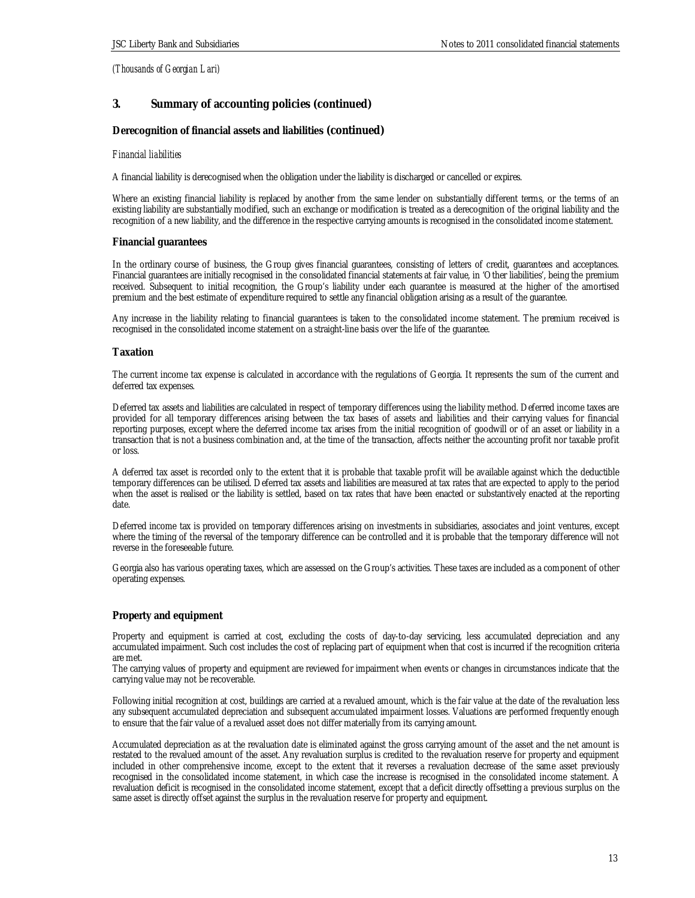*(Thousands of Georgian Lari)*

## 3. Summary of accounting policies (continued)

### Derecognition of financial assets and liabilities (continued)

*Financial liabilities*

A financial liability is derecognised when the obligation under the liability is discharged or cancelled or expires.

Where an existing financial liability is replaced by another from the same lender on substantially different terms, or the terms of an existing liability are substantially modified, such an exchange or modification is treated as a derecognition of the original liability and the recognition of a new liability, and the difference in the respective carrying amounts is recognised in the consolidated income statement.

### Financial guarantees

In the ordinary course of business, the Group gives financial guarantees, consisting of letters of credit, guarantees and acceptances. Financial guarantees are initially recognised in the consolidated financial statements at fair value, in 'Other liabilities', being the premium received. Subsequent to initial recognition, the Group's liability under each guarantee is measured at the higher of the amortised premium and the best estimate of expenditure required to settle any financial obligation arising as a result of the guarantee.

Any increase in the liability relating to financial guarantees is taken to the consolidated income statement. The premium received is recognised in the consolidated income statement on a straight-line basis over the life of the guarantee.

### Taxation

The current income tax expense is calculated in accordance with the regulations of Georgia. It represents the sum of the current and deferred tax expenses.

Deferred tax assets and liabilities are calculated in respect of temporary differences using the liability method. Deferred income taxes are provided for all temporary differences arising between the tax bases of assets and liabilities and their carrying values for financial reporting purposes, except where the deferred income tax arises from the initial recognition of goodwill or of an asset or liability in a transaction that is not a business combination and, at the time of the transaction, affects neither the accounting profit nor taxable profit or loss.

A deferred tax asset is recorded only to the extent that it is probable that taxable profit will be available against which the deductible temporary differences can be utilised. Deferred tax assets and liabilities are measured at tax rates that are expected to apply to the period when the asset is realised or the liability is settled, based on tax rates that have been enacted or substantively enacted at the reporting date.

Deferred income tax is provided on temporary differences arising on investments in subsidiaries, associates and joint ventures, except where the timing of the reversal of the temporary difference can be controlled and it is probable that the temporary difference will not reverse in the foreseeable future.

Georgia also has various operating taxes, which are assessed on the Group's activities. These taxes are included as a component of other operating expenses.

### Property and equipment

Property and equipment is carried at cost, excluding the costs of day-to-day servicing, less accumulated depreciation and any accumulated impairment. Such cost includes the cost of replacing part of equipment when that cost is incurred if the recognition criteria are met.
The carrying values of property and equipment are reviewed for impairment when events or changes in circumstances indicate that the carrying value may not be recoverable.

Following initial recognition at cost, buildings are carried at a revalued amount, which is the fair value at the date of the revaluation less any subsequent accumulated depreciation and subsequent accumulated impairment losses. Valuations are performed frequently enough to ensure that the fair value of a revalued asset does not differ materially from its carrying amount.

Accumulated depreciation as at the revaluation date is eliminated against the gross carrying amount of the asset and the net amount is restated to the revalued amount of the asset. Any revaluation surplus is credited to the revaluation reserve for property and equipment included in other comprehensive income, except to the extent that it reverses a revaluation decrease of the same asset previously recognised in the consolidated income statement, in which case the increase is recognised in the consolidated income statement. A revaluation deficit is recognised in the consolidated income statement, except that a deficit directly offsetting a previous surplus on the same asset is directly offset against the surplus in the revaluation reserve for property and equipment.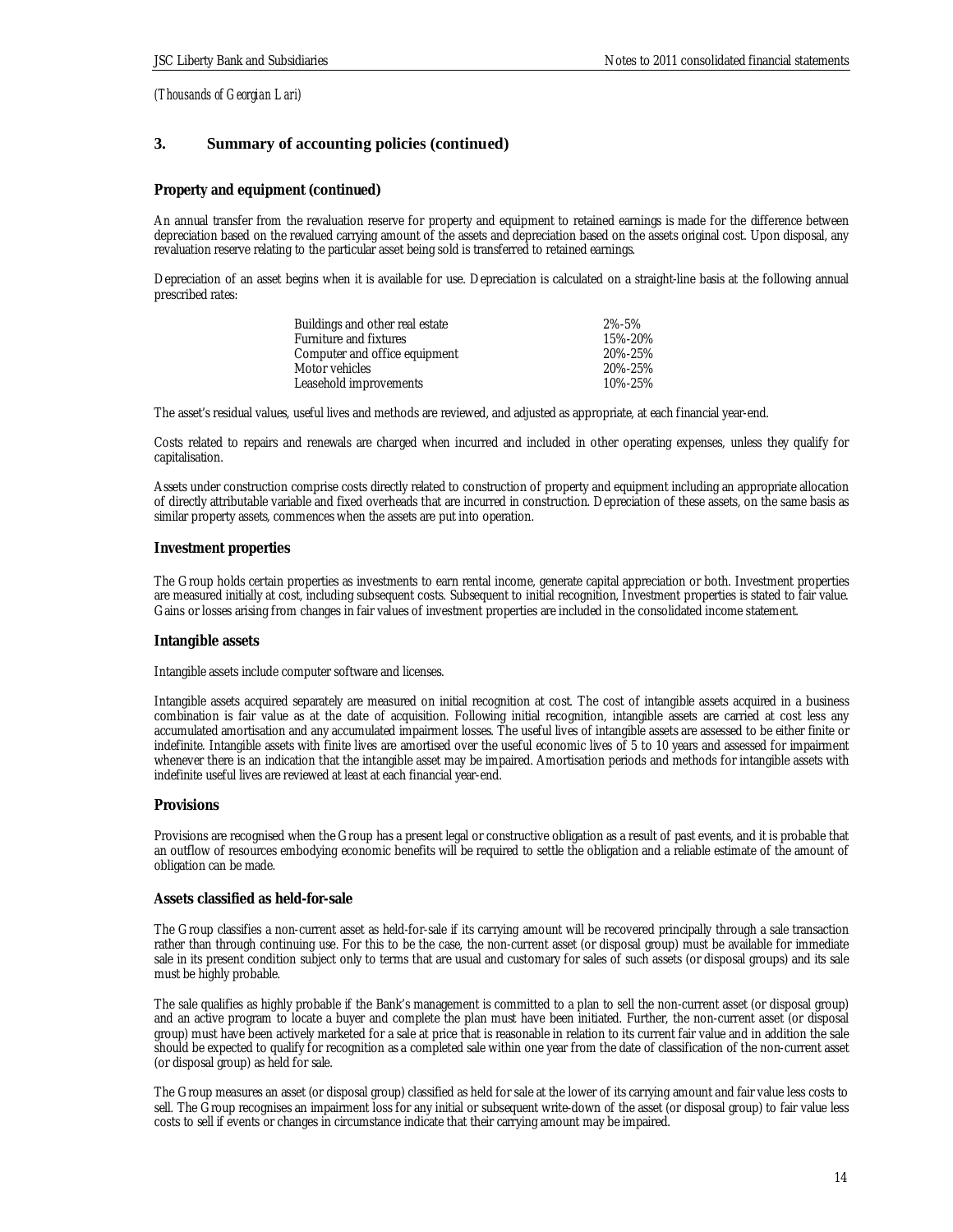*(Thousands of Georgian Lari)*

## 3. Summary of accounting policies (continued)

### Property and equipment (continued)

An annual transfer from the revaluation reserve for property and equipment to retained earnings is made for the difference between depreciation based on the revalued carrying amount of the assets and depreciation based on the assets original cost. Upon disposal, any revaluation reserve relating to the particular asset being sold is transferred to retained earnings.

Depreciation of an asset begins when it is available for use. Depreciation is calculated on a straight-line basis at the following annual prescribed rates:

| | |
|---|---|
| Buildings and other real estate | 2%-5% |
| Furniture and fixtures | 15%-20% |
| Computer and office equipment | 20%-25% |
| Motor vehicles | 20%-25% |
| Leasehold improvements | 10%-25% |

The asset's residual values, useful lives and methods are reviewed, and adjusted as appropriate, at each financial year-end.

Costs related to repairs and renewals are charged when incurred and included in other operating expenses, unless they qualify for capitalisation.

Assets under construction comprise costs directly related to construction of property and equipment including an appropriate allocation of directly attributable variable and fixed overheads that are incurred in construction. Depreciation of these assets, on the same basis as similar property assets, commences when the assets are put into operation.

### Investment properties

The Group holds certain properties as investments to earn rental income, generate capital appreciation or both. Investment properties are measured initially at cost, including subsequent costs. Subsequent to initial recognition, Investment properties is stated to fair value. Gains or losses arising from changes in fair values of investment properties are included in the consolidated income statement.

### Intangible assets

Intangible assets include computer software and licenses.

Intangible assets acquired separately are measured on initial recognition at cost. The cost of intangible assets acquired in a business combination is fair value as at the date of acquisition. Following initial recognition, intangible assets are carried at cost less any accumulated amortisation and any accumulated impairment losses. The useful lives of intangible assets are assessed to be either finite or indefinite. Intangible assets with finite lives are amortised over the useful economic lives of 5 to 10 years and assessed for impairment whenever there is an indication that the intangible asset may be impaired. Amortisation periods and methods for intangible assets with indefinite useful lives are reviewed at least at each financial year-end.

### Provisions

Provisions are recognised when the Group has a present legal or constructive obligation as a result of past events, and it is probable that an outflow of resources embodying economic benefits will be required to settle the obligation and a reliable estimate of the amount of obligation can be made.

### Assets classified as held-for-sale

The Group classifies a non-current asset as held-for-sale if its carrying amount will be recovered principally through a sale transaction rather than through continuing use. For this to be the case, the non-current asset (or disposal group) must be available for immediate sale in its present condition subject only to terms that are usual and customary for sales of such assets (or disposal groups) and its sale must be highly probable.

The sale qualifies as highly probable if the Bank's management is committed to a plan to sell the non-current asset (or disposal group) and an active program to locate a buyer and complete the plan must have been initiated. Further, the non-current asset (or disposal group) must have been actively marketed for a sale at price that is reasonable in relation to its current fair value and in addition the sale should be expected to qualify for recognition as a completed sale within one year from the date of classification of the non-current asset (or disposal group) as held for sale.

The Group measures an asset (or disposal group) classified as held for sale at the lower of its carrying amount and fair value less costs to sell. The Group recognises an impairment loss for any initial or subsequent write-down of the asset (or disposal group) to fair value less costs to sell if events or changes in circumstance indicate that their carrying amount may be impaired.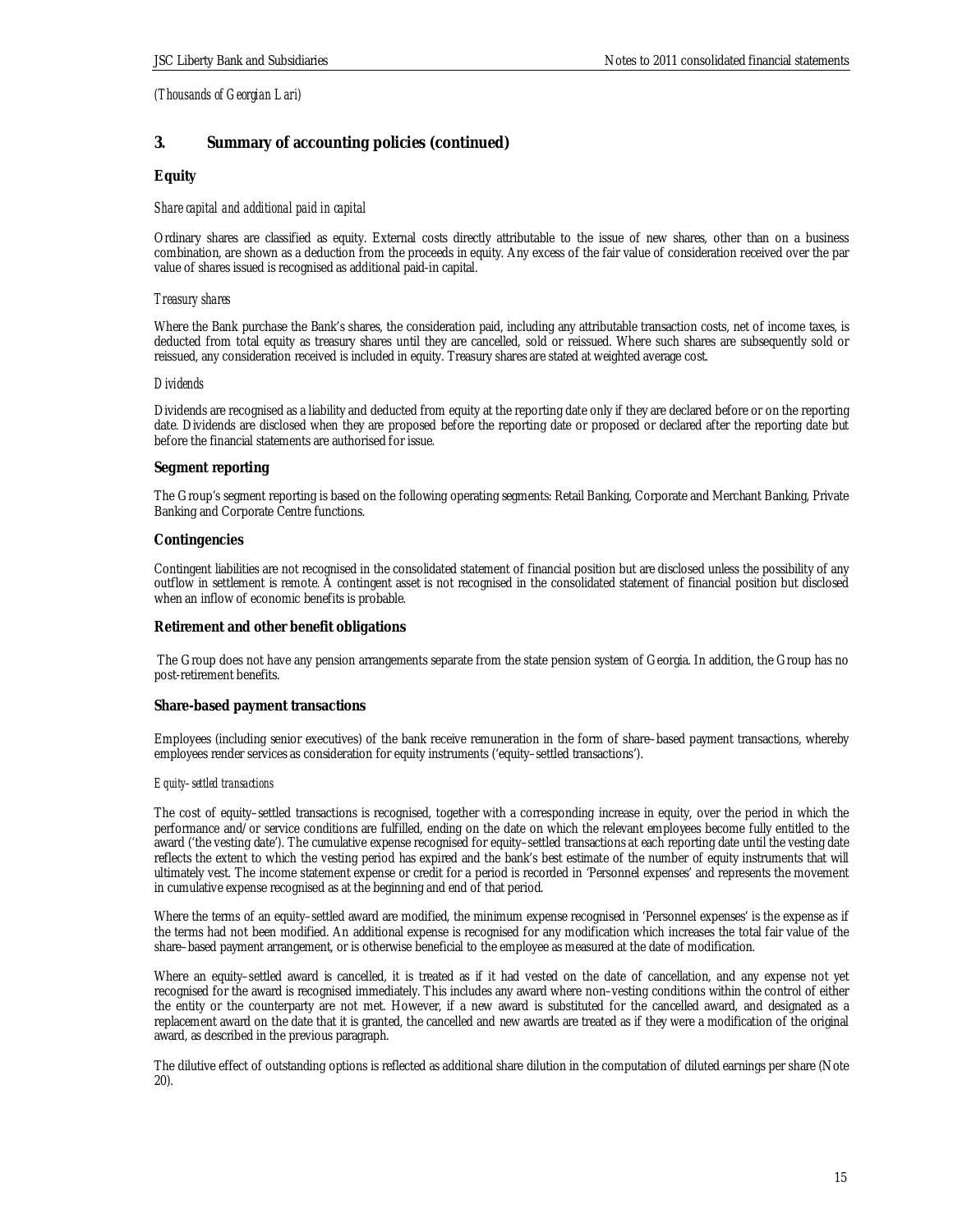*(Thousands of Georgian Lari)*

## 3. Summary of accounting policies (continued)

### Equity

*Share capital and additional paid in capital*

Ordinary shares are classified as equity. External costs directly attributable to the issue of new shares, other than on a business combination, are shown as a deduction from the proceeds in equity. Any excess of the fair value of consideration received over the par value of shares issued is recognised as additional paid-in capital.

*Treasury shares*

Where the Bank purchase the Bank's shares, the consideration paid, including any attributable transaction costs, net of income taxes, is deducted from total equity as treasury shares until they are cancelled, sold or reissued. Where such shares are subsequently sold or reissued, any consideration received is included in equity. Treasury shares are stated at weighted average cost.

*Dividends*

Dividends are recognised as a liability and deducted from equity at the reporting date only if they are declared before or on the reporting date. Dividends are disclosed when they are proposed before the reporting date or proposed or declared after the reporting date but before the financial statements are authorised for issue.

### Segment reporting

The Group's segment reporting is based on the following operating segments: Retail Banking, Corporate and Merchant Banking, Private Banking and Corporate Centre functions.

### Contingencies

Contingent liabilities are not recognised in the consolidated statement of financial position but are disclosed unless the possibility of any outflow in settlement is remote. A contingent asset is not recognised in the consolidated statement of financial position but disclosed when an inflow of economic benefits is probable.

### Retirement and other benefit obligations

The Group does not have any pension arrangements separate from the state pension system of Georgia. In addition, the Group has no post-retirement benefits.

### Share-based payment transactions

Employees (including senior executives) of the bank receive remuneration in the form of share–based payment transactions, whereby employees render services as consideration for equity instruments ('equity–settled transactions').

*Equity–settled transactions*

The cost of equity–settled transactions is recognised, together with a corresponding increase in equity, over the period in which the performance and/or service conditions are fulfilled, ending on the date on which the relevant employees become fully entitled to the award ('the vesting date'). The cumulative expense recognised for equity–settled transactions at each reporting date until the vesting date reflects the extent to which the vesting period has expired and the bank's best estimate of the number of equity instruments that will ultimately vest. The income statement expense or credit for a period is recorded in 'Personnel expenses' and represents the movement in cumulative expense recognised as at the beginning and end of that period.

Where the terms of an equity–settled award are modified, the minimum expense recognised in 'Personnel expenses' is the expense as if the terms had not been modified. An additional expense is recognised for any modification which increases the total fair value of the share–based payment arrangement, or is otherwise beneficial to the employee as measured at the date of modification.

Where an equity–settled award is cancelled, it is treated as if it had vested on the date of cancellation, and any expense not yet recognised for the award is recognised immediately. This includes any award where non–vesting conditions within the control of either the entity or the counterparty are not met. However, if a new award is substituted for the cancelled award, and designated as a replacement award on the date that it is granted, the cancelled and new awards are treated as if they were a modification of the original award, as described in the previous paragraph.

The dilutive effect of outstanding options is reflected as additional share dilution in the computation of diluted earnings per share (Note 20).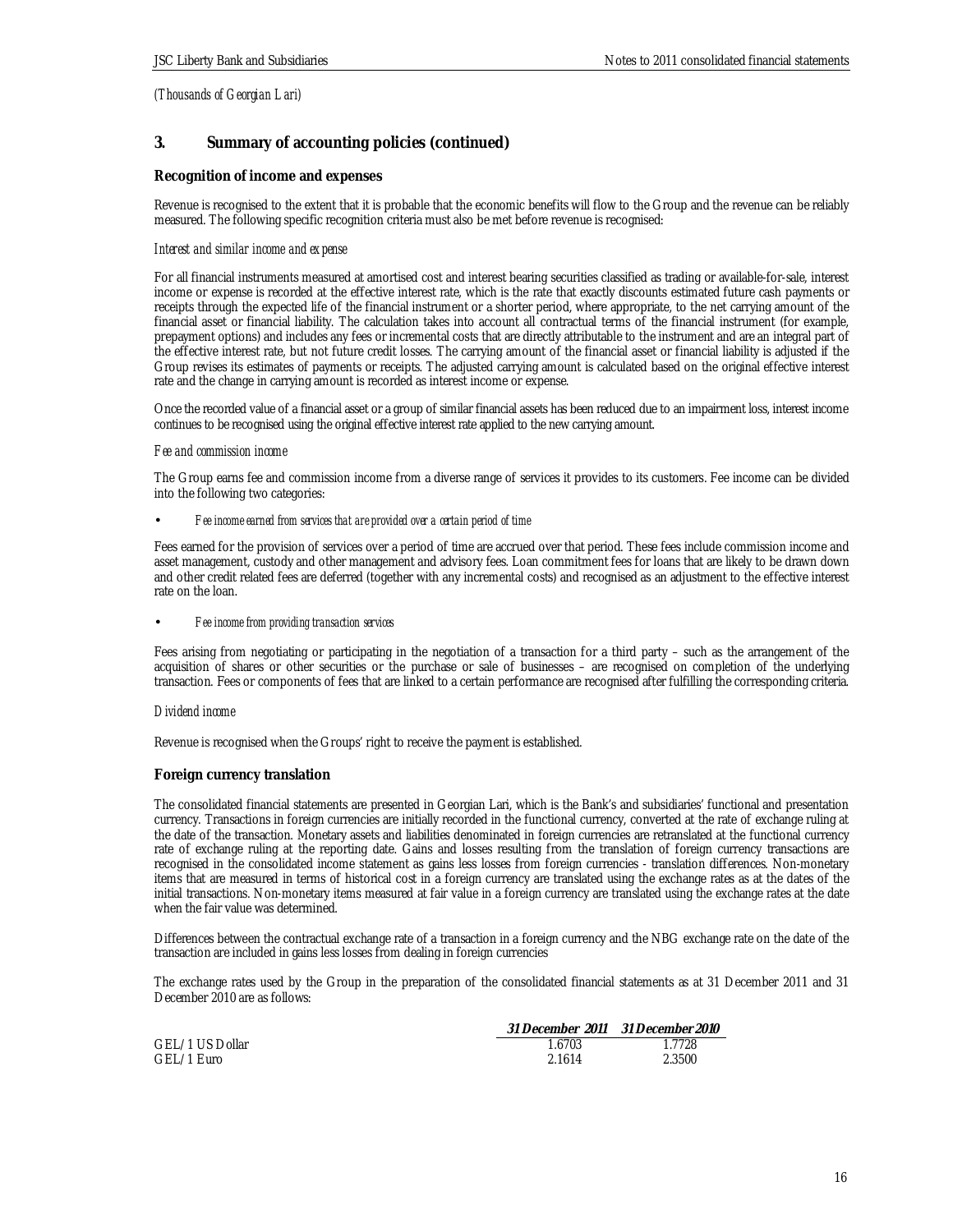*(Thousands of Georgian Lari)*

## 3. Summary of accounting policies (continued)

### Recognition of income and expenses

Revenue is recognised to the extent that it is probable that the economic benefits will flow to the Group and the revenue can be reliably measured. The following specific recognition criteria must also be met before revenue is recognised:

*Interest and similar income and expense*

For all financial instruments measured at amortised cost and interest bearing securities classified as trading or available-for-sale, interest income or expense is recorded at the effective interest rate, which is the rate that exactly discounts estimated future cash payments or receipts through the expected life of the financial instrument or a shorter period, where appropriate, to the net carrying amount of the financial asset or financial liability. The calculation takes into account all contractual terms of the financial instrument (for example, prepayment options) and includes any fees or incremental costs that are directly attributable to the instrument and are an integral part of the effective interest rate, but not future credit losses. The carrying amount of the financial asset or financial liability is adjusted if the Group revises its estimates of payments or receipts. The adjusted carrying amount is calculated based on the original effective interest rate and the change in carrying amount is recorded as interest income or expense.

Once the recorded value of a financial asset or a group of similar financial assets has been reduced due to an impairment loss, interest income continues to be recognised using the original effective interest rate applied to the new carrying amount.

*Fee and commission income*

The Group earns fee and commission income from a diverse range of services it provides to its customers. Fee income can be divided into the following two categories:

- *Fee income earned from services that are provided over a certain period of time*

Fees earned for the provision of services over a period of time are accrued over that period. These fees include commission income and asset management, custody and other management and advisory fees. Loan commitment fees for loans that are likely to be drawn down and other credit related fees are deferred (together with any incremental costs) and recognised as an adjustment to the effective interest rate on the loan.

- *Fee income from providing transaction services*

Fees arising from negotiating or participating in the negotiation of a transaction for a third party – such as the arrangement of the acquisition of shares or other securities or the purchase or sale of businesses – are recognised on completion of the underlying transaction. Fees or components of fees that are linked to a certain performance are recognised after fulfilling the corresponding criteria.

*Dividend income*

Revenue is recognised when the Groups' right to receive the payment is established.

### Foreign currency translation

The consolidated financial statements are presented in Georgian Lari, which is the Bank's and subsidiaries' functional and presentation currency. Transactions in foreign currencies are initially recorded in the functional currency, converted at the rate of exchange ruling at the date of the transaction. Monetary assets and liabilities denominated in foreign currencies are retranslated at the functional currency rate of exchange ruling at the reporting date. Gains and losses resulting from the translation of foreign currency transactions are recognised in the consolidated income statement as gains less losses from foreign currencies - translation differences. Non-monetary items that are measured in terms of historical cost in a foreign currency are translated using the exchange rates as at the dates of the initial transactions. Non-monetary items measured at fair value in a foreign currency are translated using the exchange rates at the date when the fair value was determined.

Differences between the contractual exchange rate of a transaction in a foreign currency and the NBG exchange rate on the date of the transaction are included in gains less losses from dealing in foreign currencies

The exchange rates used by the Group in the preparation of the consolidated financial statements as at 31 December 2011 and 31 December 2010 are as follows:

| | *31 December 2011* | *31 December 2010* |
|---|---|---|
| GEL/1 US Dollar | 1.6703 | 1.7728 |
| GEL/1 Euro | 2.1614 | 2.3500 |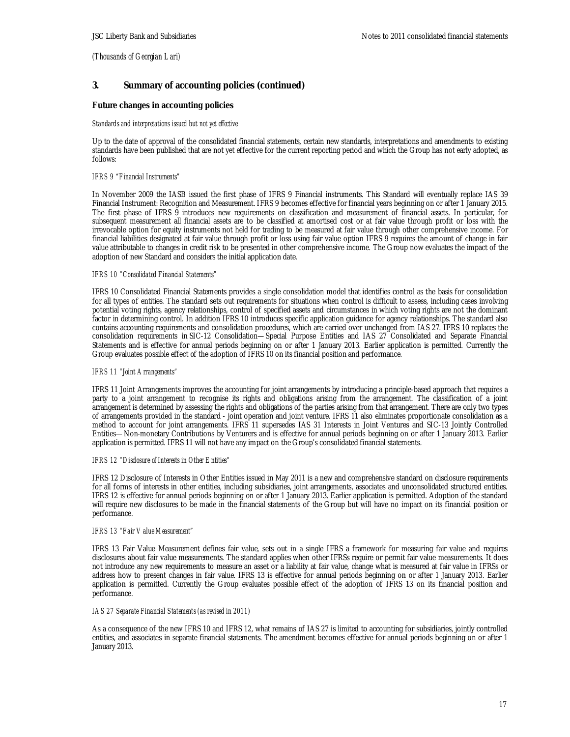*(Thousands of Georgian Lari)*

## 3. Summary of accounting policies (continued)

### Future changes in accounting policies

*Standards and interpretations issued but not yet effective*

Up to the date of approval of the consolidated financial statements, certain new standards, interpretations and amendments to existing standards have been published that are not yet effective for the current reporting period and which the Group has not early adopted, as follows:

*IFRS 9 "Financial Instruments"*

In November 2009 the IASB issued the first phase of IFRS 9 Financial instruments. This Standard will eventually replace IAS 39 Financial Instrument: Recognition and Measurement. IFRS 9 becomes effective for financial years beginning on or after 1 January 2015. The first phase of IFRS 9 introduces new requirements on classification and measurement of financial assets. In particular, for subsequent measurement all financial assets are to be classified at amortised cost or at fair value through profit or loss with the irrevocable option for equity instruments not held for trading to be measured at fair value through other comprehensive income. For financial liabilities designated at fair value through profit or loss using fair value option IFRS 9 requires the amount of change in fair value attributable to changes in credit risk to be presented in other comprehensive income. The Group now evaluates the impact of the adoption of new Standard and considers the initial application date.

*IFRS 10 "Consolidated Financial Statements"*

IFRS 10 Consolidated Financial Statements provides a single consolidation model that identifies control as the basis for consolidation for all types of entities. The standard sets out requirements for situations when control is difficult to assess, including cases involving potential voting rights, agency relationships, control of specified assets and circumstances in which voting rights are not the dominant factor in determining control. In addition IFRS 10 introduces specific application guidance for agency relationships. The standard also contains accounting requirements and consolidation procedures, which are carried over unchanged from IAS 27. IFRS 10 replaces the consolidation requirements in SIC-12 Consolidation—Special Purpose Entities and IAS 27 Consolidated and Separate Financial Statements and is effective for annual periods beginning on or after 1 January 2013. Earlier application is permitted. Currently the Group evaluates possible effect of the adoption of IFRS 10 on its financial position and performance.

*IFRS 11 "Joint Arrangements"*

IFRS 11 Joint Arrangements improves the accounting for joint arrangements by introducing a principle-based approach that requires a party to a joint arrangement to recognise its rights and obligations arising from the arrangement. The classification of a joint arrangement is determined by assessing the rights and obligations of the parties arising from that arrangement. There are only two types of arrangements provided in the standard - joint operation and joint venture. IFRS 11 also eliminates proportionate consolidation as a method to account for joint arrangements. IFRS 11 supersedes IAS 31 Interests in Joint Ventures and SIC-13 Jointly Controlled Entities—Non-monetary Contributions by Venturers and is effective for annual periods beginning on or after 1 January 2013. Earlier application is permitted. IFRS 11 will not have any impact on the Group's consolidated financial statements.

*IFRS 12 "Disclosure of Interests in Other Entities"*

IFRS 12 Disclosure of Interests in Other Entities issued in May 2011 is a new and comprehensive standard on disclosure requirements for all forms of interests in other entities, including subsidiaries, joint arrangements, associates and unconsolidated structured entities. IFRS 12 is effective for annual periods beginning on or after 1 January 2013. Earlier application is permitted. Adoption of the standard will require new disclosures to be made in the financial statements of the Group but will have no impact on its financial position or performance.

*IFRS 13 "Fair Value Measurement"*

IFRS 13 Fair Value Measurement defines fair value, sets out in a single IFRS a framework for measuring fair value and requires disclosures about fair value measurements. The standard applies when other IFRSs require or permit fair value measurements. It does not introduce any new requirements to measure an asset or a liability at fair value, change what is measured at fair value in IFRSs or address how to present changes in fair value. IFRS 13 is effective for annual periods beginning on or after 1 January 2013. Earlier application is permitted. Currently the Group evaluates possible effect of the adoption of IFRS 13 on its financial position and performance.

*IAS 27 Separate Financial Statements (as revised in 2011)*

As a consequence of the new IFRS 10 and IFRS 12, what remains of IAS 27 is limited to accounting for subsidiaries, jointly controlled entities, and associates in separate financial statements. The amendment becomes effective for annual periods beginning on or after 1 January 2013.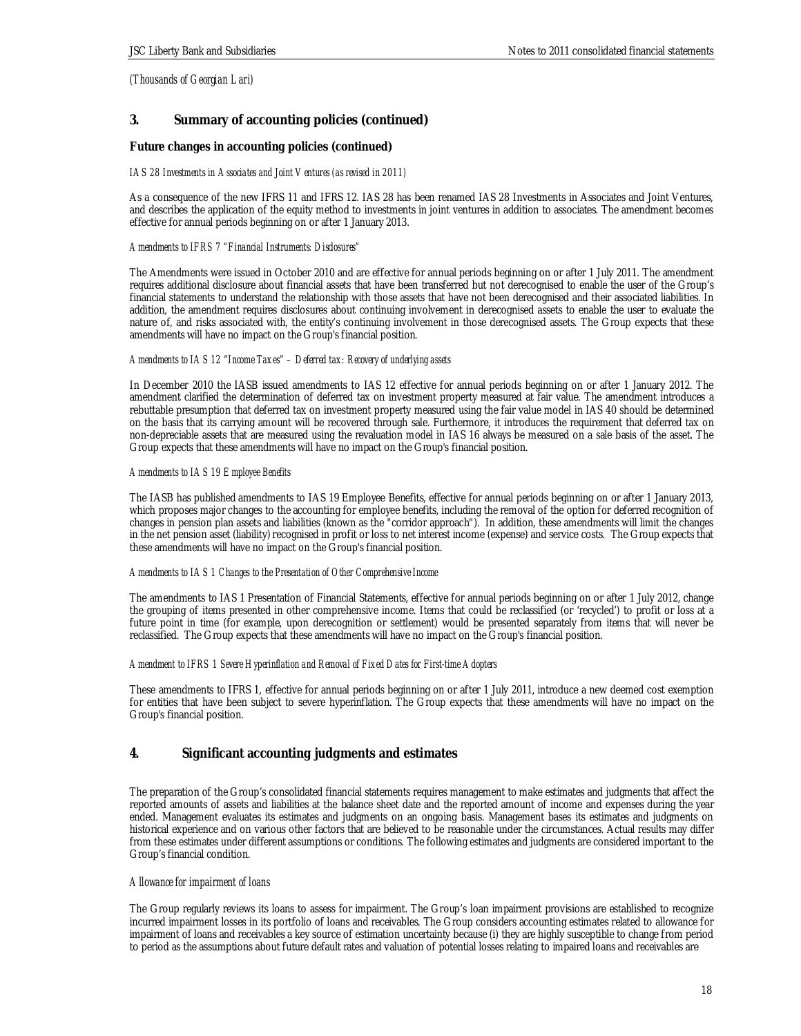*(Thousands of Georgian Lari)*

## 3. Summary of accounting policies (continued)

### Future changes in accounting policies (continued)

*IAS 28 Investments in Associates and Joint Ventures (as revised in 2011)*

As a consequence of the new IFRS 11 and IFRS 12. IAS 28 has been renamed IAS 28 Investments in Associates and Joint Ventures, and describes the application of the equity method to investments in joint ventures in addition to associates. The amendment becomes effective for annual periods beginning on or after 1 January 2013.

*Amendments to IFRS 7 "Financial Instruments: Disclosures"*

The Amendments were issued in October 2010 and are effective for annual periods beginning on or after 1 July 2011. The amendment requires additional disclosure about financial assets that have been transferred but not derecognised to enable the user of the Group's financial statements to understand the relationship with those assets that have not been derecognised and their associated liabilities. In addition, the amendment requires disclosures about continuing involvement in derecognised assets to enable the user to evaluate the nature of, and risks associated with, the entity's continuing involvement in those derecognised assets. The Group expects that these amendments will have no impact on the Group's financial position.

*Amendments to IAS 12 "Income Taxes" – Deferred tax: Recovery of underlying assets*

In December 2010 the IASB issued amendments to IAS 12 effective for annual periods beginning on or after 1 January 2012. The amendment clarified the determination of deferred tax on investment property measured at fair value. The amendment introduces a rebuttable presumption that deferred tax on investment property measured using the fair value model in IAS 40 should be determined on the basis that its carrying amount will be recovered through sale. Furthermore, it introduces the requirement that deferred tax on non-depreciable assets that are measured using the revaluation model in IAS 16 always be measured on a sale basis of the asset. The Group expects that these amendments will have no impact on the Group's financial position.

*Amendments to IAS 19 Employee Benefits*

The IASB has published amendments to IAS 19 Employee Benefits, effective for annual periods beginning on or after 1 January 2013, which proposes major changes to the accounting for employee benefits, including the removal of the option for deferred recognition of changes in pension plan assets and liabilities (known as the "corridor approach"). In addition, these amendments will limit the changes in the net pension asset (liability) recognised in profit or loss to net interest income (expense) and service costs. The Group expects that these amendments will have no impact on the Group's financial position.

*Amendments to IAS 1 Changes to the Presentation of Other Comprehensive Income*

The amendments to IAS 1 Presentation of Financial Statements, effective for annual periods beginning on or after 1 July 2012, change the grouping of items presented in other comprehensive income. Items that could be reclassified (or 'recycled') to profit or loss at a future point in time (for example, upon derecognition or settlement) would be presented separately from items that will never be reclassified. The Group expects that these amendments will have no impact on the Group's financial position.

*Amendment to IFRS 1 Severe Hyperinflation and Removal of Fixed Dates for First-time Adopters*

These amendments to IFRS 1, effective for annual periods beginning on or after 1 July 2011, introduce a new deemed cost exemption for entities that have been subject to severe hyperinflation. The Group expects that these amendments will have no impact on the Group's financial position.

## 4. Significant accounting judgments and estimates

The preparation of the Group's consolidated financial statements requires management to make estimates and judgments that affect the reported amounts of assets and liabilities at the balance sheet date and the reported amount of income and expenses during the year ended. Management evaluates its estimates and judgments on an ongoing basis. Management bases its estimates and judgments on historical experience and on various other factors that are believed to be reasonable under the circumstances. Actual results may differ from these estimates under different assumptions or conditions. The following estimates and judgments are considered important to the Group's financial condition.

*Allowance for impairment of loans*

The Group regularly reviews its loans to assess for impairment. The Group's loan impairment provisions are established to recognize incurred impairment losses in its portfolio of loans and receivables. The Group considers accounting estimates related to allowance for impairment of loans and receivables a key source of estimation uncertainty because (i) they are highly susceptible to change from period to period as the assumptions about future default rates and valuation of potential losses relating to impaired loans and receivables are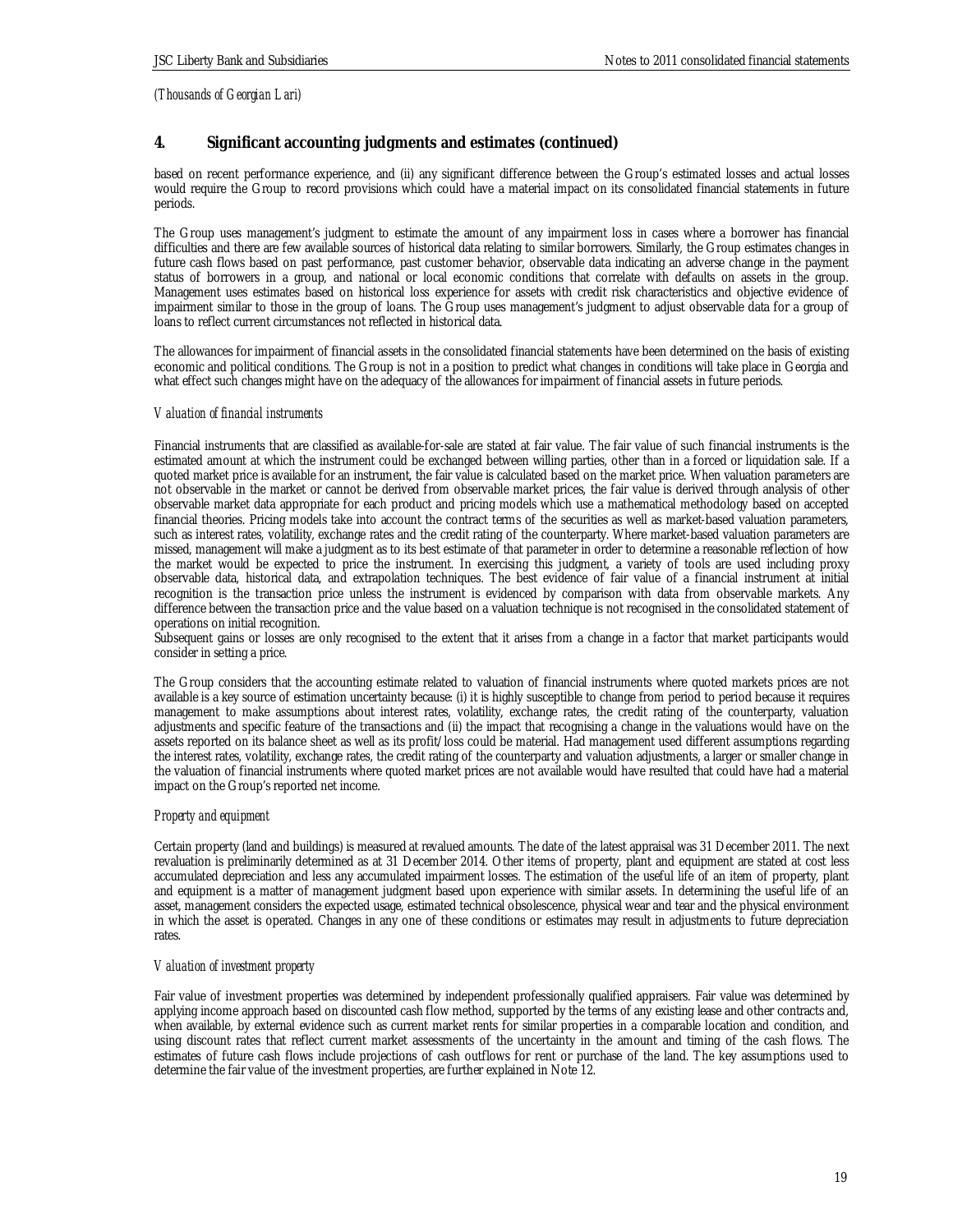*(Thousands of Georgian Lari)*

## 4. Significant accounting judgments and estimates (continued)

based on recent performance experience, and (ii) any significant difference between the Group's estimated losses and actual losses would require the Group to record provisions which could have a material impact on its consolidated financial statements in future periods.

The Group uses management's judgment to estimate the amount of any impairment loss in cases where a borrower has financial difficulties and there are few available sources of historical data relating to similar borrowers. Similarly, the Group estimates changes in future cash flows based on past performance, past customer behavior, observable data indicating an adverse change in the payment status of borrowers in a group, and national or local economic conditions that correlate with defaults on assets in the group. Management uses estimates based on historical loss experience for assets with credit risk characteristics and objective evidence of impairment similar to those in the group of loans. The Group uses management's judgment to adjust observable data for a group of loans to reflect current circumstances not reflected in historical data.

The allowances for impairment of financial assets in the consolidated financial statements have been determined on the basis of existing economic and political conditions. The Group is not in a position to predict what changes in conditions will take place in Georgia and what effect such changes might have on the adequacy of the allowances for impairment of financial assets in future periods.

*Valuation of financial instruments*

Financial instruments that are classified as available-for-sale are stated at fair value. The fair value of such financial instruments is the estimated amount at which the instrument could be exchanged between willing parties, other than in a forced or liquidation sale. If a quoted market price is available for an instrument, the fair value is calculated based on the market price. When valuation parameters are not observable in the market or cannot be derived from observable market prices, the fair value is derived through analysis of other observable market data appropriate for each product and pricing models which use a mathematical methodology based on accepted financial theories. Pricing models take into account the contract terms of the securities as well as market-based valuation parameters, such as interest rates, volatility, exchange rates and the credit rating of the counterparty. Where market-based valuation parameters are missed, management will make a judgment as to its best estimate of that parameter in order to determine a reasonable reflection of how the market would be expected to price the instrument. In exercising this judgment, a variety of tools are used including proxy observable data, historical data, and extrapolation techniques. The best evidence of fair value of a financial instrument at initial recognition is the transaction price unless the instrument is evidenced by comparison with data from observable markets. Any difference between the transaction price and the value based on a valuation technique is not recognised in the consolidated statement of operations on initial recognition.
Subsequent gains or losses are only recognised to the extent that it arises from a change in a factor that market participants would consider in setting a price.

The Group considers that the accounting estimate related to valuation of financial instruments where quoted markets prices are not available is a key source of estimation uncertainty because: (i) it is highly susceptible to change from period to period because it requires management to make assumptions about interest rates, volatility, exchange rates, the credit rating of the counterparty, valuation adjustments and specific feature of the transactions and (ii) the impact that recognising a change in the valuations would have on the assets reported on its balance sheet as well as its profit/loss could be material. Had management used different assumptions regarding the interest rates, volatility, exchange rates, the credit rating of the counterparty and valuation adjustments, a larger or smaller change in the valuation of financial instruments where quoted market prices are not available would have resulted that could have had a material impact on the Group's reported net income.

*Property and equipment*

Certain property (land and buildings) is measured at revalued amounts. The date of the latest appraisal was 31 December 2011. The next revaluation is preliminarily determined as at 31 December 2014. Other items of property, plant and equipment are stated at cost less accumulated depreciation and less any accumulated impairment losses. The estimation of the useful life of an item of property, plant and equipment is a matter of management judgment based upon experience with similar assets. In determining the useful life of an asset, management considers the expected usage, estimated technical obsolescence, physical wear and tear and the physical environment in which the asset is operated. Changes in any one of these conditions or estimates may result in adjustments to future depreciation rates.

*Valuation of investment property*

Fair value of investment properties was determined by independent professionally qualified appraisers. Fair value was determined by applying income approach based on discounted cash flow method, supported by the terms of any existing lease and other contracts and, when available, by external evidence such as current market rents for similar properties in a comparable location and condition, and using discount rates that reflect current market assessments of the uncertainty in the amount and timing of the cash flows. The estimates of future cash flows include projections of cash outflows for rent or purchase of the land. The key assumptions used to determine the fair value of the investment properties, are further explained in Note 12.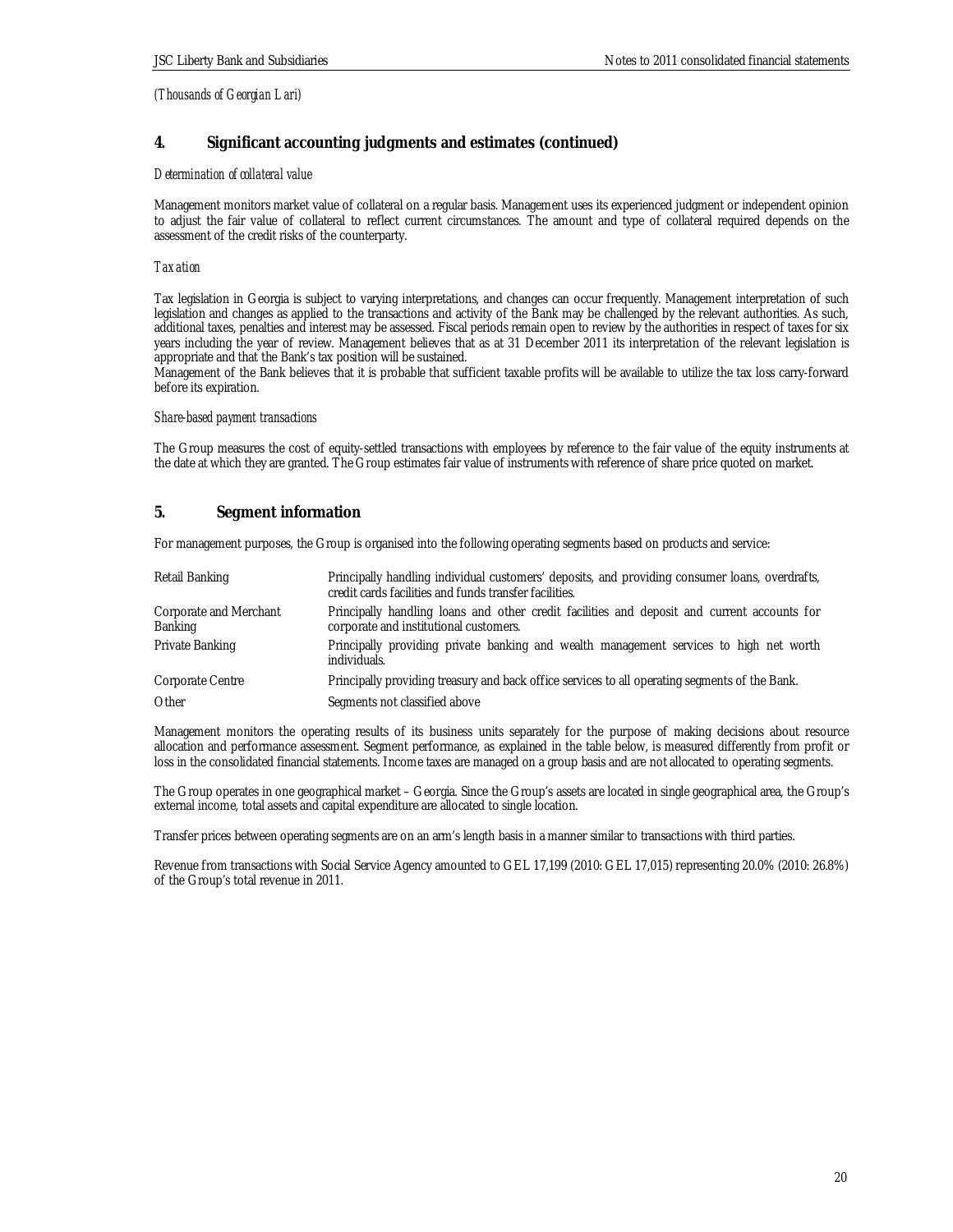*(Thousands of Georgian Lari)*

## 4. Significant accounting judgments and estimates (continued)

*Determination of collateral value*

Management monitors market value of collateral on a regular basis. Management uses its experienced judgment or independent opinion to adjust the fair value of collateral to reflect current circumstances. The amount and type of collateral required depends on the assessment of the credit risks of the counterparty.

*Taxation*

Tax legislation in Georgia is subject to varying interpretations, and changes can occur frequently. Management interpretation of such legislation and changes as applied to the transactions and activity of the Bank may be challenged by the relevant authorities. As such, additional taxes, penalties and interest may be assessed. Fiscal periods remain open to review by the authorities in respect of taxes for six years including the year of review. Management believes that as at 31 December 2011 its interpretation of the relevant legislation is appropriate and that the Bank's tax position will be sustained.
Management of the Bank believes that it is probable that sufficient taxable profits will be available to utilize the tax loss carry-forward before its expiration.

*Share-based payment transactions*

The Group measures the cost of equity-settled transactions with employees by reference to the fair value of the equity instruments at the date at which they are granted. The Group estimates fair value of instruments with reference of share price quoted on market.

## 5. Segment information

For management purposes, the Group is organised into the following operating segments based on products and service:

| | |
|---|---|
| Retail Banking | Principally handling individual customers' deposits, and providing consumer loans, overdrafts, credit cards facilities and funds transfer facilities. |
| Corporate and Merchant Banking | Principally handling loans and other credit facilities and deposit and current accounts for corporate and institutional customers. |
| Private Banking | Principally providing private banking and wealth management services to high net worth individuals. |
| Corporate Centre | Principally providing treasury and back office services to all operating segments of the Bank. |
| Other | Segments not classified above |

Management monitors the operating results of its business units separately for the purpose of making decisions about resource allocation and performance assessment. Segment performance, as explained in the table below, is measured differently from profit or loss in the consolidated financial statements. Income taxes are managed on a group basis and are not allocated to operating segments.

The Group operates in one geographical market – Georgia. Since the Group's assets are located in single geographical area, the Group's external income, total assets and capital expenditure are allocated to single location.

Transfer prices between operating segments are on an arm's length basis in a manner similar to transactions with third parties.

Revenue from transactions with Social Service Agency amounted to GEL 17,199 (2010: GEL 17,015) representing 20.0% (2010: 26.8%) of the Group's total revenue in 2011.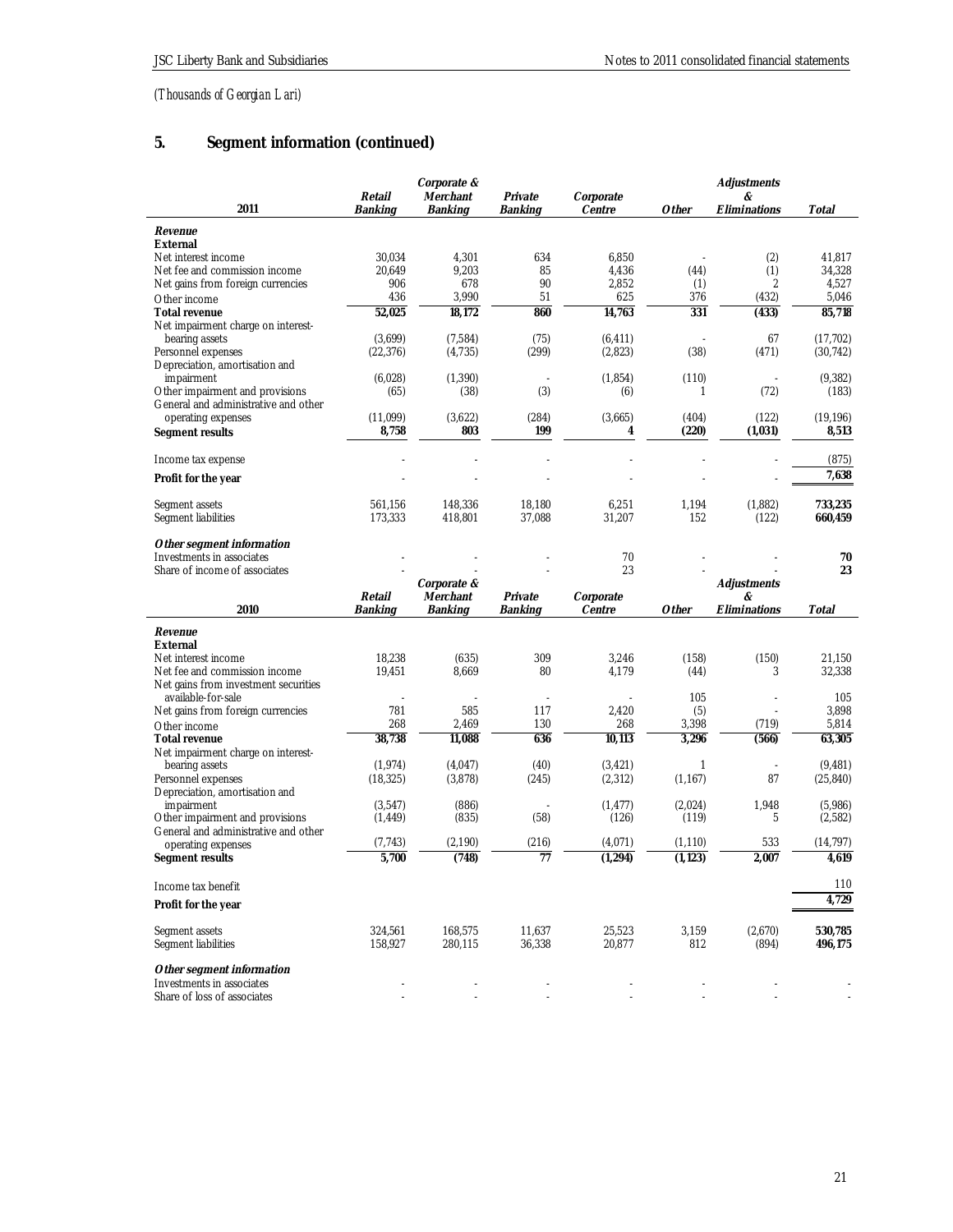(Thousands of Georgian Lari)

## 5. Segment information (continued)

| 2011 | Retail Banking | Corporate & Merchant Banking | Private Banking | Corporate Centre | Other | Adjustments & Eliminations | Total |
|---|---|---|---|---|---|---|---|
| ***Revenue*** | | | | | | | |
| **External** | | | | | | | |
| Net interest income | 30,034 | 4,301 | 634 | 6,850 | - | (2) | 41,817 |
| Net fee and commission income | 20,649 | 9,203 | 85 | 4,436 | (44) | (1) | 34,328 |
| Net gains from foreign currencies | 906 | 678 | 90 | 2,852 | (1) | 2 | 4,527 |
| Other income | 436 | 3,990 | 51 | 625 | 376 | (432) | 5,046 |
| **Total revenue** | **52,025** | **18,172** | **860** | **14,763** | **331** | **(433)** | **85,718** |
| Net impairment charge on interest-bearing assets | (3,699) | (7,584) | (75) | (6,411) | - | 67 | (17,702) |
| Personnel expenses | (22,376) | (4,735) | (299) | (2,823) | (38) | (471) | (30,742) |
| Depreciation, amortisation and impairment | (6,028) | (1,390) | - | (1,854) | (110) | - | (9,382) |
| Other impairment and provisions | (65) | (38) | (3) | (6) | 1 | (72) | (183) |
| General and administrative and other operating expenses | (11,099) | (3,622) | (284) | (3,665) | (404) | (122) | (19,196) |
| **Segment results** | **8,758** | **803** | **199** | **4** | **(220)** | **(1,031)** | **8,513** |
| Income tax expense | - | - | - | - | - | - | (875) |
| **Profit for the year** | - | - | - | - | - | - | 7,638 |
| Segment assets | 561,156 | 148,336 | 18,180 | 6,251 | 1,194 | (1,882) | **733,235** |
| Segment liabilities | 173,333 | 418,801 | 37,088 | 31,207 | 152 | (122) | **660,459** |
| ***Other segment information*** | | | | | | | |
| Investments in associates | - | - | - | 70 | - | - | **70** |
| Share of income of associates | - | - | - | 23 | - | - | **23** |

| 2010 | Retail Banking | Corporate & Merchant Banking | Private Banking | Corporate Centre | Other | Adjustments & Eliminations | Total |
|---|---|---|---|---|---|---|---|
| ***Revenue*** | | | | | | | |
| **External** | | | | | | | |
| Net interest income | 18,238 | (635) | 309 | 3,246 | (158) | (150) | 21,150 |
| Net fee and commission income | 19,451 | 8,669 | 80 | 4,179 | (44) | 3 | 32,338 |
| Net gains from investment securities available-for-sale | - | - | - | - | 105 | - | 105 |
| Net gains from foreign currencies | 781 | 585 | 117 | 2,420 | (5) | - | 3,898 |
| Other income | 268 | 2,469 | 130 | 268 | 3,398 | (719) | 5,814 |
| **Total revenue** | **38,738** | **11,088** | **636** | **10,113** | **3,296** | **(566)** | **63,305** |
| Net impairment charge on interest-bearing assets | (1,974) | (4,047) | (40) | (3,421) | 1 | - | (9,481) |
| Personnel expenses | (18,325) | (3,878) | (245) | (2,312) | (1,167) | 87 | (25,840) |
| Depreciation, amortisation and impairment | (3,547) | (886) | - | (1,477) | (2,024) | 1,948 | (5,986) |
| Other impairment and provisions | (1,449) | (835) | (58) | (126) | (119) | 5 | (2,582) |
| General and administrative and other operating expenses | (7,743) | (2,190) | (216) | (4,071) | (1,110) | 533 | (14,797) |
| **Segment results** | **5,700** | **(748)** | **77** | **(1,294)** | **(1,123)** | **2,007** | **4,619** |
| Income tax benefit | | | | | | | 110 |
| **Profit for the year** | | | | | | | 4,729 |
| Segment assets | 324,561 | 168,575 | 11,637 | 25,523 | 3,159 | (2,670) | **530,785** |
| Segment liabilities | 158,927 | 280,115 | 36,338 | 20,877 | 812 | (894) | **496,175** |
| ***Other segment information*** | | | | | | | |
| Investments in associates | - | - | - | - | - | - | - |
| Share of loss of associates | - | - | - | - | - | - | - |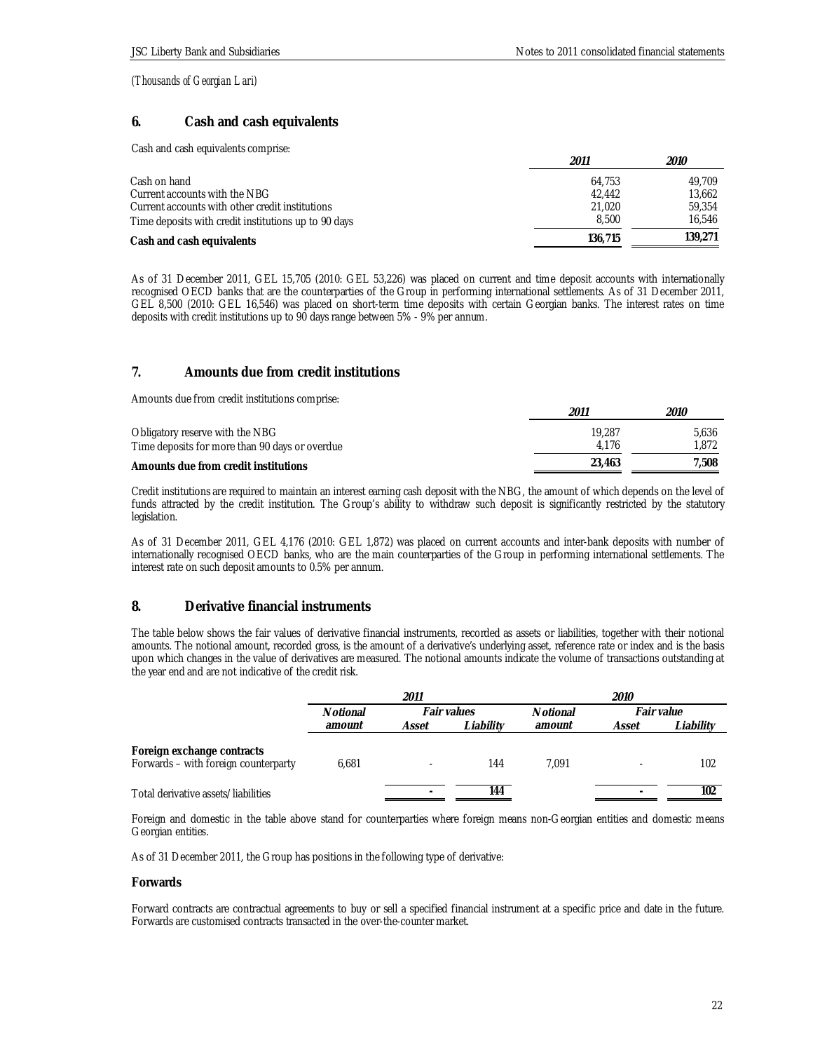*(Thousands of Georgian Lari)*

## 6. Cash and cash equivalents

Cash and cash equivalents comprise:

| | *2011* | *2010* |
|---|---|---|
| Cash on hand | 64,753 | 49,709 |
| Current accounts with the NBG | 42,442 | 13,662 |
| Current accounts with other credit institutions | 21,020 | 59,354 |
| Time deposits with credit institutions up to 90 days | 8,500 | 16,546 |
| **Cash and cash equivalents** | **136,715** | **139,271** |

As of 31 December 2011, GEL 15,705 (2010: GEL 53,226) was placed on current and time deposit accounts with internationally recognised OECD banks that are the counterparties of the Group in performing international settlements. As of 31 December 2011, GEL 8,500 (2010: GEL 16,546) was placed on short-term time deposits with certain Georgian banks. The interest rates on time deposits with credit institutions up to 90 days range between 5% - 9% per annum.

## 7. Amounts due from credit institutions

Amounts due from credit institutions comprise:

| | *2011* | *2010* |
|---|---|---|
| Obligatory reserve with the NBG | 19,287 | 5,636 |
| Time deposits for more than 90 days or overdue | 4,176 | 1,872 |
| **Amounts due from credit institutions** | **23,463** | **7,508** |

Credit institutions are required to maintain an interest earning cash deposit with the NBG, the amount of which depends on the level of funds attracted by the credit institution. The Group's ability to withdraw such deposit is significantly restricted by the statutory legislation.

As of 31 December 2011, GEL 4,176 (2010: GEL 1,872) was placed on current accounts and inter-bank deposits with number of internationally recognised OECD banks, who are the main counterparties of the Group in performing international settlements. The interest rate on such deposit amounts to 0.5% per annum.

## 8. Derivative financial instruments

The table below shows the fair values of derivative financial instruments, recorded as assets or liabilities, together with their notional amounts. The notional amount, recorded gross, is the amount of a derivative's underlying asset, reference rate or index and is the basis upon which changes in the value of derivatives are measured. The notional amounts indicate the volume of transactions outstanding at the year end and are not indicative of the credit risk.

| | *2011* | | | *2010* | | |
|---|---|---|---|---|---|---|
| | *Notional amount* | *Fair values* | | *Notional amount* | *Fair value* | |
| | | *Asset* | *Liability* | | *Asset* | *Liability* |
| **Foreign exchange contracts** | | | | | | |
| Forwards – with foreign counterparty | 6,681 | - | 144 | 7,091 | - | 102 |
| Total derivative assets/liabilities | | **-** | **144** | | **-** | **102** |

Foreign and domestic in the table above stand for counterparties where foreign means non-Georgian entities and domestic means Georgian entities.

As of 31 December 2011, the Group has positions in the following type of derivative:

**Forwards**

Forward contracts are contractual agreements to buy or sell a specified financial instrument at a specific price and date in the future. Forwards are customised contracts transacted in the over-the-counter market.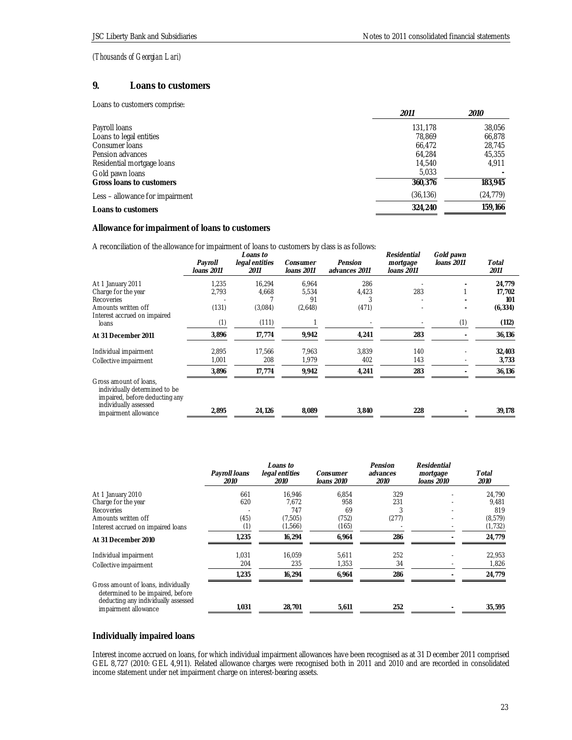*(Thousands of Georgian Lari)*

## 9. Loans to customers

Loans to customers comprise:

| | 2011 | 2010 |
|---|---|---|
| Payroll loans | 131,178 | 38,056 |
| Loans to legal entities | 78,869 | 66,878 |
| Consumer loans | 66,472 | 28,745 |
| Pension advances | 64,284 | 45,355 |
| Residential mortgage loans | 14,540 | 4,911 |
| Gold pawn loans | 5,033 | - |
| **Gross loans to customers** | **360,376** | **183,945** |
| Less – allowance for impairment | (36,136) | (24,779) |
| **Loans to customers** | **324,240** | **159,166** |

### Allowance for impairment of loans to customers

A reconciliation of the allowance for impairment of loans to customers by class is as follows:

| | *Payroll loans 2011* | *Loans to legal entities 2011* | *Consumer loans 2011* | *Pension advances 2011* | *Residential mortgage loans 2011* | *Gold pawn loans 2011* | *Total 2011* |
|---|---|---|---|---|---|---|---|
| At 1 January 2011 | 1,235 | 16,294 | 6,964 | 286 | - | - | **24,779** |
| Charge for the year | 2,793 | 4,668 | 5,534 | 4,423 | 283 | 1 | **17,702** |
| Recoveries | - | 7 | 91 | 3 | - | - | **101** |
| Amounts written off | (131) | (3,084) | (2,648) | (471) | - | - | **(6,334)** |
| Interest accrued on impaired loans | (1) | (111) | 1 | - | - | (1) | **(112)** |
| **At 31 December 2011** | **3,896** | **17,774** | **9,942** | **4,241** | **283** | **-** | **36,136** |
| Individual impairment | 2,895 | 17,566 | 7,963 | 3,839 | 140 | - | **32,403** |
| Collective impairment | 1,001 | 208 | 1,979 | 402 | 143 | - | **3,733** |
| | **3,896** | **17,774** | **9,942** | **4,241** | **283** | **-** | **36,136** |
| Gross amount of loans, individually determined to be impaired, before deducting any individually assessed impairment allowance | **2,895** | **24,126** | **8,089** | **3,840** | **228** | **-** | **39,178** |

| | *Payroll loans 2010* | *Loans to legal entities 2010* | *Consumer loans 2010* | *Pension advances 2010* | *Residential mortgage loans 2010* | *Total 2010* |
|---|---|---|---|---|---|---|
| At 1 January 2010 | 661 | 16,946 | 6,854 | 329 | - | 24,790 |
| Charge for the year | 620 | 7,672 | 958 | 231 | - | 9,481 |
| Recoveries | - | 747 | 69 | 3 | - | 819 |
| Amounts written off | (45) | (7,505) | (752) | (277) | - | (8,579) |
| Interest accrued on impaired loans | (1) | (1,566) | (165) | - | - | (1,732) |
| **At 31 December 2010** | **1,235** | **16,294** | **6,964** | **286** | **-** | **24,779** |
| Individual impairment | 1,031 | 16,059 | 5,611 | 252 | - | 22,953 |
| Collective impairment | 204 | 235 | 1,353 | 34 | - | 1,826 |
| | **1,235** | **16,294** | **6,964** | **286** | **-** | **24,779** |
| Gross amount of loans, individually determined to be impaired, before deducting any individually assessed impairment allowance | **1,031** | **28,701** | **5,611** | **252** | **-** | **35,595** |

### Individually impaired loans

Interest income accrued on loans, for which individual impairment allowances have been recognised as at 31 December 2011 comprised GEL 8,727 (2010: GEL 4,911). Related allowance charges were recognised both in 2011 and 2010 and are recorded in consolidated income statement under net impairment charge on interest-bearing assets.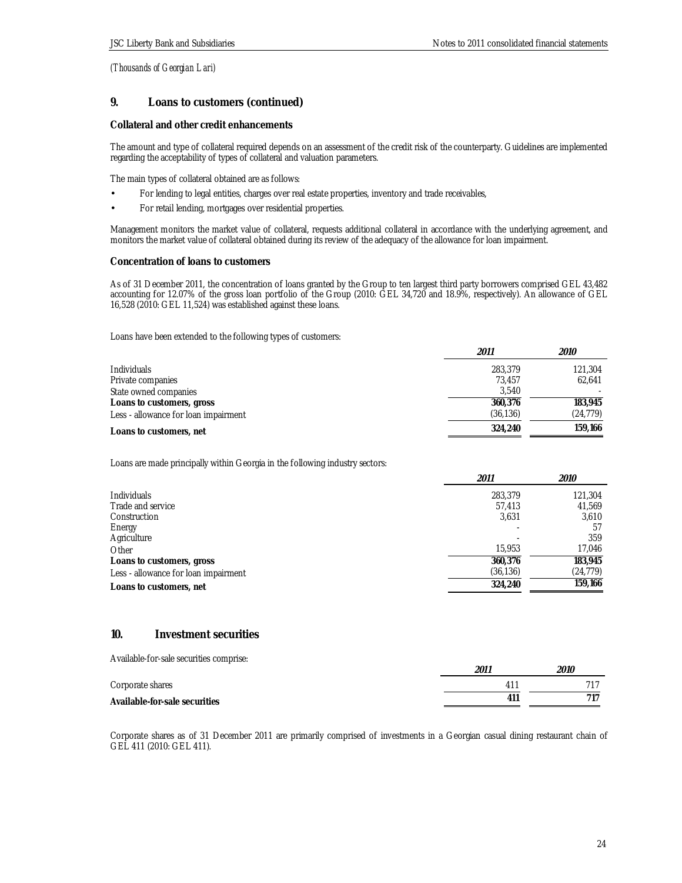*(Thousands of Georgian Lari)*

## 9. Loans to customers (continued)

### Collateral and other credit enhancements

The amount and type of collateral required depends on an assessment of the credit risk of the counterparty. Guidelines are implemented regarding the acceptability of types of collateral and valuation parameters.

The main types of collateral obtained are as follows:

- For lending to legal entities, charges over real estate properties, inventory and trade receivables,
- For retail lending, mortgages over residential properties.

Management monitors the market value of collateral, requests additional collateral in accordance with the underlying agreement, and monitors the market value of collateral obtained during its review of the adequacy of the allowance for loan impairment.

### Concentration of loans to customers

As of 31 December 2011, the concentration of loans granted by the Group to ten largest third party borrowers comprised GEL 43,482 accounting for 12.07% of the gross loan portfolio of the Group (2010: GEL 34,720 and 18.9%, respectively). An allowance of GEL 16,528 (2010: GEL 11,524) was established against these loans.

Loans have been extended to the following types of customers:

| | *2011* | *2010* |
|---|---|---|
| Individuals | 283,379 | 121,304 |
| Private companies | 73,457 | 62,641 |
| State owned companies | 3,540 | - |
| **Loans to customers, gross** | **360,376** | **183,945** |
| Less - allowance for loan impairment | (36,136) | (24,779) |
| **Loans to customers, net** | **324,240** | **159,166** |

Loans are made principally within Georgia in the following industry sectors:

| | *2011* | *2010* |
|---|---|---|
| Individuals | 283,379 | 121,304 |
| Trade and service | 57,413 | 41,569 |
| Construction | 3,631 | 3,610 |
| Energy | - | 57 |
| Agriculture | - | 359 |
| Other | 15,953 | 17,046 |
| **Loans to customers, gross** | **360,376** | **183,945** |
| Less - allowance for loan impairment | (36,136) | (24,779) |
| **Loans to customers, net** | **324,240** | **159,166** |

## 10. Investment securities

Available-for-sale securities comprise:

| | *2011* | *2010* |
|---|---|---|
| Corporate shares | 411 | 717 |
| **Available-for-sale securities** | **411** | **717** |

Corporate shares as of 31 December 2011 are primarily comprised of investments in a Georgian casual dining restaurant chain of GEL 411 (2010: GEL 411).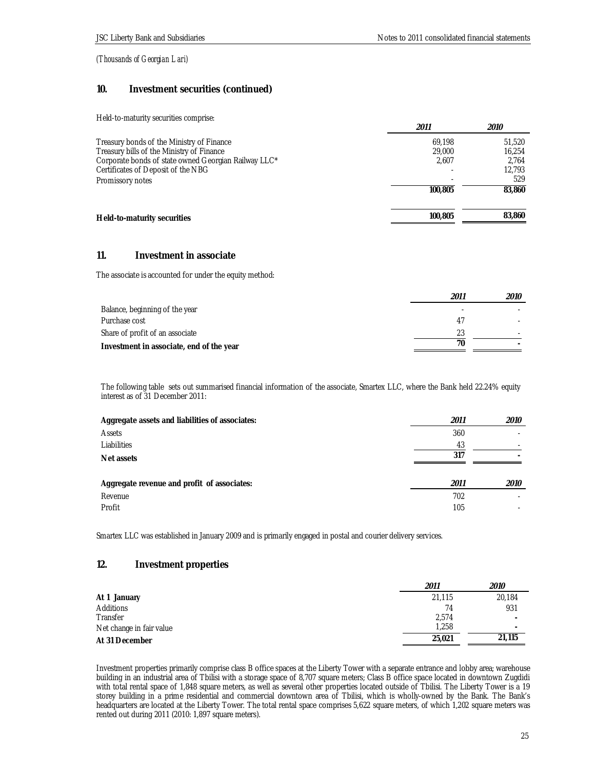*(Thousands of Georgian Lari)*

## 10. Investment securities (continued)

Held-to-maturity securities comprise:

| | *2011* | *2010* |
|---|---|---|
| Treasury bonds of the Ministry of Finance | 69,198 | 51,520 |
| Treasury bills of the Ministry of Finance | 29,000 | 16,254 |
| Corporate bonds of state owned Georgian Railway LLC* | 2,607 | 2,764 |
| Certificates of Deposit of the NBG | - | 12,793 |
| Promissory notes | - | 529 |
| | 100,805 | 83,860 |
| **Held-to-maturity securities** | **100,805** | **83,860** |

## 11. Investment in associate

The associate is accounted for under the equity method:

| | *2011* | *2010* |
|---|---|---|
| Balance, beginning of the year | - | - |
| Purchase cost | 47 | - |
| Share of profit of an associate | 23 | - |
| **Investment in associate, end of the year** | **70** | **-** |

The following table sets out summarised financial information of the associate, Smartex LLC, where the Bank held 22.24% equity interest as of 31 December 2011:

| **Aggregate assets and liabilities of associates:** | *2011* | *2010* |
|---|---|---|
| Assets | 360 | - |
| Liabilities | 43 | - |
| **Net assets** | **317** | **-** |

| **Aggregate revenue and profit of associates:** | *2011* | *2010* |
|---|---|---|
| Revenue | 702 | - |
| Profit | 105 | - |

Smartex LLC was established in January 2009 and is primarily engaged in postal and courier delivery services.

## 12. Investment properties

| | *2011* | *2010* |
|---|---|---|
| **At 1 January** | 21,115 | 20,184 |
| Additions | 74 | 931 |
| Transfer | 2,574 | - |
| Net change in fair value | 1,258 | - |
| **At 31 December** | **25,021** | **21,115** |

Investment properties primarily comprise class B office spaces at the Liberty Tower with a separate entrance and lobby area; warehouse building in an industrial area of Tbilisi with a storage space of 8,707 square meters; Class B office space located in downtown Zugdidi with total rental space of 1,848 square meters, as well as several other properties located outside of Tbilisi. The Liberty Tower is a 19 storey building in a prime residential and commercial downtown area of Tbilisi, which is wholly-owned by the Bank. The Bank's headquarters are located at the Liberty Tower. The total rental space comprises 5,622 square meters, of which 1,202 square meters was rented out during 2011 (2010: 1,897 square meters).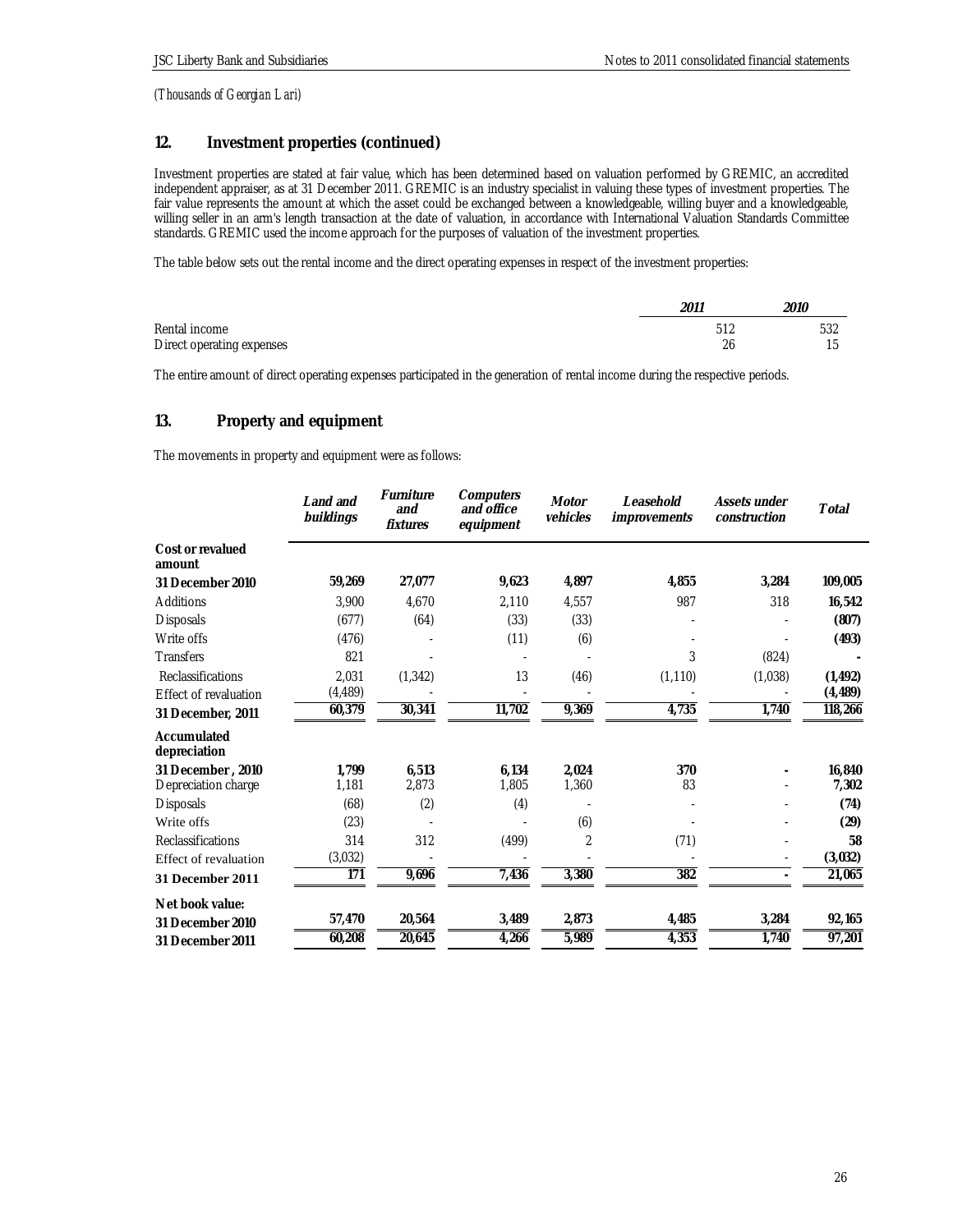*(Thousands of Georgian Lari)*

## 12. Investment properties (continued)

Investment properties are stated at fair value, which has been determined based on valuation performed by GREMIC, an accredited independent appraiser, as at 31 December 2011. GREMIC is an industry specialist in valuing these types of investment properties. The fair value represents the amount at which the asset could be exchanged between a knowledgeable, willing buyer and a knowledgeable, willing seller in an arm's length transaction at the date of valuation, in accordance with International Valuation Standards Committee standards. GREMIC used the income approach for the purposes of valuation of the investment properties.

The table below sets out the rental income and the direct operating expenses in respect of the investment properties:

| | *2011* | *2010* |
|---|---|---|
| Rental income | 512 | 532 |
| Direct operating expenses | 26 | 15 |

The entire amount of direct operating expenses participated in the generation of rental income during the respective periods.

## 13. Property and equipment

The movements in property and equipment were as follows:

| | *Land and buildings* | *Furniture and fixtures* | *Computers and office equipment* | *Motor vehicles* | *Leasehold improvements* | *Assets under construction* | *Total* |
|---|---|---|---|---|---|---|---|
| **Cost or revalued amount** | | | | | | | |
| **31 December 2010** | **59,269** | **27,077** | **9,623** | **4,897** | **4,855** | **3,284** | **109,005** |
| Additions | 3,900 | 4,670 | 2,110 | 4,557 | 987 | 318 | **16,542** |
| Disposals | (677) | (64) | (33) | (33) | - | - | **(807)** |
| Write offs | (476) | - | (11) | (6) | - | - | **(493)** |
| Transfers | 821 | - | - | - | 3 | (824) | **-** |
| Reclassifications | 2,031 | (1,342) | 13 | (46) | (1,110) | (1,038) | **(1,492)** |
| Effect of revaluation | (4,489) | - | - | - | - | - | **(4,489)** |
| **31 December, 2011** | **60,379** | **30,341** | **11,702** | **9,369** | **4,735** | **1,740** | **118,266** |
| **Accumulated depreciation** | | | | | | | |
| **31 December , 2010** | **1,799** | **6,513** | **6,134** | **2,024** | **370** | **-** | **16,840** |
| Depreciation charge | 1,181 | 2,873 | 1,805 | 1,360 | 83 | - | **7,302** |
| Disposals | (68) | (2) | (4) | - | - | - | **(74)** |
| Write offs | (23) | - | - | (6) | - | - | **(29)** |
| Reclassifications | 314 | 312 | (499) | 2 | (71) | - | **58** |
| Effect of revaluation | (3,032) | - | - | - | - | - | **(3,032)** |
| **31 December 2011** | **171** | **9,696** | **7,436** | **3,380** | **382** | **-** | **21,065** |
| **Net book value:** | | | | | | | |
| **31 December 2010** | **57,470** | **20,564** | **3,489** | **2,873** | **4,485** | **3,284** | **92,165** |
| **31 December 2011** | **60,208** | **20,645** | **4,266** | **5,989** | **4,353** | **1,740** | **97,201** |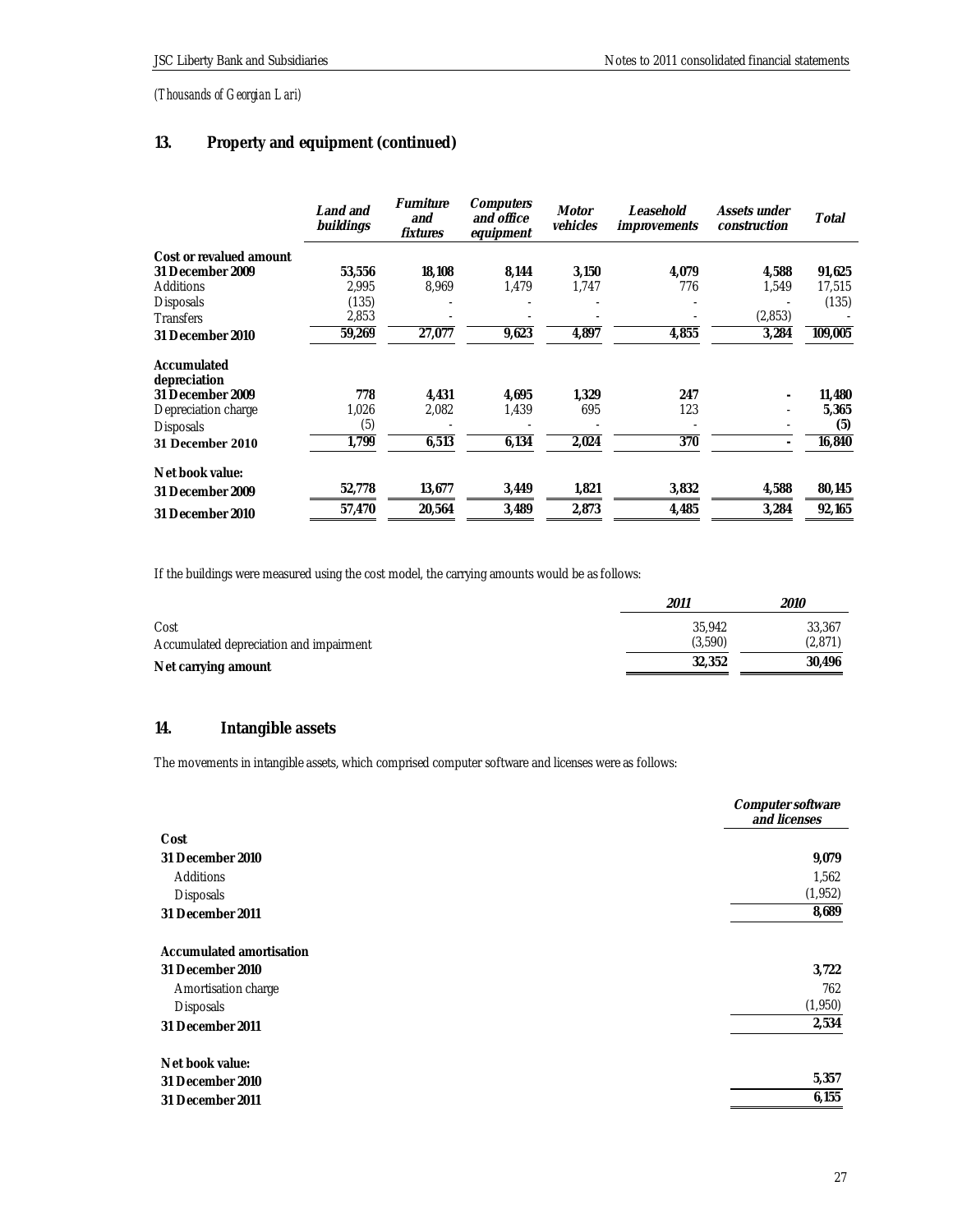*(Thousands of Georgian Lari)*

## 13. Property and equipment (continued)

| | *Land and buildings* | *Furniture and fixtures* | *Computers and office equipment* | *Motor vehicles* | *Leasehold improvements* | *Assets under construction* | *Total* |
|---|---|---|---|---|---|---|---|
| **Cost or revalued amount** | | | | | | | |
| **31 December 2009** | **53,556** | **18,108** | **8,144** | **3,150** | **4,079** | **4,588** | **91,625** |
| Additions | 2,995 | 8,969 | 1,479 | 1,747 | 776 | 1,549 | 17,515 |
| Disposals | (135) | - | - | - | - | - | (135) |
| Transfers | 2,853 | - | - | - | - | (2,853) | - |
| **31 December 2010** | **59,269** | **27,077** | **9,623** | **4,897** | **4,855** | **3,284** | **109,005** |
| **Accumulated depreciation** | | | | | | | |
| **31 December 2009** | **778** | **4,431** | **4,695** | **1,329** | **247** | **-** | **11,480** |
| Depreciation charge | 1,026 | 2,082 | 1,439 | 695 | 123 | - | **5,365** |
| Disposals | (5) | - | - | - | - | - | **(5)** |
| **31 December 2010** | **1,799** | **6,513** | **6,134** | **2,024** | **370** | **-** | **16,840** |
| **Net book value:** | | | | | | | |
| **31 December 2009** | **52,778** | **13,677** | **3,449** | **1,821** | **3,832** | **4,588** | **80,145** |
| **31 December 2010** | **57,470** | **20,564** | **3,489** | **2,873** | **4,485** | **3,284** | **92,165** |

If the buildings were measured using the cost model, the carrying amounts would be as follows:

| | *2011* | *2010* |
|---|---|---|
| Cost | 35,942 | 33,367 |
| Accumulated depreciation and impairment | (3,590) | (2,871) |
| **Net carrying amount** | **32,352** | **30,496** |

## 14. Intangible assets

The movements in intangible assets, which comprised computer software and licenses were as follows:

| | *Computer software and licenses* |
|---|---|
| **Cost** | |
| **31 December 2010** | **9,079** |
| Additions | 1,562 |
| Disposals | (1,952) |
| **31 December 2011** | **8,689** |
| **Accumulated amortisation** | |
| **31 December 2010** | **3,722** |
| Amortisation charge | 762 |
| Disposals | (1,950) |
| **31 December 2011** | **2,534** |
| **Net book value:** | |
| **31 December 2010** | **5,357** |
| **31 December 2011** | **6,155** |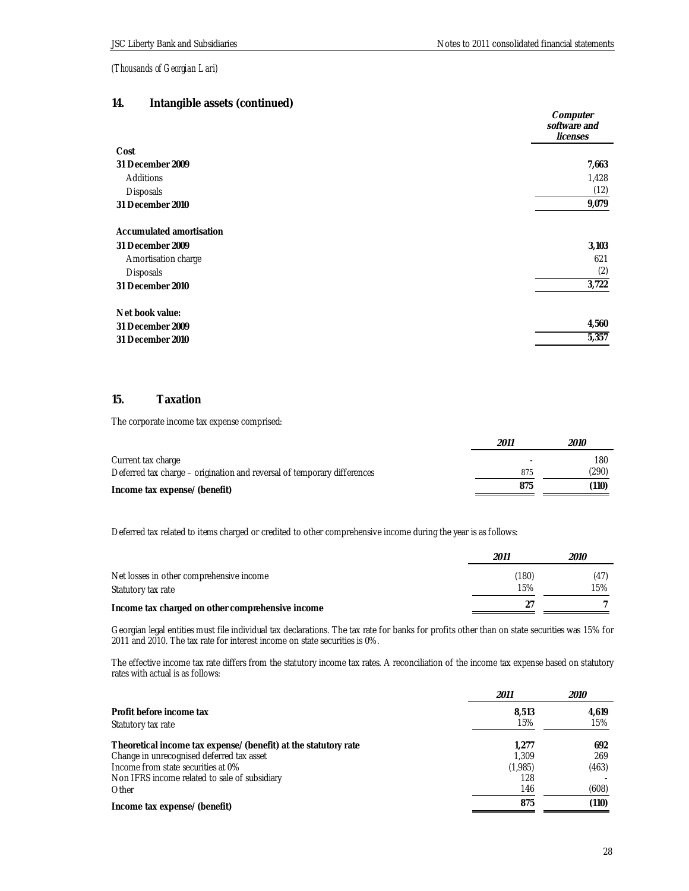*(Thousands of Georgian Lari)*

## 14. Intangible assets (continued)

| | *Computer software and licenses* |
|---|---|
| **Cost** | |
| **31 December 2009** | **7,663** |
| Additions | 1,428 |
| Disposals | (12) |
| **31 December 2010** | **9,079** |
| | |
| **Accumulated amortisation** | |
| **31 December 2009** | **3,103** |
| Amortisation charge | 621 |
| Disposals | (2) |
| **31 December 2010** | **3,722** |
| | |
| **Net book value:** | |
| **31 December 2009** | **4,560** |
| **31 December 2010** | **5,357** |

## 15. Taxation

The corporate income tax expense comprised:

| | *2011* | *2010* |
|---|---|---|
| Current tax charge | - | 180 |
| Deferred tax charge – origination and reversal of temporary differences | 875 | (290) |
| **Income tax expense/ (benefit)** | **875** | **(110)** |

Deferred tax related to items charged or credited to other comprehensive income during the year is as follows:

| | *2011* | *2010* |
|---|---|---|
| Net losses in other comprehensive income | (180) | (47) |
| Statutory tax rate | 15% | 15% |
| **Income tax charged on other comprehensive income** | **27** | **7** |

Georgian legal entities must file individual tax declarations. The tax rate for banks for profits other than on state securities was 15% for 2011 and 2010. The tax rate for interest income on state securities is 0%.

The effective income tax rate differs from the statutory income tax rates. A reconciliation of the income tax expense based on statutory rates with actual is as follows:

| | *2011* | *2010* |
|---|---|---|
| **Profit before income tax** | **8,513** | **4,619** |
| Statutory tax rate | 15% | 15% |
| **Theoretical income tax expense/ (benefit) at the statutory rate** | **1,277** | **692** |
| Change in unrecognised deferred tax asset | 1,309 | 269 |
| Income from state securities at 0% | (1,985) | (463) |
| Non IFRS income related to sale of subsidiary | 128 | - |
| Other | 146 | (608) |
| **Income tax expense/ (benefit)** | **875** | **(110)** |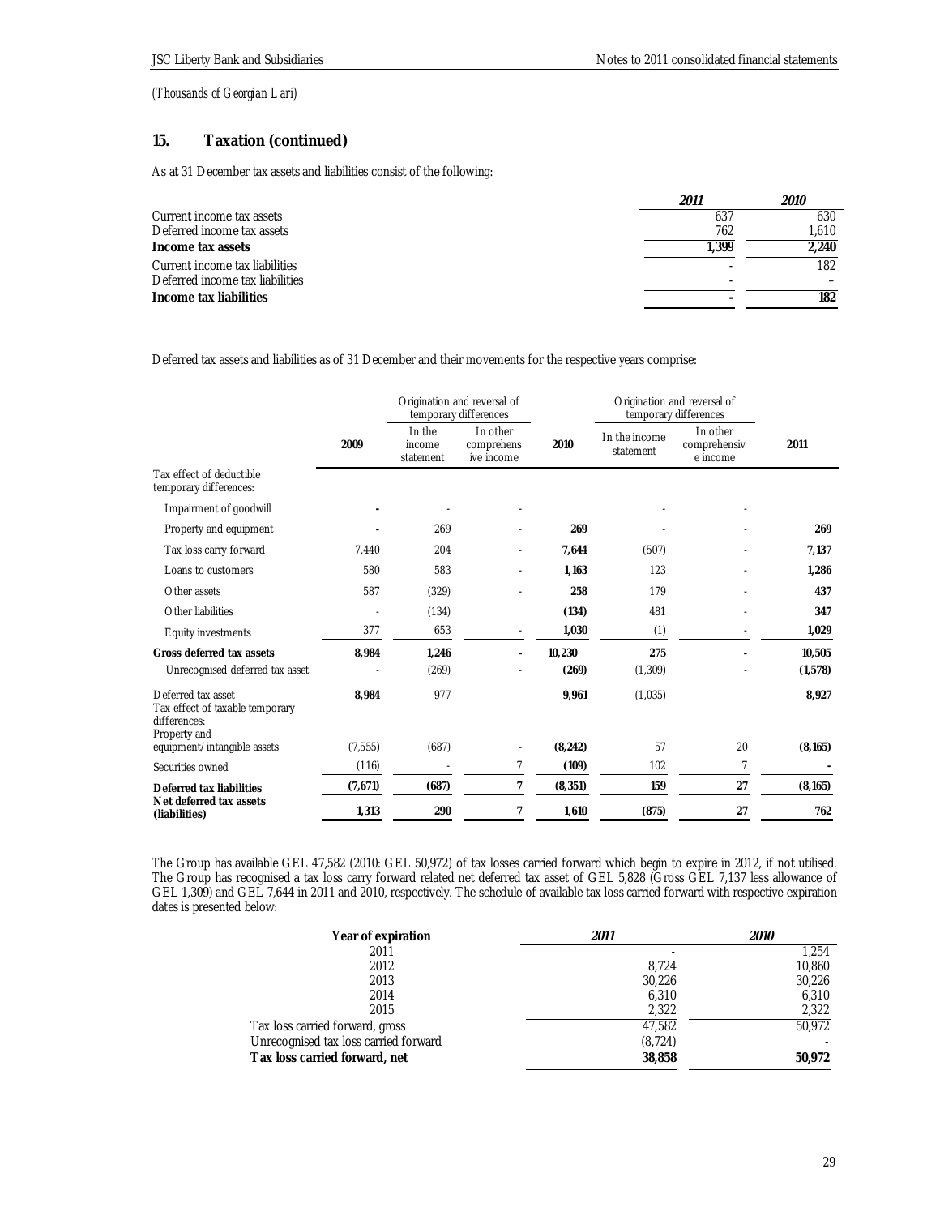*(Thousands of Georgian Lari)*

## 15. Taxation (continued)

As at 31 December tax assets and liabilities consist of the following:

| | *2011* | *2010* |
|---|---|---|
| Current income tax assets | 637 | 630 |
| Deferred income tax assets | 762 | 1,610 |
| **Income tax assets** | **1,399** | **2,240** |
| Current income tax liabilities | - | 182 |
| Deferred income tax liabilities | - | – |
| **Income tax liabilities** | **-** | **182** |

Deferred tax assets and liabilities as of 31 December and their movements for the respective years comprise:

| | | Origination and reversal of temporary differences | | | Origination and reversal of temporary differences | | |
|---|---|---|---|---|---|---|---|
| | **2009** | In the income statement | In other comprehensive income | **2010** | In the income statement | In other comprehensive income | **2011** |
| Tax effect of deductible temporary differences: | | | | | | | |
| Impairment of goodwill | **-** | - | - | | - | - | |
| Property and equipment | **-** | 269 | - | **269** | - | - | **269** |
| Tax loss carry forward | 7,440 | 204 | - | **7,644** | (507) | - | **7,137** |
| Loans to customers | 580 | 583 | - | **1,163** | 123 | - | **1,286** |
| Other assets | 587 | (329) | - | **258** | 179 | - | **437** |
| Other liabilities | - | (134) | | **(134)** | 481 | - | **347** |
| Equity investments | 377 | 653 | - | **1,030** | (1) | - | **1,029** |
| **Gross deferred tax assets** | **8,984** | **1,246** | **-** | **10,230** | **275** | **-** | **10,505** |
| Unrecognised deferred tax asset | - | (269) | - | **(269)** | (1,309) | - | **(1,578)** |
| Deferred tax asset | **8,984** | 977 | | **9,961** | (1,035) | | **8,927** |
| Tax effect of taxable temporary differences: | | | | | | | |
| Property and equipment/intangible assets | (7,555) | (687) | - | **(8,242)** | 57 | 20 | **(8,165)** |
| Securities owned | (116) | - | 7 | **(109)** | 102 | 7 | **-** |
| **Deferred tax liabilities** | **(7,671)** | **(687)** | **7** | **(8,351)** | **159** | **27** | **(8,165)** |
| **Net deferred tax assets (liabilities)** | **1,313** | **290** | **7** | **1,610** | **(875)** | **27** | **762** |

The Group has available GEL 47,582 (2010: GEL 50,972) of tax losses carried forward which begin to expire in 2012, if not utilised. The Group has recognised a tax loss carry forward related net deferred tax asset of GEL 5,828 (Gross GEL 7,137 less allowance of GEL 1,309) and GEL 7,644 in 2011 and 2010, respectively. The schedule of available tax loss carried forward with respective expiration dates is presented below:

| **Year of expiration** | *2011* | *2010* |
|---|---|---|
| 2011 | - | 1,254 |
| 2012 | 8,724 | 10,860 |
| 2013 | 30,226 | 30,226 |
| 2014 | 6,310 | 6,310 |
| 2015 | 2,322 | 2,322 |
| Tax loss carried forward, gross | 47,582 | 50,972 |
| Unrecognised tax loss carried forward | (8,724) | - |
| **Tax loss carried forward, net** | **38,858** | **50,972** |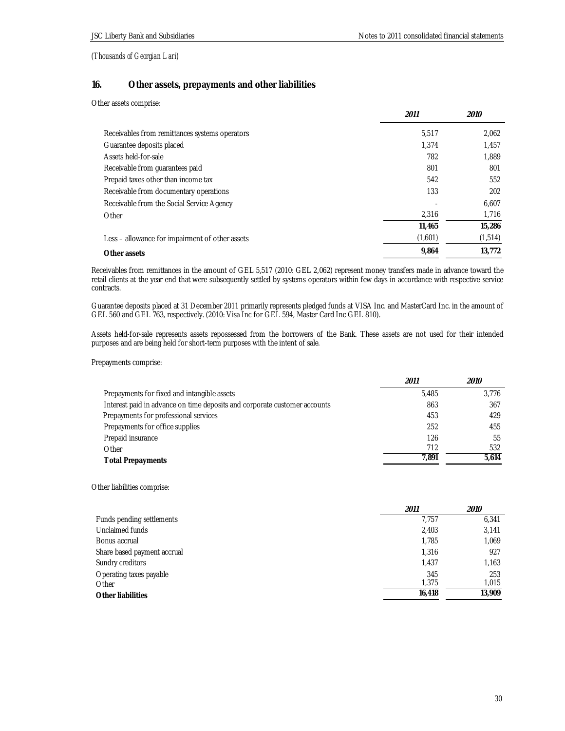*(Thousands of Georgian Lari)*

## 16. Other assets, prepayments and other liabilities

Other assets comprise:

| | *2011* | *2010* |
|---|---|---|
| Receivables from remittances systems operators | 5,517 | 2,062 |
| Guarantee deposits placed | 1,374 | 1,457 |
| Assets held-for-sale | 782 | 1,889 |
| Receivable from guarantees paid | 801 | 801 |
| Prepaid taxes other than income tax | 542 | 552 |
| Receivable from documentary operations | 133 | 202 |
| Receivable from the Social Service Agency | - | 6,607 |
| Other | 2,316 | 1,716 |
| | **11,465** | **15,286** |
| Less – allowance for impairment of other assets | (1,601) | (1,514) |
| **Other assets** | **9,864** | **13,772** |

Receivables from remittances in the amount of GEL 5,517 (2010: GEL 2,062) represent money transfers made in advance toward the retail clients at the year end that were subsequently settled by systems operators within few days in accordance with respective service contracts.

Guarantee deposits placed at 31 December 2011 primarily represents pledged funds at VISA Inc. and MasterCard Inc. in the amount of GEL 560 and GEL 763, respectively. (2010: Visa Inc for GEL 594, Master Card Inc GEL 810).

Assets held-for-sale represents assets repossessed from the borrowers of the Bank. These assets are not used for their intended purposes and are being held for short-term purposes with the intent of sale.

Prepayments comprise:

| | *2011* | *2010* |
|---|---|---|
| Prepayments for fixed and intangible assets | 5,485 | 3,776 |
| Interest paid in advance on time deposits and corporate customer accounts | 863 | 367 |
| Prepayments for professional services | 453 | 429 |
| Prepayments for office supplies | 252 | 455 |
| Prepaid insurance | 126 | 55 |
| Other | 712 | 532 |
| **Total Prepayments** | **7,891** | **5,614** |

Other liabilities comprise:

| | *2011* | *2010* |
|---|---|---|
| Funds pending settlements | 7,757 | 6,341 |
| Unclaimed funds | 2,403 | 3,141 |
| Bonus accrual | 1,785 | 1,069 |
| Share based payment accrual | 1,316 | 927 |
| Sundry creditors | 1,437 | 1,163 |
| Operating taxes payable | 345 | 253 |
| Other | 1,375 | 1,015 |
| **Other liabilities** | **16,418** | **13,909** |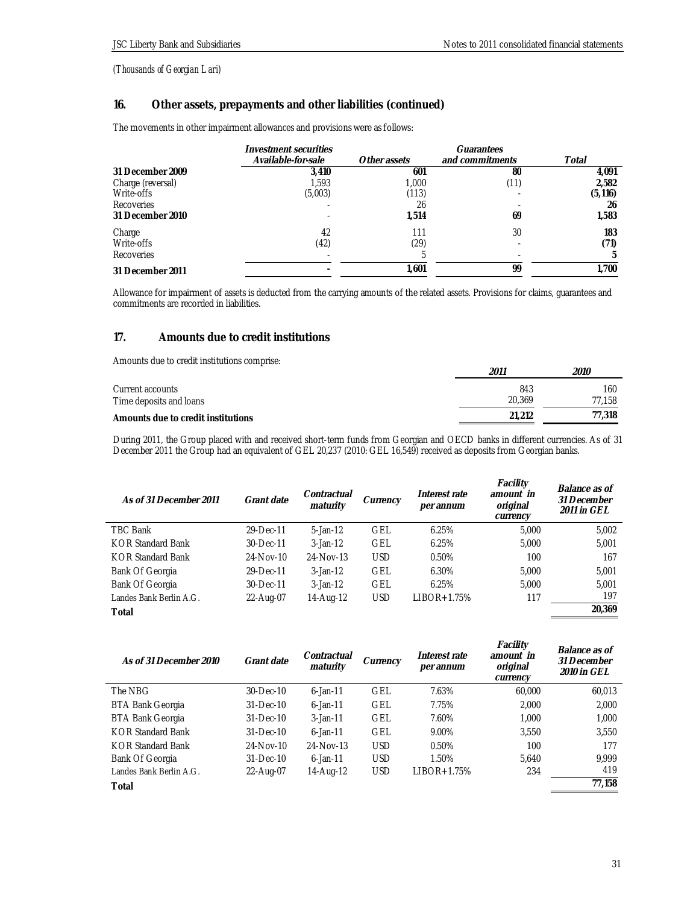*(Thousands of Georgian Lari)*

## 16. Other assets, prepayments and other liabilities (continued)

The movements in other impairment allowances and provisions were as follows:

| | *Investment securities Available-for-sale* | *Other assets* | *Guarantees and commitments* | *Total* |
|---|---|---|---|---|
| **31 December 2009** | **3,410** | **601** | **80** | **4,091** |
| Charge (reversal) | 1,593 | 1,000 | (11) | **2,582** |
| Write-offs | (5,003) | (113) | - | **(5,116)** |
| Recoveries | - | 26 | - | **26** |
| **31 December 2010** | - | **1,514** | **69** | **1,583** |
| Charge | 42 | 111 | 30 | **183** |
| Write-offs | (42) | (29) | - | **(71)** |
| Recoveries | - | 5 | - | **5** |
| **31 December 2011** | - | **1,601** | **99** | **1,700** |

Allowance for impairment of assets is deducted from the carrying amounts of the related assets. Provisions for claims, guarantees and commitments are recorded in liabilities.

## 17. Amounts due to credit institutions

Amounts due to credit institutions comprise:

| | *2011* | *2010* |
|---|---|---|
| Current accounts | 843 | 160 |
| Time deposits and loans | 20,369 | 77,158 |
| **Amounts due to credit institutions** | **21,212** | **77,318** |

During 2011, the Group placed with and received short-term funds from Georgian and OECD banks in different currencies. As of 31 December 2011 the Group had an equivalent of GEL 20,237 (2010: GEL 16,549) received as deposits from Georgian banks.

| *As of 31 December 2011* | *Grant date* | *Contractual maturity* | *Currency* | *Interest rate per annum* | *Facility amount in original currency* | *Balance as of 31 December 2011 in GEL* |
|---|---|---|---|---|---|---|
| TBC Bank | 29-Dec-11 | 5-Jan-12 | GEL | 6.25% | 5,000 | 5,002 |
| KOR Standard Bank | 30-Dec-11 | 3-Jan-12 | GEL | 6.25% | 5,000 | 5,001 |
| KOR Standard Bank | 24-Nov-10 | 24-Nov-13 | USD | 0.50% | 100 | 167 |
| Bank Of Georgia | 29-Dec-11 | 3-Jan-12 | GEL | 6.30% | 5,000 | 5,001 |
| Bank Of Georgia | 30-Dec-11 | 3-Jan-12 | GEL | 6.25% | 5,000 | 5,001 |
| Landes Bank Berlin A.G. | 22-Aug-07 | 14-Aug-12 | USD | LIBOR+1.75% | 117 | 197 |
| **Total** | | | | | | **20,369** |

| *As of 31 December 2010* | *Grant date* | *Contractual maturity* | *Currency* | *Interest rate per annum* | *Facility amount in original currency* | *Balance as of 31 December 2010 in GEL* |
|---|---|---|---|---|---|---|
| The NBG | 30-Dec-10 | 6-Jan-11 | GEL | 7.63% | 60,000 | 60,013 |
| BTA Bank Georgia | 31-Dec-10 | 6-Jan-11 | GEL | 7.75% | 2,000 | 2,000 |
| BTA Bank Georgia | 31-Dec-10 | 3-Jan-11 | GEL | 7.60% | 1,000 | 1,000 |
| KOR Standard Bank | 31-Dec-10 | 6-Jan-11 | GEL | 9.00% | 3,550 | 3,550 |
| KOR Standard Bank | 24-Nov-10 | 24-Nov-13 | USD | 0.50% | 100 | 177 |
| Bank Of Georgia | 31-Dec-10 | 6-Jan-11 | USD | 1.50% | 5,640 | 9,999 |
| Landes Bank Berlin A.G. | 22-Aug-07 | 14-Aug-12 | USD | LIBOR+1.75% | 234 | 419 |
| **Total** | | | | | | **77,158** |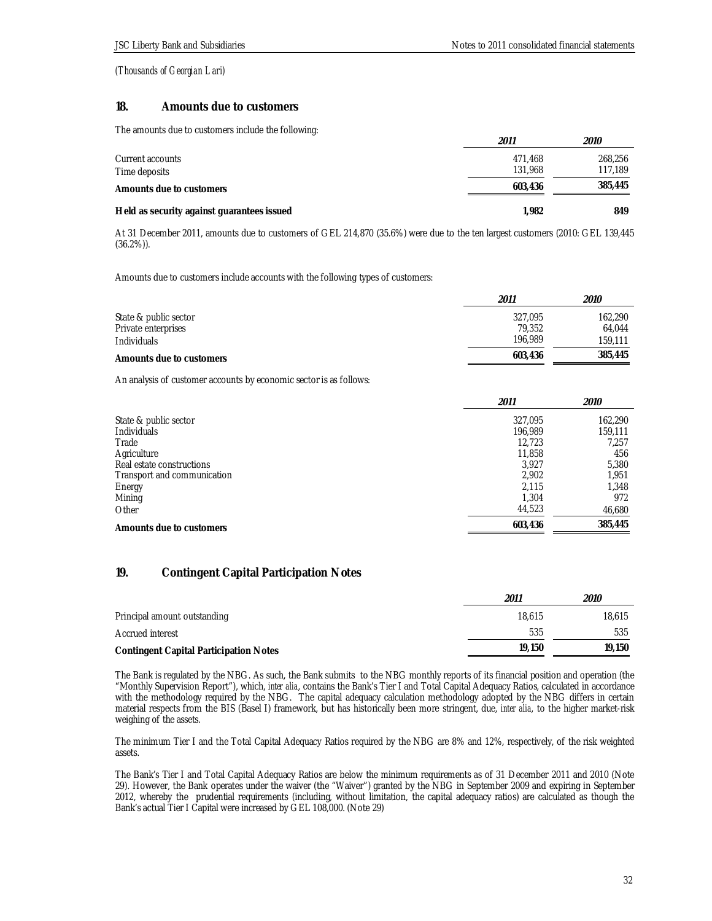*(Thousands of Georgian Lari)*

## 18. Amounts due to customers

The amounts due to customers include the following:

| | *2011* | *2010* |
|---|---|---|
| Current accounts | 471,468 | 268,256 |
| Time deposits | 131,968 | 117,189 |
| **Amounts due to customers** | **603,436** | **385,445** |
| **Held as security against guarantees issued** | **1,982** | **849** |

At 31 December 2011, amounts due to customers of GEL 214,870 (35.6%) were due to the ten largest customers (2010: GEL 139,445 (36.2%)).

Amounts due to customers include accounts with the following types of customers:

| | *2011* | *2010* |
|---|---|---|
| State & public sector | 327,095 | 162,290 |
| Private enterprises | 79,352 | 64,044 |
| Individuals | 196,989 | 159,111 |
| **Amounts due to customers** | **603,436** | **385,445** |

An analysis of customer accounts by economic sector is as follows:

| | *2011* | *2010* |
|---|---|---|
| State & public sector | 327,095 | 162,290 |
| Individuals | 196,989 | 159,111 |
| Trade | 12,723 | 7,257 |
| Agriculture | 11,858 | 456 |
| Real estate constructions | 3,927 | 5,380 |
| Transport and communication | 2,902 | 1,951 |
| Energy | 2,115 | 1,348 |
| Mining | 1,304 | 972 |
| Other | 44,523 | 46,680 |
| **Amounts due to customers** | **603,436** | **385,445** |

## 19. Contingent Capital Participation Notes

| | *2011* | *2010* |
|---|---|---|
| Principal amount outstanding | 18,615 | 18,615 |
| Accrued interest | 535 | 535 |
| **Contingent Capital Participation Notes** | **19,150** | **19,150** |

The Bank is regulated by the NBG. As such, the Bank submits to the NBG monthly reports of its financial position and operation (the "Monthly Supervision Report"), which, *inter alia*, contains the Bank's Tier I and Total Capital Adequacy Ratios, calculated in accordance with the methodology required by the NBG. The capital adequacy calculation methodology adopted by the NBG differs in certain material respects from the BIS (Basel I) framework, but has historically been more stringent, due, *inter alia*, to the higher market-risk weighing of the assets.

The minimum Tier I and the Total Capital Adequacy Ratios required by the NBG are 8% and 12%, respectively, of the risk weighted assets.

The Bank's Tier I and Total Capital Adequacy Ratios are below the minimum requirements as of 31 December 2011 and 2010 (Note 29). However, the Bank operates under the waiver (the "Waiver") granted by the NBG in September 2009 and expiring in September 2012, whereby the prudential requirements (including, without limitation, the capital adequacy ratios) are calculated as though the Bank's actual Tier I Capital were increased by GEL 108,000. (Note 29)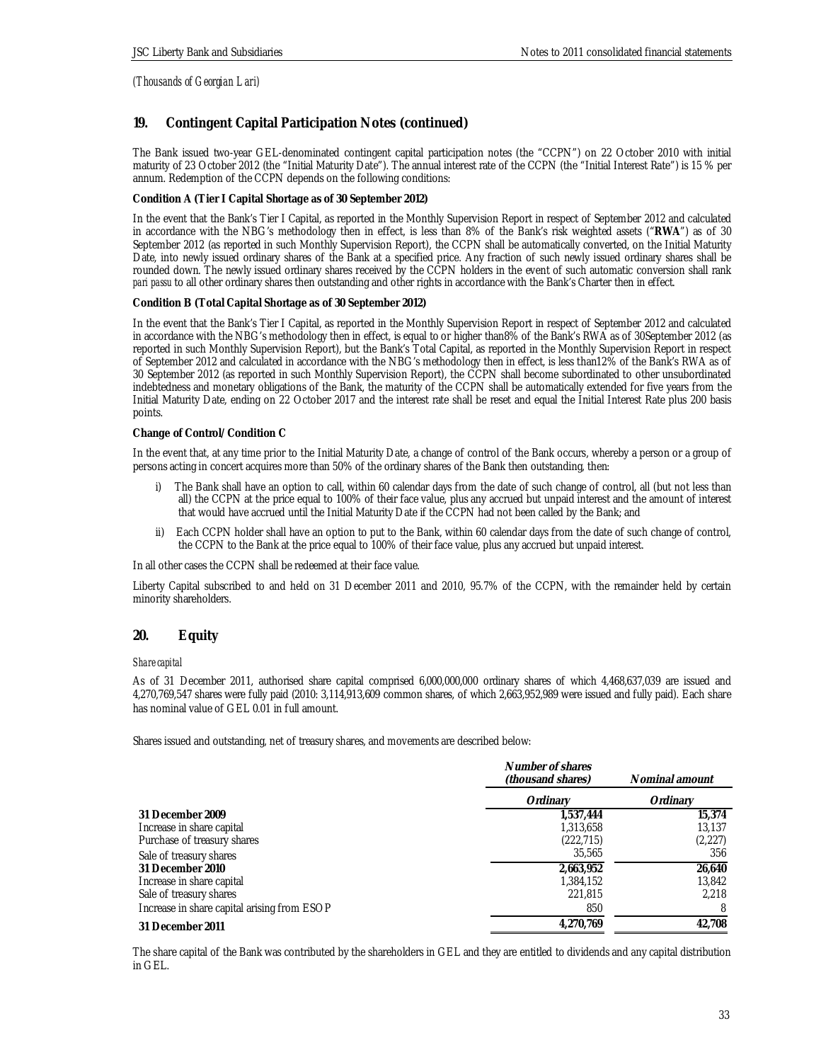*(Thousands of Georgian Lari)*

## 19. Contingent Capital Participation Notes (continued)

The Bank issued two-year GEL-denominated contingent capital participation notes (the "CCPN") on 22 October 2010 with initial maturity of 23 October 2012 (the "Initial Maturity Date"). The annual interest rate of the CCPN (the "Initial Interest Rate") is 15 % per annum. Redemption of the CCPN depends on the following conditions:

**Condition A (Tier I Capital Shortage as of 30 September 2012)**

In the event that the Bank's Tier I Capital, as reported in the Monthly Supervision Report in respect of September 2012 and calculated in accordance with the NBG's methodology then in effect, is less than 8% of the Bank's risk weighted assets ("**RWA**") as of 30 September 2012 (as reported in such Monthly Supervision Report), the CCPN shall be automatically converted, on the Initial Maturity Date, into newly issued ordinary shares of the Bank at a specified price. Any fraction of such newly issued ordinary shares shall be rounded down. The newly issued ordinary shares received by the CCPN holders in the event of such automatic conversion shall rank *pari passu* to all other ordinary shares then outstanding and other rights in accordance with the Bank's Charter then in effect.

**Condition B (Total Capital Shortage as of 30 September 2012)**

In the event that the Bank's Tier I Capital, as reported in the Monthly Supervision Report in respect of September 2012 and calculated in accordance with the NBG's methodology then in effect, is equal to or higher than8% of the Bank's RWA as of 30September 2012 (as reported in such Monthly Supervision Report), but the Bank's Total Capital, as reported in the Monthly Supervision Report in respect of September 2012 and calculated in accordance with the NBG's methodology then in effect, is less than12% of the Bank's RWA as of 30 September 2012 (as reported in such Monthly Supervision Report), the CCPN shall become subordinated to other unsubordinated indebtedness and monetary obligations of the Bank, the maturity of the CCPN shall be automatically extended for five years from the Initial Maturity Date, ending on 22 October 2017 and the interest rate shall be reset and equal the Initial Interest Rate plus 200 basis points.

**Change of Control/Condition C**

In the event that, at any time prior to the Initial Maturity Date, a change of control of the Bank occurs, whereby a person or a group of persons acting in concert acquires more than 50% of the ordinary shares of the Bank then outstanding, then:

i) The Bank shall have an option to call, within 60 calendar days from the date of such change of control, all (but not less than all) the CCPN at the price equal to 100% of their face value, plus any accrued but unpaid interest and the amount of interest that would have accrued until the Initial Maturity Date if the CCPN had not been called by the Bank; and

ii) Each CCPN holder shall have an option to put to the Bank, within 60 calendar days from the date of such change of control, the CCPN to the Bank at the price equal to 100% of their face value, plus any accrued but unpaid interest.

In all other cases the CCPN shall be redeemed at their face value.

Liberty Capital subscribed to and held on 31 December 2011 and 2010, 95.7% of the CCPN, with the remainder held by certain minority shareholders.

## 20. Equity

*Share capital*

As of 31 December 2011, authorised share capital comprised 6,000,000,000 ordinary shares of which 4,468,637,039 are issued and 4,270,769,547 shares were fully paid (2010: 3,114,913,609 common shares, of which 2,663,952,989 were issued and fully paid). Each share has nominal value of GEL 0.01 in full amount.

Shares issued and outstanding, net of treasury shares, and movements are described below:

| | *Number of shares (thousand shares)* | *Nominal amount* |
|---|---|---|
| | *Ordinary* | *Ordinary* |
| **31 December 2009** | **1,537,444** | **15,374** |
| Increase in share capital | 1,313,658 | 13,137 |
| Purchase of treasury shares | (222,715) | (2,227) |
| Sale of treasury shares | 35,565 | 356 |
| **31 December 2010** | **2,663,952** | **26,640** |
| Increase in share capital | 1,384,152 | 13,842 |
| Sale of treasury shares | 221,815 | 2,218 |
| Increase in share capital arising from ESOP | 850 | 8 |
| **31 December 2011** | **4,270,769** | **42,708** |

The share capital of the Bank was contributed by the shareholders in GEL and they are entitled to dividends and any capital distribution in GEL.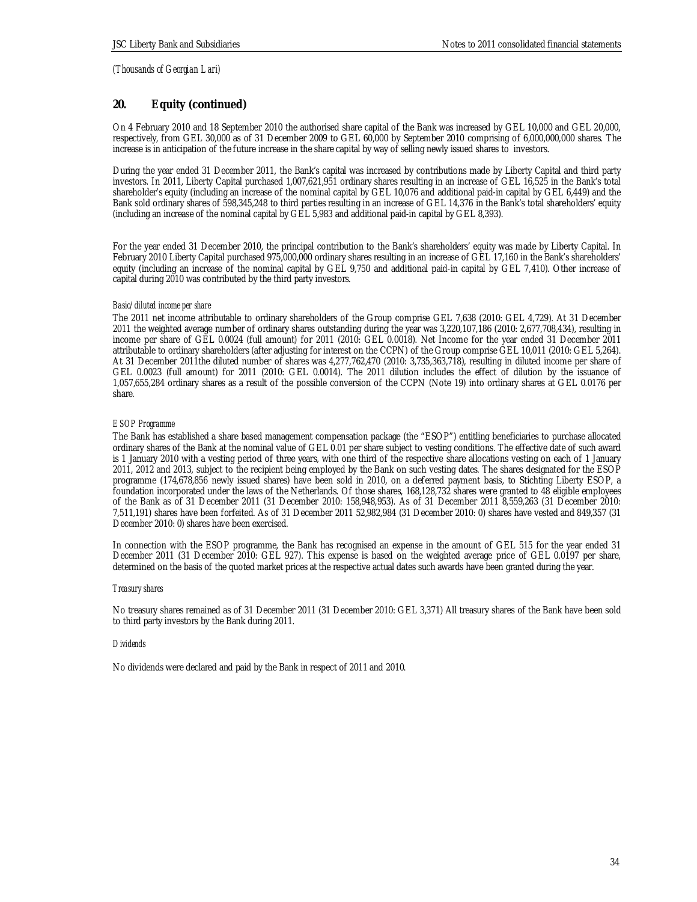*(Thousands of Georgian Lari)*

## 20. Equity (continued)

On 4 February 2010 and 18 September 2010 the authorised share capital of the Bank was increased by GEL 10,000 and GEL 20,000, respectively, from GEL 30,000 as of 31 December 2009 to GEL 60,000 by September 2010 comprising of 6,000,000,000 shares. The increase is in anticipation of the future increase in the share capital by way of selling newly issued shares to investors.

During the year ended 31 December 2011, the Bank's capital was increased by contributions made by Liberty Capital and third party investors. In 2011, Liberty Capital purchased 1,007,621,951 ordinary shares resulting in an increase of GEL 16,525 in the Bank's total shareholder's equity (including an increase of the nominal capital by GEL 10,076 and additional paid-in capital by GEL 6,449) and the Bank sold ordinary shares of 598,345,248 to third parties resulting in an increase of GEL 14,376 in the Bank's total shareholders' equity (including an increase of the nominal capital by GEL 5,983 and additional paid-in capital by GEL 8,393).

For the year ended 31 December 2010, the principal contribution to the Bank's shareholders' equity was made by Liberty Capital. In February 2010 Liberty Capital purchased 975,000,000 ordinary shares resulting in an increase of GEL 17,160 in the Bank's shareholders' equity (including an increase of the nominal capital by GEL 9,750 and additional paid-in capital by GEL 7,410). Other increase of capital during 2010 was contributed by the third party investors.

*Basic/diluted income per share*

The 2011 net income attributable to ordinary shareholders of the Group comprise GEL 7,638 (2010: GEL 4,729). At 31 December 2011 the weighted average number of ordinary shares outstanding during the year was 3,220,107,186 (2010: 2,677,708,434), resulting in income per share of GEL 0.0024 (full amount) for 2011 (2010: GEL 0.0018). Net Income for the year ended 31 December 2011 attributable to ordinary shareholders (after adjusting for interest on the CCPN) of the Group comprise GEL 10,011 (2010: GEL 5,264). At 31 December 2011the diluted number of shares was 4,277,762,470 (2010: 3,735,363,718), resulting in diluted income per share of GEL 0.0023 (full amount) for 2011 (2010: GEL 0.0014). The 2011 dilution includes the effect of dilution by the issuance of 1,057,655,284 ordinary shares as a result of the possible conversion of the CCPN (Note 19) into ordinary shares at GEL 0.0176 per share.

*ESOP Programme*

The Bank has established a share based management compensation package (the "ESOP") entitling beneficiaries to purchase allocated ordinary shares of the Bank at the nominal value of GEL 0.01 per share subject to vesting conditions. The effective date of such award is 1 January 2010 with a vesting period of three years, with one third of the respective share allocations vesting on each of 1 January 2011, 2012 and 2013, subject to the recipient being employed by the Bank on such vesting dates. The shares designated for the ESOP programme (174,678,856 newly issued shares) have been sold in 2010, on a deferred payment basis, to Stichting Liberty ESOP, a foundation incorporated under the laws of the Netherlands. Of those shares, 168,128,732 shares were granted to 48 eligible employees of the Bank as of 31 December 2011 (31 December 2010: 158,948,953). As of 31 December 2011 8,559,263 (31 December 2010: 7,511,191) shares have been forfeited. As of 31 December 2011 52,982,984 (31 December 2010: 0) shares have vested and 849,357 (31 December 2010: 0) shares have been exercised.

In connection with the ESOP programme, the Bank has recognised an expense in the amount of GEL 515 for the year ended 31 December 2011 (31 December 2010: GEL 927). This expense is based on the weighted average price of GEL 0.0197 per share, determined on the basis of the quoted market prices at the respective actual dates such awards have been granted during the year.

*Treasury shares*

No treasury shares remained as of 31 December 2011 (31 December 2010: GEL 3,371) All treasury shares of the Bank have been sold to third party investors by the Bank during 2011.

*Dividends*

No dividends were declared and paid by the Bank in respect of 2011 and 2010.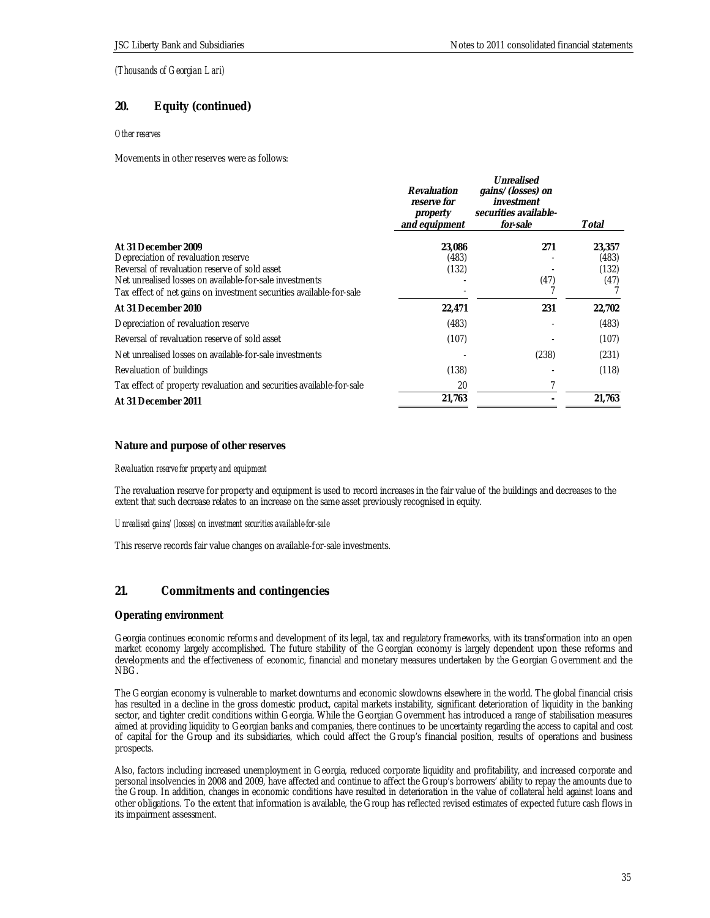*(Thousands of Georgian Lari)*

## 20. Equity (continued)

*Other reserves*

Movements in other reserves were as follows:

| | *Revaluation reserve for property and equipment* | *Unrealised gains/(losses) on investment securities available-for-sale* | *Total* |
|---|---|---|---|
| **At 31 December 2009** | **23,086** | **271** | **23,357** |
| Depreciation of revaluation reserve | (483) | - | (483) |
| Reversal of revaluation reserve of sold asset | (132) | - | (132) |
| Net unrealised losses on available-for-sale investments | - | (47) | (47) |
| Tax effect of net gains on investment securities available-for-sale | - | 7 | 7 |
| **At 31 December 2010** | **22,471** | **231** | **22,702** |
| Depreciation of revaluation reserve | (483) | - | (483) |
| Reversal of revaluation reserve of sold asset | (107) | - | (107) |
| Net unrealised losses on available-for-sale investments | - | (238) | (231) |
| Revaluation of buildings | (138) | - | (118) |
| Tax effect of property revaluation and securities available-for-sale | 20 | 7 | |
| **At 31 December 2011** | **21,763** | **-** | **21,763** |

### Nature and purpose of other reserves

*Revaluation reserve for property and equipment*

The revaluation reserve for property and equipment is used to record increases in the fair value of the buildings and decreases to the extent that such decrease relates to an increase on the same asset previously recognised in equity.

*Unrealised gains/(losses) on investment securities available-for-sale*

This reserve records fair value changes on available-for-sale investments.

## 21. Commitments and contingencies

### Operating environment

Georgia continues economic reforms and development of its legal, tax and regulatory frameworks, with its transformation into an open market economy largely accomplished. The future stability of the Georgian economy is largely dependent upon these reforms and developments and the effectiveness of economic, financial and monetary measures undertaken by the Georgian Government and the NBG.

The Georgian economy is vulnerable to market downturns and economic slowdowns elsewhere in the world. The global financial crisis has resulted in a decline in the gross domestic product, capital markets instability, significant deterioration of liquidity in the banking sector, and tighter credit conditions within Georgia. While the Georgian Government has introduced a range of stabilisation measures aimed at providing liquidity to Georgian banks and companies, there continues to be uncertainty regarding the access to capital and cost of capital for the Group and its subsidiaries, which could affect the Group's financial position, results of operations and business prospects.

Also, factors including increased unemployment in Georgia, reduced corporate liquidity and profitability, and increased corporate and personal insolvencies in 2008 and 2009, have affected and continue to affect the Group's borrowers' ability to repay the amounts due to the Group. In addition, changes in economic conditions have resulted in deterioration in the value of collateral held against loans and other obligations. To the extent that information is available, the Group has reflected revised estimates of expected future cash flows in its impairment assessment.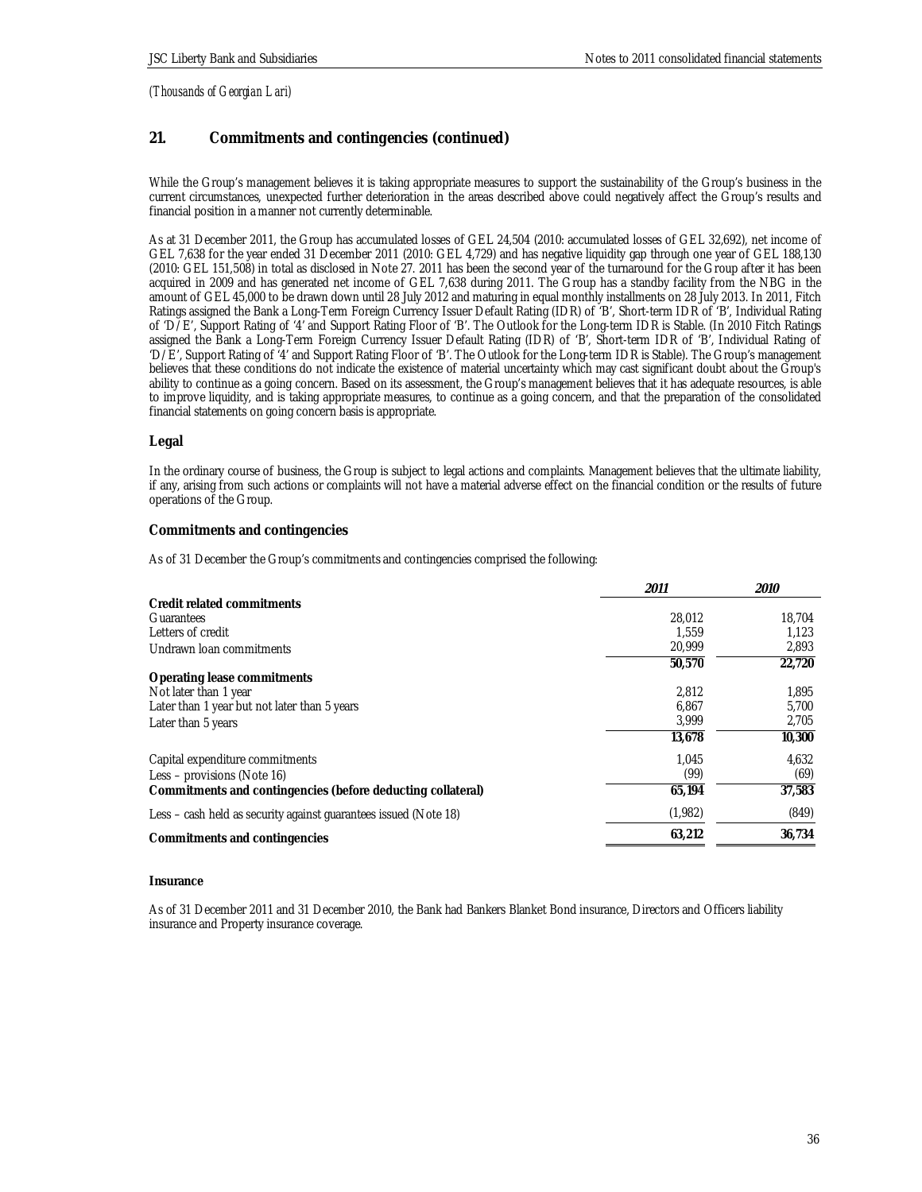*(Thousands of Georgian Lari)*

## 21. Commitments and contingencies (continued)

While the Group's management believes it is taking appropriate measures to support the sustainability of the Group's business in the current circumstances, unexpected further deterioration in the areas described above could negatively affect the Group's results and financial position in a manner not currently determinable.

As at 31 December 2011, the Group has accumulated losses of GEL 24,504 (2010: accumulated losses of GEL 32,692), net income of GEL 7,638 for the year ended 31 December 2011 (2010: GEL 4,729) and has negative liquidity gap through one year of GEL 188,130 (2010: GEL 151,508) in total as disclosed in Note 27. 2011 has been the second year of the turnaround for the Group after it has been acquired in 2009 and has generated net income of GEL 7,638 during 2011. The Group has a standby facility from the NBG in the amount of GEL 45,000 to be drawn down until 28 July 2012 and maturing in equal monthly installments on 28 July 2013. In 2011, Fitch Ratings assigned the Bank a Long-Term Foreign Currency Issuer Default Rating (IDR) of 'B', Short-term IDR of 'B', Individual Rating of 'D/E', Support Rating of '4' and Support Rating Floor of 'B'. The Outlook for the Long-term IDR is Stable. (In 2010 Fitch Ratings assigned the Bank a Long-Term Foreign Currency Issuer Default Rating (IDR) of 'B', Short-term IDR of 'B', Individual Rating of 'D/E', Support Rating of '4' and Support Rating Floor of 'B'. The Outlook for the Long-term IDR is Stable). The Group's management believes that these conditions do not indicate the existence of material uncertainty which may cast significant doubt about the Group's ability to continue as a going concern. Based on its assessment, the Group's management believes that it has adequate resources, is able to improve liquidity, and is taking appropriate measures, to continue as a going concern, and that the preparation of the consolidated financial statements on going concern basis is appropriate.

### Legal

In the ordinary course of business, the Group is subject to legal actions and complaints. Management believes that the ultimate liability, if any, arising from such actions or complaints will not have a material adverse effect on the financial condition or the results of future operations of the Group.

### Commitments and contingencies

As of 31 December the Group's commitments and contingencies comprised the following:

| | *2011* | *2010* |
|---|---|---|
| **Credit related commitments** | | |
| Guarantees | 28,012 | 18,704 |
| Letters of credit | 1,559 | 1,123 |
| Undrawn loan commitments | 20,999 | 2,893 |
| | **50,570** | **22,720** |
| **Operating lease commitments** | | |
| Not later than 1 year | 2,812 | 1,895 |
| Later than 1 year but not later than 5 years | 6,867 | 5,700 |
| Later than 5 years | 3,999 | 2,705 |
| | **13,678** | **10,300** |
| Capital expenditure commitments | 1,045 | 4,632 |
| Less – provisions (Note 16) | (99) | (69) |
| **Commitments and contingencies (before deducting collateral)** | **65,194** | **37,583** |
| Less – cash held as security against guarantees issued (Note 18) | (1,982) | (849) |
| **Commitments and contingencies** | **63,212** | **36,734** |

#### Insurance

As of 31 December 2011 and 31 December 2010, the Bank had Bankers Blanket Bond insurance, Directors and Officers liability insurance and Property insurance coverage.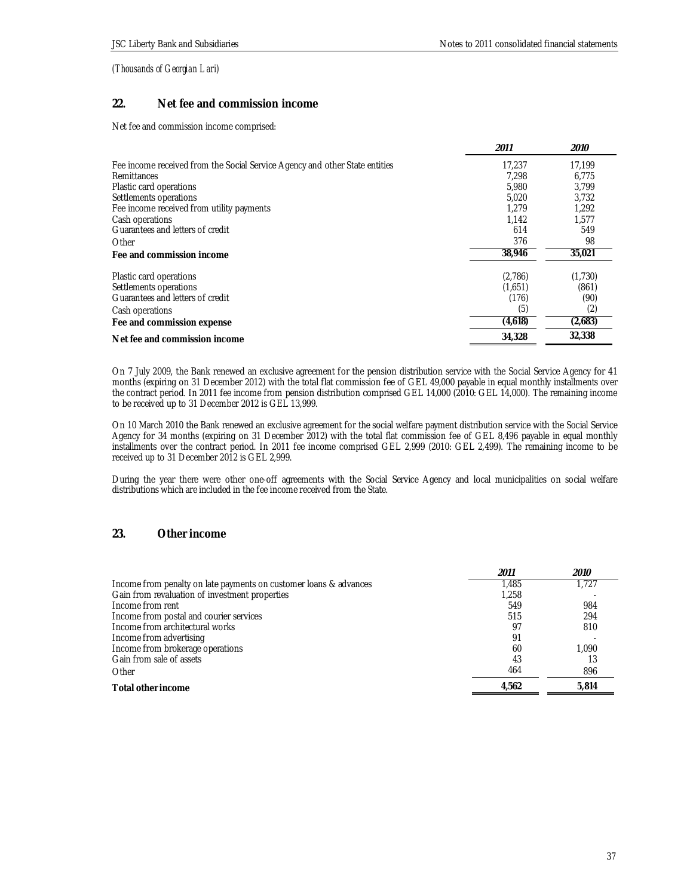*(Thousands of Georgian Lari)*

## 22. Net fee and commission income

Net fee and commission income comprised:

| | *2011* | *2010* |
|---|---|---|
| Fee income received from the Social Service Agency and other State entities | 17,237 | 17,199 |
| Remittances | 7,298 | 6,775 |
| Plastic card operations | 5,980 | 3,799 |
| Settlements operations | 5,020 | 3,732 |
| Fee income received from utility payments | 1,279 | 1,292 |
| Cash operations | 1,142 | 1,577 |
| Guarantees and letters of credit | 614 | 549 |
| Other | 376 | 98 |
| **Fee and commission income** | **38,946** | **35,021** |
| Plastic card operations | (2,786) | (1,730) |
| Settlements operations | (1,651) | (861) |
| Guarantees and letters of credit | (176) | (90) |
| Cash operations | (5) | (2) |
| **Fee and commission expense** | **(4,618)** | **(2,683)** |
| **Net fee and commission income** | **34,328** | **32,338** |

On 7 July 2009, the Bank renewed an exclusive agreement for the pension distribution service with the Social Service Agency for 41 months (expiring on 31 December 2012) with the total flat commission fee of GEL 49,000 payable in equal monthly installments over the contract period. In 2011 fee income from pension distribution comprised GEL 14,000 (2010: GEL 14,000). The remaining income to be received up to 31 December 2012 is GEL 13,999.

On 10 March 2010 the Bank renewed an exclusive agreement for the social welfare payment distribution service with the Social Service Agency for 34 months (expiring on 31 December 2012) with the total flat commission fee of GEL 8,496 payable in equal monthly installments over the contract period. In 2011 fee income comprised GEL 2,999 (2010: GEL 2,499). The remaining income to be received up to 31 December 2012 is GEL 2,999.

During the year there were other one-off agreements with the Social Service Agency and local municipalities on social welfare distributions which are included in the fee income received from the State.

## 23. Other income

| | *2011* | *2010* |
|---|---|---|
| Income from penalty on late payments on customer loans & advances | 1,485 | 1,727 |
| Gain from revaluation of investment properties | 1,258 | - |
| Income from rent | 549 | 984 |
| Income from postal and courier services | 515 | 294 |
| Income from architectural works | 97 | 810 |
| Income from advertising | 91 | - |
| Income from brokerage operations | 60 | 1,090 |
| Gain from sale of assets | 43 | 13 |
| Other | 464 | 896 |
| **Total other income** | **4,562** | **5,814** |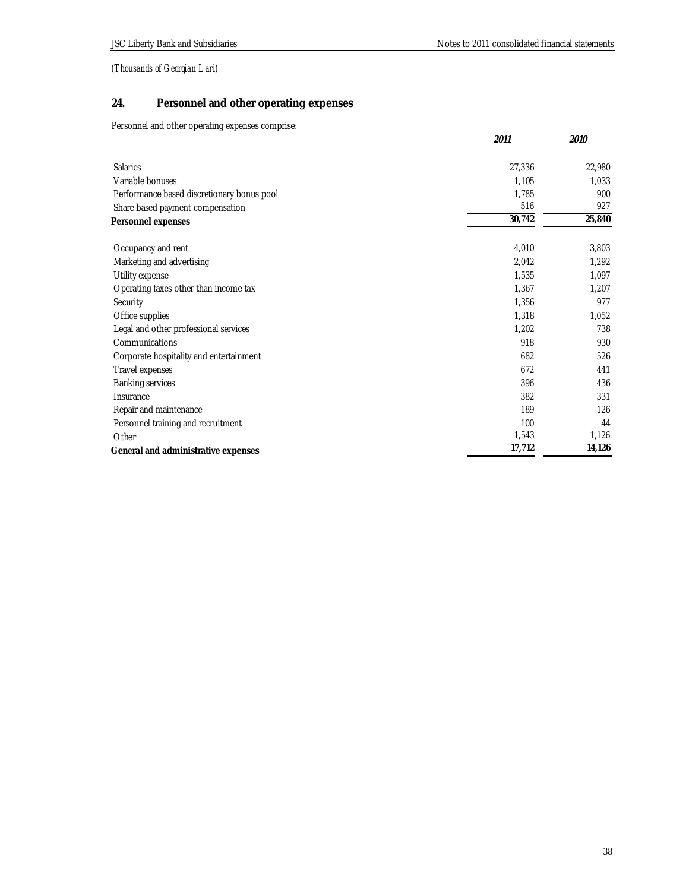*(Thousands of Georgian Lari)*

## 24. Personnel and other operating expenses

Personnel and other operating expenses comprise:

| | *2011* | *2010* |
|---|---|---|
| Salaries | 27,336 | 22,980 |
| Variable bonuses | 1,105 | 1,033 |
| Performance based discretionary bonus pool | 1,785 | 900 |
| Share based payment compensation | 516 | 927 |
| **Personnel expenses** | **30,742** | **25,840** |
| | | |
| Occupancy and rent | 4,010 | 3,803 |
| Marketing and advertising | 2,042 | 1,292 |
| Utility expense | 1,535 | 1,097 |
| Operating taxes other than income tax | 1,367 | 1,207 |
| Security | 1,356 | 977 |
| Office supplies | 1,318 | 1,052 |
| Legal and other professional services | 1,202 | 738 |
| Communications | 918 | 930 |
| Corporate hospitality and entertainment | 682 | 526 |
| Travel expenses | 672 | 441 |
| Banking services | 396 | 436 |
| Insurance | 382 | 331 |
| Repair and maintenance | 189 | 126 |
| Personnel training and recruitment | 100 | 44 |
| Other | 1,543 | 1,126 |
| **General and administrative expenses** | **17,712** | **14,126** |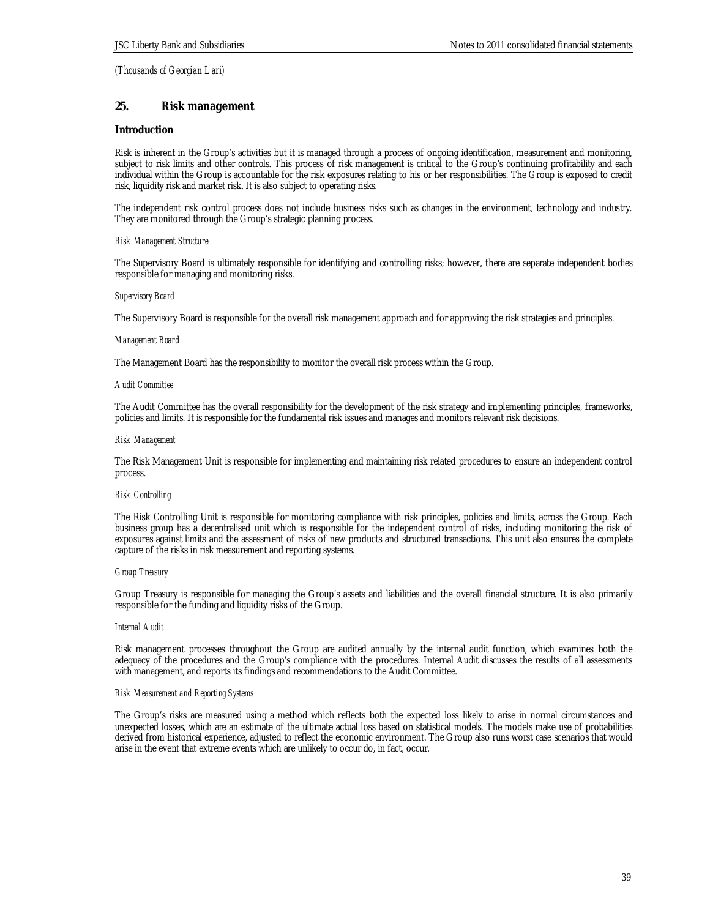*(Thousands of Georgian Lari)*

## 25. Risk management

### Introduction

Risk is inherent in the Group's activities but it is managed through a process of ongoing identification, measurement and monitoring, subject to risk limits and other controls. This process of risk management is critical to the Group's continuing profitability and each individual within the Group is accountable for the risk exposures relating to his or her responsibilities. The Group is exposed to credit risk, liquidity risk and market risk. It is also subject to operating risks.

The independent risk control process does not include business risks such as changes in the environment, technology and industry. They are monitored through the Group's strategic planning process.

*Risk Management Structure*

The Supervisory Board is ultimately responsible for identifying and controlling risks; however, there are separate independent bodies responsible for managing and monitoring risks.

*Supervisory Board*

The Supervisory Board is responsible for the overall risk management approach and for approving the risk strategies and principles.

*Management Board*

The Management Board has the responsibility to monitor the overall risk process within the Group.

*Audit Committee*

The Audit Committee has the overall responsibility for the development of the risk strategy and implementing principles, frameworks, policies and limits. It is responsible for the fundamental risk issues and manages and monitors relevant risk decisions.

*Risk Management*

The Risk Management Unit is responsible for implementing and maintaining risk related procedures to ensure an independent control process.

*Risk Controlling*

The Risk Controlling Unit is responsible for monitoring compliance with risk principles, policies and limits, across the Group. Each business group has a decentralised unit which is responsible for the independent control of risks, including monitoring the risk of exposures against limits and the assessment of risks of new products and structured transactions. This unit also ensures the complete capture of the risks in risk measurement and reporting systems.

*Group Treasury*

Group Treasury is responsible for managing the Group's assets and liabilities and the overall financial structure. It is also primarily responsible for the funding and liquidity risks of the Group.

*Internal Audit*

Risk management processes throughout the Group are audited annually by the internal audit function, which examines both the adequacy of the procedures and the Group's compliance with the procedures. Internal Audit discusses the results of all assessments with management, and reports its findings and recommendations to the Audit Committee.

*Risk Measurement and Reporting Systems*

The Group's risks are measured using a method which reflects both the expected loss likely to arise in normal circumstances and unexpected losses, which are an estimate of the ultimate actual loss based on statistical models. The models make use of probabilities derived from historical experience, adjusted to reflect the economic environment. The Group also runs worst case scenarios that would arise in the event that extreme events which are unlikely to occur do, in fact, occur.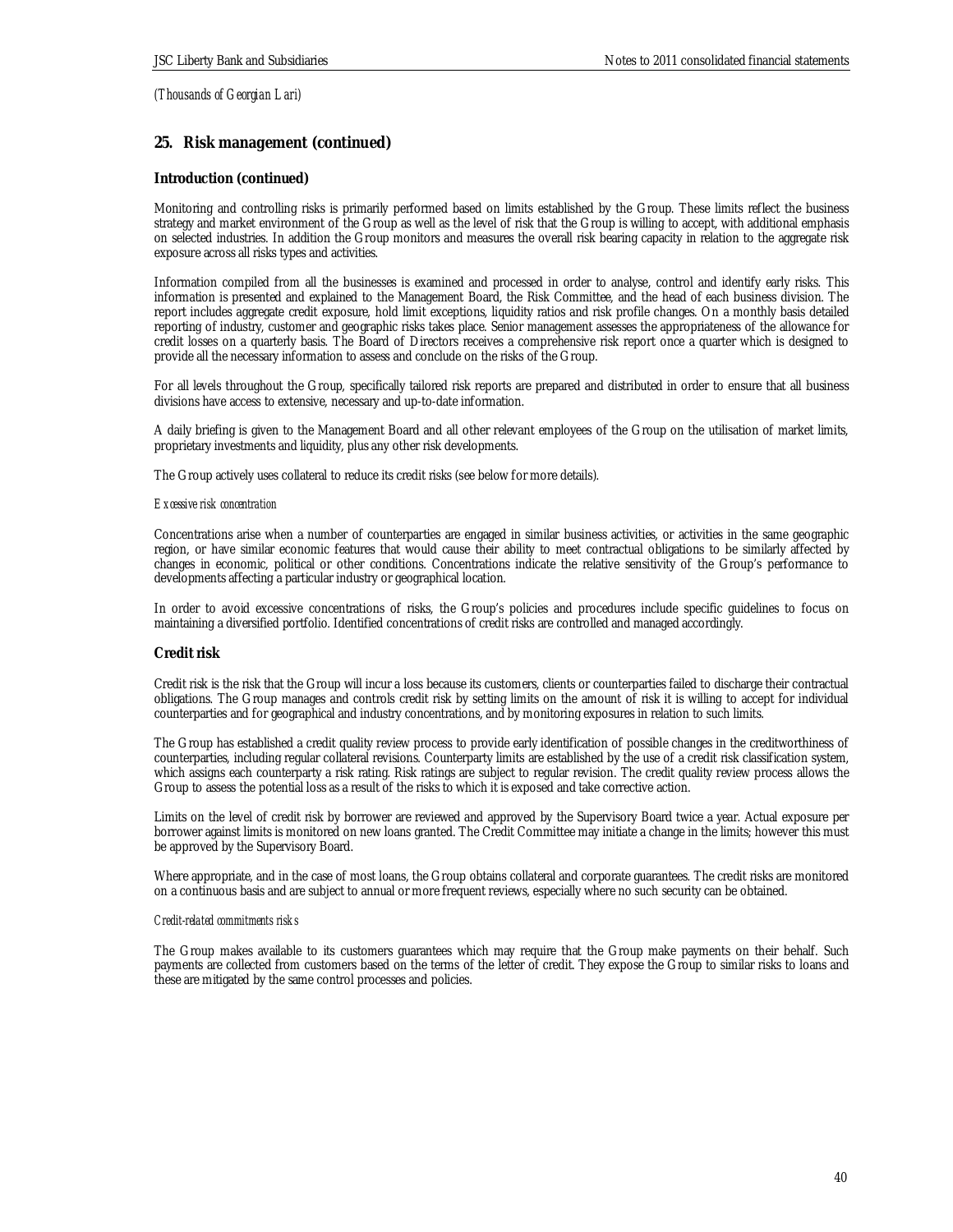*(Thousands of Georgian Lari)*

## 25. Risk management (continued)

### Introduction (continued)

Monitoring and controlling risks is primarily performed based on limits established by the Group. These limits reflect the business strategy and market environment of the Group as well as the level of risk that the Group is willing to accept, with additional emphasis on selected industries. In addition the Group monitors and measures the overall risk bearing capacity in relation to the aggregate risk exposure across all risks types and activities.

Information compiled from all the businesses is examined and processed in order to analyse, control and identify early risks. This information is presented and explained to the Management Board, the Risk Committee, and the head of each business division. The report includes aggregate credit exposure, hold limit exceptions, liquidity ratios and risk profile changes. On a monthly basis detailed reporting of industry, customer and geographic risks takes place. Senior management assesses the appropriateness of the allowance for credit losses on a quarterly basis. The Board of Directors receives a comprehensive risk report once a quarter which is designed to provide all the necessary information to assess and conclude on the risks of the Group.

For all levels throughout the Group, specifically tailored risk reports are prepared and distributed in order to ensure that all business divisions have access to extensive, necessary and up-to-date information.

A daily briefing is given to the Management Board and all other relevant employees of the Group on the utilisation of market limits, proprietary investments and liquidity, plus any other risk developments.

The Group actively uses collateral to reduce its credit risks (see below for more details).

*Excessive risk concentration*

Concentrations arise when a number of counterparties are engaged in similar business activities, or activities in the same geographic region, or have similar economic features that would cause their ability to meet contractual obligations to be similarly affected by changes in economic, political or other conditions. Concentrations indicate the relative sensitivity of the Group's performance to developments affecting a particular industry or geographical location.

In order to avoid excessive concentrations of risks, the Group's policies and procedures include specific guidelines to focus on maintaining a diversified portfolio. Identified concentrations of credit risks are controlled and managed accordingly.

### Credit risk

Credit risk is the risk that the Group will incur a loss because its customers, clients or counterparties failed to discharge their contractual obligations. The Group manages and controls credit risk by setting limits on the amount of risk it is willing to accept for individual counterparties and for geographical and industry concentrations, and by monitoring exposures in relation to such limits.

The Group has established a credit quality review process to provide early identification of possible changes in the creditworthiness of counterparties, including regular collateral revisions. Counterparty limits are established by the use of a credit risk classification system, which assigns each counterparty a risk rating. Risk ratings are subject to regular revision. The credit quality review process allows the Group to assess the potential loss as a result of the risks to which it is exposed and take corrective action.

Limits on the level of credit risk by borrower are reviewed and approved by the Supervisory Board twice a year. Actual exposure per borrower against limits is monitored on new loans granted. The Credit Committee may initiate a change in the limits; however this must be approved by the Supervisory Board.

Where appropriate, and in the case of most loans, the Group obtains collateral and corporate guarantees. The credit risks are monitored on a continuous basis and are subject to annual or more frequent reviews, especially where no such security can be obtained.

*Credit-related commitments risks*

The Group makes available to its customers guarantees which may require that the Group make payments on their behalf. Such payments are collected from customers based on the terms of the letter of credit. They expose the Group to similar risks to loans and these are mitigated by the same control processes and policies.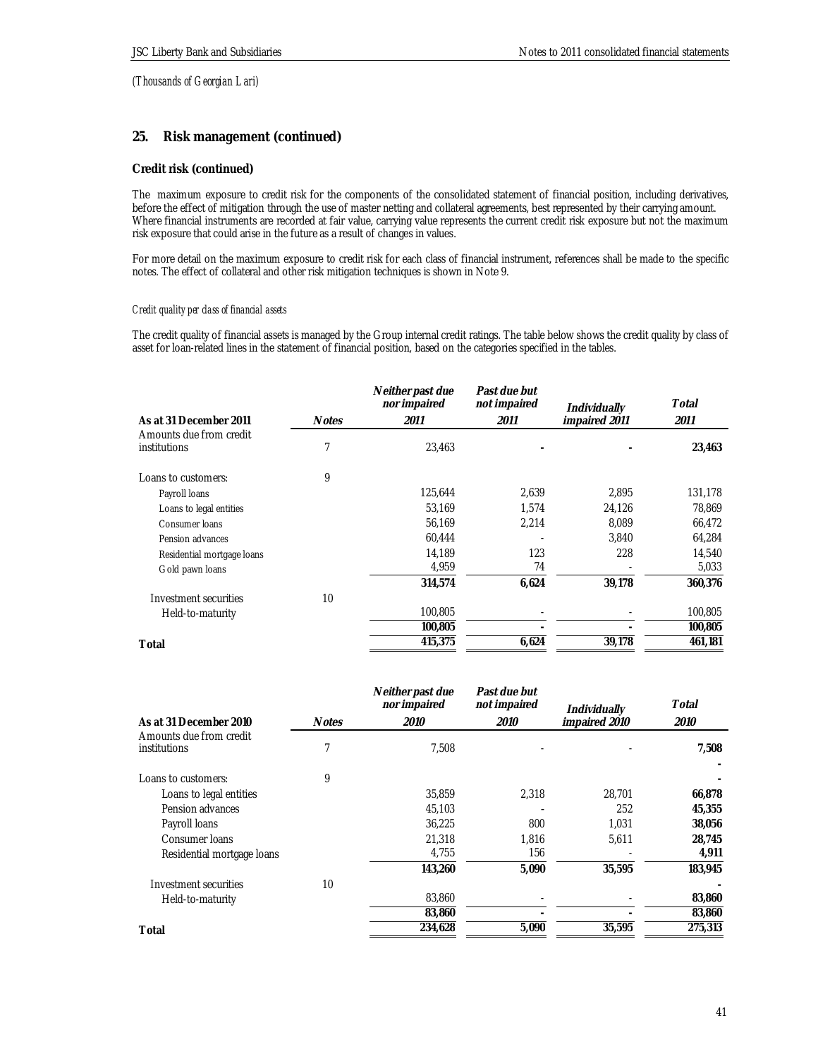*(Thousands of Georgian Lari)*

## 25. Risk management (continued)

### Credit risk (continued)

The maximum exposure to credit risk for the components of the consolidated statement of financial position, including derivatives, before the effect of mitigation through the use of master netting and collateral agreements, best represented by their carrying amount. Where financial instruments are recorded at fair value, carrying value represents the current credit risk exposure but not the maximum risk exposure that could arise in the future as a result of changes in values.

For more detail on the maximum exposure to credit risk for each class of financial instrument, references shall be made to the specific notes. The effect of collateral and other risk mitigation techniques is shown in Note 9.

*Credit quality per class of financial assets*

The credit quality of financial assets is managed by the Group internal credit ratings. The table below shows the credit quality by class of asset for loan-related lines in the statement of financial position, based on the categories specified in the tables.

| As at 31 December 2011 | Notes | Neither past due nor impaired 2011 | Past due but not impaired 2011 | Individually impaired 2011 | Total 2011 |
|---|---|---|---|---|---|
| Amounts due from credit institutions | 7 | 23,463 | - | - | **23,463** |
| Loans to customers: | 9 | | | | |
| Payroll loans | | 125,644 | 2,639 | 2,895 | 131,178 |
| Loans to legal entities | | 53,169 | 1,574 | 24,126 | 78,869 |
| Consumer loans | | 56,169 | 2,214 | 8,089 | 66,472 |
| Pension advances | | 60,444 | - | 3,840 | 64,284 |
| Residential mortgage loans | | 14,189 | 123 | 228 | 14,540 |
| Gold pawn loans | | 4,959 | 74 | - | 5,033 |
| | | **314,574** | **6,624** | **39,178** | **360,376** |
| Investment securities | 10 | | | | |
| Held-to-maturity | | 100,805 | - | - | 100,805 |
| | | **100,805** | **-** | **-** | **100,805** |
| **Total** | | **415,375** | **6,624** | **39,178** | **461,181** |

| As at 31 December 2010 | Notes | Neither past due nor impaired 2010 | Past due but not impaired 2010 | Individually impaired 2010 | Total 2010 |
|---|---|---|---|---|---|
| Amounts due from credit institutions | 7 | 7,508 | - | - | **7,508** |
| | | | | | **-** |
| Loans to customers: | 9 | | | | **-** |
| Loans to legal entities | | 35,859 | 2,318 | 28,701 | **66,878** |
| Pension advances | | 45,103 | - | 252 | **45,355** |
| Payroll loans | | 36,225 | 800 | 1,031 | **38,056** |
| Consumer loans | | 21,318 | 1,816 | 5,611 | **28,745** |
| Residential mortgage loans | | 4,755 | 156 | - | **4,911** |
| | | **143,260** | **5,090** | **35,595** | **183,945** |
| Investment securities | 10 | | | | **-** |
| Held-to-maturity | | 83,860 | - | - | **83,860** |
| | | **83,860** | **-** | **-** | **83,860** |
| **Total** | | **234,628** | **5,090** | **35,595** | **275,313** |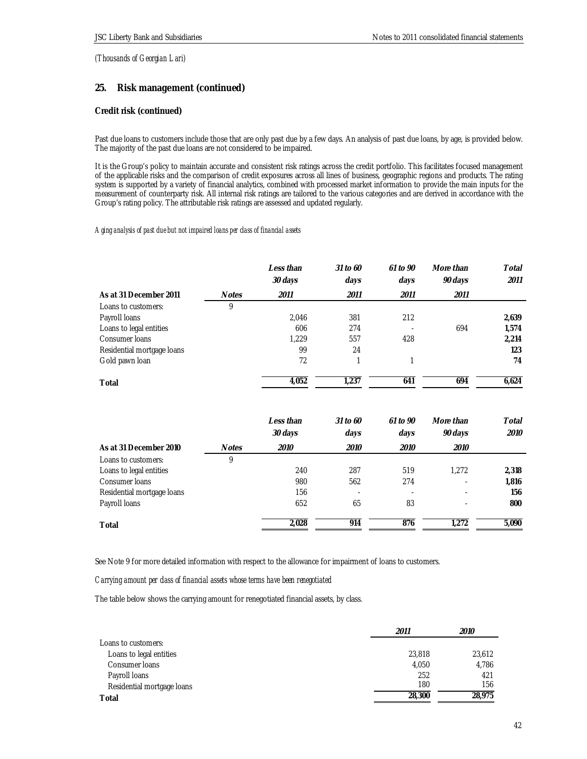*(Thousands of Georgian Lari)*

## 25. Risk management (continued)

### Credit risk (continued)

Past due loans to customers include those that are only past due by a few days. An analysis of past due loans, by age, is provided below. The majority of the past due loans are not considered to be impaired.

It is the Group's policy to maintain accurate and consistent risk ratings across the credit portfolio. This facilitates focused management of the applicable risks and the comparison of credit exposures across all lines of business, geographic regions and products. The rating system is supported by a variety of financial analytics, combined with processed market information to provide the main inputs for the measurement of counterparty risk. All internal risk ratings are tailored to the various categories and are derived in accordance with the Group's rating policy. The attributable risk ratings are assessed and updated regularly.

*Aging analysis of past due but not impaired loans per class of financial assets*

| As at 31 December 2011 | Notes | Less than 30 days 2011 | 31 to 60 days 2011 | 61 to 90 days 2011 | More than 90 days 2011 | Total 2011 |
|---|---|---|---|---|---|---|
| Loans to customers: | 9 | | | | | |
| Payroll loans | | 2,046 | 381 | 212 | | **2,639** |
| Loans to legal entities | | 606 | 274 | - | 694 | **1,574** |
| Consumer loans | | 1,229 | 557 | 428 | | **2,214** |
| Residential mortgage loans | | 99 | 24 | | | **123** |
| Gold pawn loan | | 72 | 1 | 1 | | **74** |
| **Total** | | **4,052** | **1,237** | **641** | **694** | **6,624** |

| As at 31 December 2010 | Notes | Less than 30 days 2010 | 31 to 60 days 2010 | 61 to 90 days 2010 | More than 90 days 2010 | Total 2010 |
|---|---|---|---|---|---|---|
| Loans to customers: | 9 | | | | | |
| Loans to legal entities | | 240 | 287 | 519 | 1,272 | **2,318** |
| Consumer loans | | 980 | 562 | 274 | - | **1,816** |
| Residential mortgage loans | | 156 | - | - | - | **156** |
| Payroll loans | | 652 | 65 | 83 | - | **800** |
| **Total** | | **2,028** | **914** | **876** | **1,272** | **5,090** |

See Note 9 for more detailed information with respect to the allowance for impairment of loans to customers.

*Carrying amount per class of financial assets whose terms have been renegotiated*

The table below shows the carrying amount for renegotiated financial assets, by class.

| | 2011 | 2010 |
|---|---|---|
| Loans to customers: | | |
| Loans to legal entities | 23,818 | 23,612 |
| Consumer loans | 4,050 | 4,786 |
| Payroll loans | 252 | 421 |
| Residential mortgage loans | 180 | 156 |
| **Total** | **28,300** | **28,975** |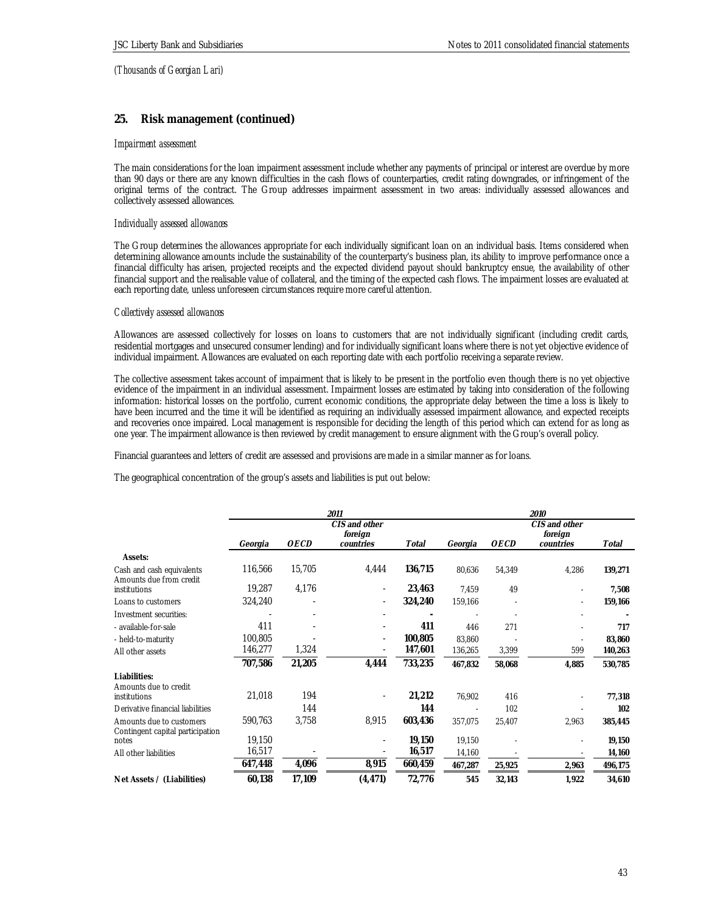*(Thousands of Georgian Lari)*

## 25. Risk management (continued)

*Impairment assessment*

The main considerations for the loan impairment assessment include whether any payments of principal or interest are overdue by more than 90 days or there are any known difficulties in the cash flows of counterparties, credit rating downgrades, or infringement of the original terms of the contract. The Group addresses impairment assessment in two areas: individually assessed allowances and collectively assessed allowances.

*Individually assessed allowances*

The Group determines the allowances appropriate for each individually significant loan on an individual basis. Items considered when determining allowance amounts include the sustainability of the counterparty's business plan, its ability to improve performance once a financial difficulty has arisen, projected receipts and the expected dividend payout should bankruptcy ensue, the availability of other financial support and the realisable value of collateral, and the timing of the expected cash flows. The impairment losses are evaluated at each reporting date, unless unforeseen circumstances require more careful attention.

*Collectively assessed allowances*

Allowances are assessed collectively for losses on loans to customers that are not individually significant (including credit cards, residential mortgages and unsecured consumer lending) and for individually significant loans where there is not yet objective evidence of individual impairment. Allowances are evaluated on each reporting date with each portfolio receiving a separate review.

The collective assessment takes account of impairment that is likely to be present in the portfolio even though there is no yet objective evidence of the impairment in an individual assessment. Impairment losses are estimated by taking into consideration of the following information: historical losses on the portfolio, current economic conditions, the appropriate delay between the time a loss is likely to have been incurred and the time it will be identified as requiring an individually assessed impairment allowance, and expected receipts and recoveries once impaired. Local management is responsible for deciding the length of this period which can extend for as long as one year. The impairment allowance is then reviewed by credit management to ensure alignment with the Group's overall policy.

Financial guarantees and letters of credit are assessed and provisions are made in a similar manner as for loans.

The geographical concentration of the group's assets and liabilities is put out below:

| | *2011* | | | | *2010* | | | |
|---|---|---|---|---|---|---|---|---|
| | *Georgia* | *OECD* | *CIS and other foreign countries* | *Total* | *Georgia* | *OECD* | *CIS and other foreign countries* | *Total* |
| **Assets:** | | | | | | | | |
| Cash and cash equivalents | 116,566 | 15,705 | 4,444 | **136,715** | 80,636 | 54,349 | 4,286 | **139,271** |
| Amounts due from credit institutions | 19,287 | 4,176 | - | **23,463** | 7,459 | 49 | - | **7,508** |
| Loans to customers | 324,240 | - | - | **324,240** | 159,166 | - | - | **159,166** |
| Investment securities: | - | - | - | **-** | - | - | - | **-** |
| - available-for-sale | 411 | - | - | **411** | 446 | 271 | - | **717** |
| - held-to-maturity | 100,805 | - | - | **100,805** | 83,860 | - | - | **83,860** |
| All other assets | 146,277 | 1,324 | - | **147,601** | 136,265 | 3,399 | 599 | **140,263** |
| | **707,586** | **21,205** | **4,444** | **733,235** | **467,832** | **58,068** | **4,885** | **530,785** |
| **Liabilities:** | | | | | | | | |
| Amounts due to credit institutions | 21,018 | 194 | - | **21,212** | 76,902 | 416 | - | **77,318** |
| Derivative financial liabilities | | 144 | | **144** | - | 102 | - | **102** |
| Amounts due to customers | 590,763 | 3,758 | 8,915 | **603,436** | 357,075 | 25,407 | 2,963 | **385,445** |
| Contingent capital participation notes | 19,150 | | - | **19,150** | 19,150 | - | - | **19,150** |
| All other liabilities | 16,517 | - | - | **16,517** | 14,160 | - | - | **14,160** |
| | **647,448** | **4,096** | **8,915** | **660,459** | **467,287** | **25,925** | **2,963** | **496,175** |
| **Net Assets / (Liabilities)** | **60,138** | **17,109** | **(4,471)** | **72,776** | **545** | **32,143** | **1,922** | **34,610** |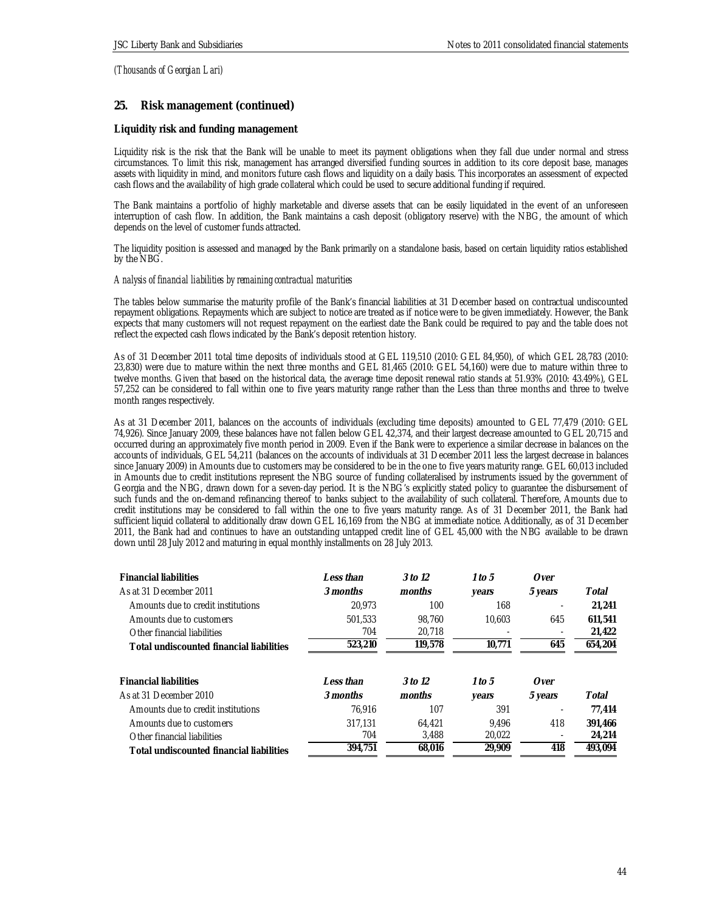*(Thousands of Georgian Lari)*

## 25. Risk management (continued)

### Liquidity risk and funding management

Liquidity risk is the risk that the Bank will be unable to meet its payment obligations when they fall due under normal and stress circumstances. To limit this risk, management has arranged diversified funding sources in addition to its core deposit base, manages assets with liquidity in mind, and monitors future cash flows and liquidity on a daily basis. This incorporates an assessment of expected cash flows and the availability of high grade collateral which could be used to secure additional funding if required.

The Bank maintains a portfolio of highly marketable and diverse assets that can be easily liquidated in the event of an unforeseen interruption of cash flow. In addition, the Bank maintains a cash deposit (obligatory reserve) with the NBG, the amount of which depends on the level of customer funds attracted.

The liquidity position is assessed and managed by the Bank primarily on a standalone basis, based on certain liquidity ratios established by the NBG.

*Analysis of financial liabilities by remaining contractual maturities*

The tables below summarise the maturity profile of the Bank's financial liabilities at 31 December based on contractual undiscounted repayment obligations. Repayments which are subject to notice are treated as if notice were to be given immediately. However, the Bank expects that many customers will not request repayment on the earliest date the Bank could be required to pay and the table does not reflect the expected cash flows indicated by the Bank's deposit retention history.

As of 31 December 2011 total time deposits of individuals stood at GEL 119,510 (2010: GEL 84,950), of which GEL 28,783 (2010: 23,830) were due to mature within the next three months and GEL 81,465 (2010: GEL 54,160) were due to mature within three to twelve months. Given that based on the historical data, the average time deposit renewal ratio stands at 51.93% (2010: 43.49%), GEL 57,252 can be considered to fall within one to five years maturity range rather than the Less than three months and three to twelve month ranges respectively.

As at 31 December 2011, balances on the accounts of individuals (excluding time deposits) amounted to GEL 77,479 (2010: GEL 74,926). Since January 2009, these balances have not fallen below GEL 42,374, and their largest decrease amounted to GEL 20,715 and occurred during an approximately five month period in 2009. Even if the Bank were to experience a similar decrease in balances on the accounts of individuals, GEL 54,211 (balances on the accounts of individuals at 31 December 2011 less the largest decrease in balances since January 2009) in Amounts due to customers may be considered to be in the one to five years maturity range. GEL 60,013 included in Amounts due to credit institutions represent the NBG source of funding collateralised by instruments issued by the government of Georgia and the NBG, drawn down for a seven-day period. It is the NBG's explicitly stated policy to guarantee the disbursement of such funds and the on-demand refinancing thereof to banks subject to the availability of such collateral. Therefore, Amounts due to credit institutions may be considered to fall within the one to five years maturity range. As of 31 December 2011, the Bank had sufficient liquid collateral to additionally draw down GEL 16,169 from the NBG at immediate notice. Additionally, as of 31 December 2011, the Bank had and continues to have an outstanding untapped credit line of GEL 45,000 with the NBG available to be drawn down until 28 July 2012 and maturing in equal monthly installments on 28 July 2013.

| **Financial liabilities**<br>As at 31 December 2011 | ***Less than 3 months*** | ***3 to 12 months*** | ***1 to 5 years*** | ***Over 5 years*** | ***Total*** |
|---|---|---|---|---|---|
| Amounts due to credit institutions | 20,973 | 100 | 168 | - | **21,241** |
| Amounts due to customers | 501,533 | 98,760 | 10,603 | 645 | **611,541** |
| Other financial liabilities | 704 | 20,718 | - | - | **21,422** |
| **Total undiscounted financial liabilities** | **523,210** | **119,578** | **10,771** | **645** | **654,204** |

| **Financial liabilities**<br>As at 31 December 2010 | ***Less than 3 months*** | ***3 to 12 months*** | ***1 to 5 years*** | ***Over 5 years*** | ***Total*** |
|---|---|---|---|---|---|
| Amounts due to credit institutions | 76,916 | 107 | 391 | - | **77,414** |
| Amounts due to customers | 317,131 | 64,421 | 9,496 | 418 | **391,466** |
| Other financial liabilities | 704 | 3,488 | 20,022 | - | **24,214** |
| **Total undiscounted financial liabilities** | **394,751** | **68,016** | **29,909** | **418** | **493,094** |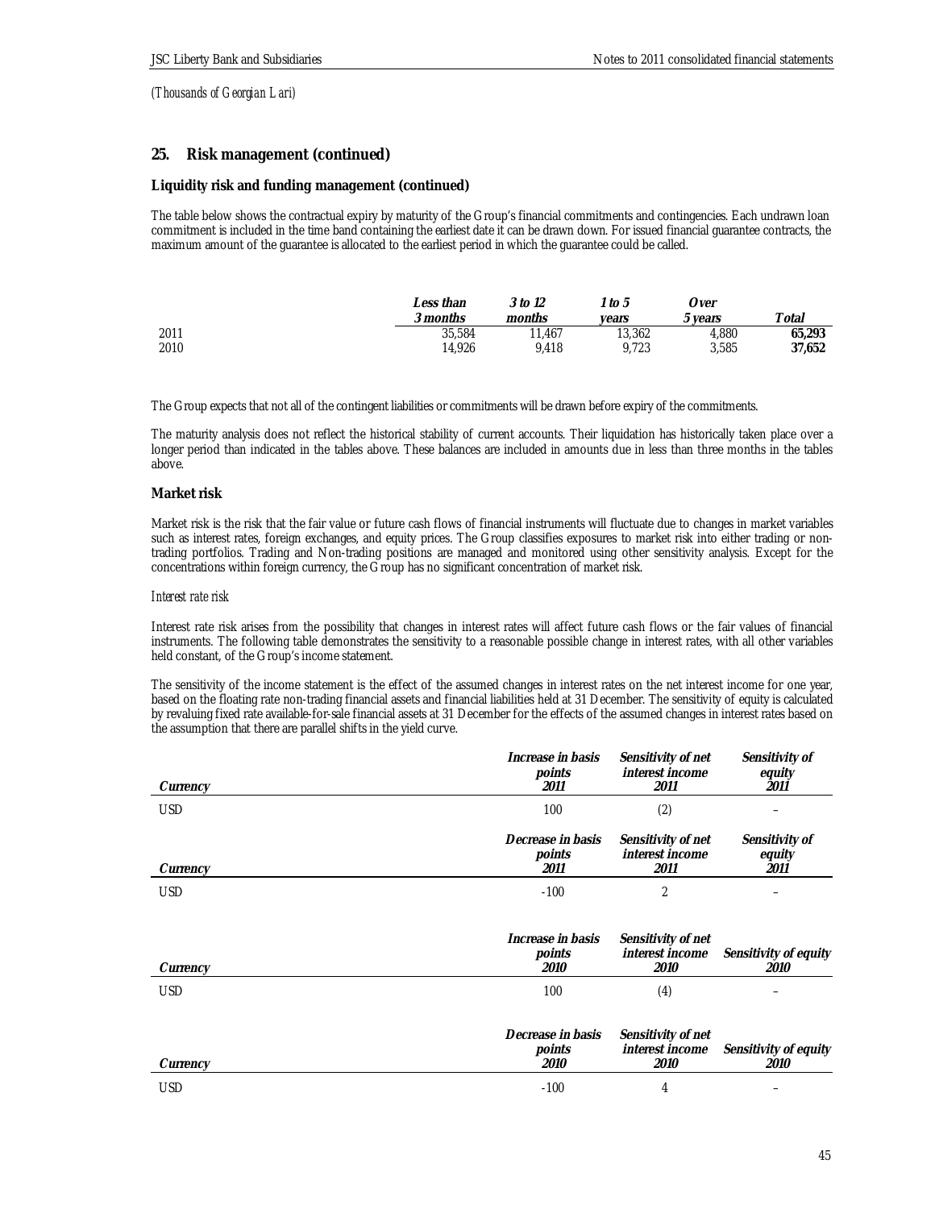*(Thousands of Georgian Lari)*

## 25. Risk management (continued)

### Liquidity risk and funding management (continued)

The table below shows the contractual expiry by maturity of the Group's financial commitments and contingencies. Each undrawn loan commitment is included in the time band containing the earliest date it can be drawn down. For issued financial guarantee contracts, the maximum amount of the guarantee is allocated to the earliest period in which the guarantee could be called.

| | *Less than 3 months* | *3 to 12 months* | *1 to 5 years* | *Over 5 years* | *Total* |
|---|---|---|---|---|---|
| 2011 | 35,584 | 11,467 | 13,362 | 4,880 | **65,293** |
| 2010 | 14,926 | 9,418 | 9,723 | 3,585 | **37,652** |

The Group expects that not all of the contingent liabilities or commitments will be drawn before expiry of the commitments.

The maturity analysis does not reflect the historical stability of current accounts. Their liquidation has historically taken place over a longer period than indicated in the tables above. These balances are included in amounts due in less than three months in the tables above.

### Market risk

Market risk is the risk that the fair value or future cash flows of financial instruments will fluctuate due to changes in market variables such as interest rates, foreign exchanges, and equity prices. The Group classifies exposures to market risk into either trading or non-trading portfolios. Trading and Non-trading positions are managed and monitored using other sensitivity analysis. Except for the concentrations within foreign currency, the Group has no significant concentration of market risk.

*Interest rate risk*

Interest rate risk arises from the possibility that changes in interest rates will affect future cash flows or the fair values of financial instruments. The following table demonstrates the sensitivity to a reasonable possible change in interest rates, with all other variables held constant, of the Group's income statement.

The sensitivity of the income statement is the effect of the assumed changes in interest rates on the net interest income for one year, based on the floating rate non-trading financial assets and financial liabilities held at 31 December. The sensitivity of equity is calculated by revaluing fixed rate available-for-sale financial assets at 31 December for the effects of the assumed changes in interest rates based on the assumption that there are parallel shifts in the yield curve.

| *Currency* | *Increase in basis points 2011* | *Sensitivity of net interest income 2011* | *Sensitivity of equity 2011* |
|---|---|---|---|
| USD | 100 | (2) | – |

| *Currency* | *Decrease in basis points 2011* | *Sensitivity of net interest income 2011* | *Sensitivity of equity 2011* |
|---|---|---|---|
| USD | -100 | 2 | – |

| *Currency* | *Increase in basis points 2010* | *Sensitivity of net interest income 2010* | *Sensitivity of equity 2010* |
|---|---|---|---|
| USD | 100 | (4) | – |

| *Currency* | *Decrease in basis points 2010* | *Sensitivity of net interest income 2010* | *Sensitivity of equity 2010* |
|---|---|---|---|
| USD | -100 | 4 | – |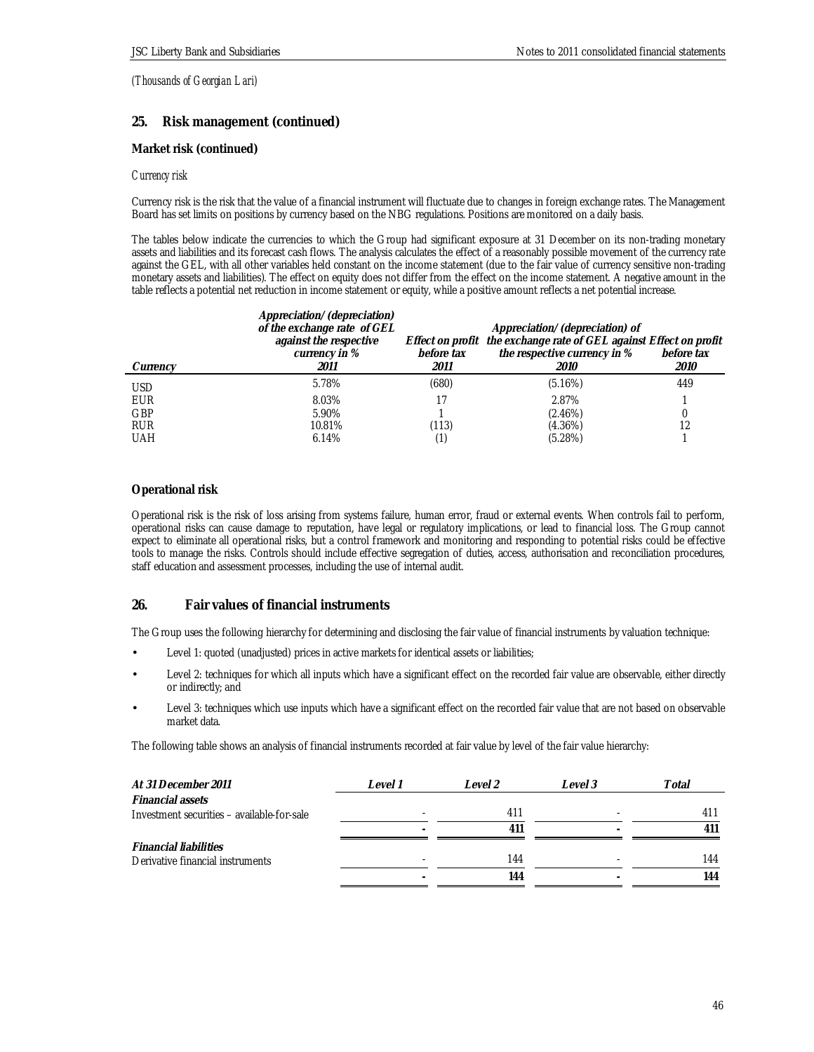*(Thousands of Georgian Lari)*

## 25. Risk management (continued)

### Market risk (continued)

*Currency risk*

Currency risk is the risk that the value of a financial instrument will fluctuate due to changes in foreign exchange rates. The Management Board has set limits on positions by currency based on the NBG regulations. Positions are monitored on a daily basis.

The tables below indicate the currencies to which the Group had significant exposure at 31 December on its non-trading monetary assets and liabilities and its forecast cash flows. The analysis calculates the effect of a reasonably possible movement of the currency rate against the GEL, with all other variables held constant on the income statement (due to the fair value of currency sensitive non-trading monetary assets and liabilities). The effect on equity does not differ from the effect on the income statement. A negative amount in the table reflects a potential net reduction in income statement or equity, while a positive amount reflects a net potential increase.

| *Currency* | *Appreciation/(depreciation) of the exchange rate of GEL against the respective currency in % 2011* | *Effect on profit before tax 2011* | *Appreciation/(depreciation) of the exchange rate of GEL against the respective currency in % 2010* | *Effect on profit before tax 2010* |
|---|---|---|---|---|
| USD | 5.78% | (680) | (5.16%) | 449 |
| EUR | 8.03% | 17 | 2.87% | 1 |
| GBP | 5.90% | 1 | (2.46%) | 0 |
| RUR | 10.81% | (113) | (4.36%) | 12 |
| UAH | 6.14% | (1) | (5.28%) | 1 |

### Operational risk

Operational risk is the risk of loss arising from systems failure, human error, fraud or external events. When controls fail to perform, operational risks can cause damage to reputation, have legal or regulatory implications, or lead to financial loss. The Group cannot expect to eliminate all operational risks, but a control framework and monitoring and responding to potential risks could be effective tools to manage the risks. Controls should include effective segregation of duties, access, authorisation and reconciliation procedures, staff education and assessment processes, including the use of internal audit.

## 26. Fair values of financial instruments

The Group uses the following hierarchy for determining and disclosing the fair value of financial instruments by valuation technique:

- Level 1: quoted (unadjusted) prices in active markets for identical assets or liabilities;
- Level 2: techniques for which all inputs which have a significant effect on the recorded fair value are observable, either directly or indirectly; and
- Level 3: techniques which use inputs which have a significant effect on the recorded fair value that are not based on observable market data.

The following table shows an analysis of financial instruments recorded at fair value by level of the fair value hierarchy:

| *At 31 December 2011* | *Level 1* | *Level 2* | *Level 3* | *Total* |
|---|---|---|---|---|
| ***Financial assets*** | | | | |
| Investment securities – available-for-sale | - | 411 | - | 411 |
| | **-** | **411** | **-** | **411** |
| ***Financial liabilities*** | | | | |
| Derivative financial instruments | - | 144 | - | 144 |
| | **-** | **144** | **-** | **144** |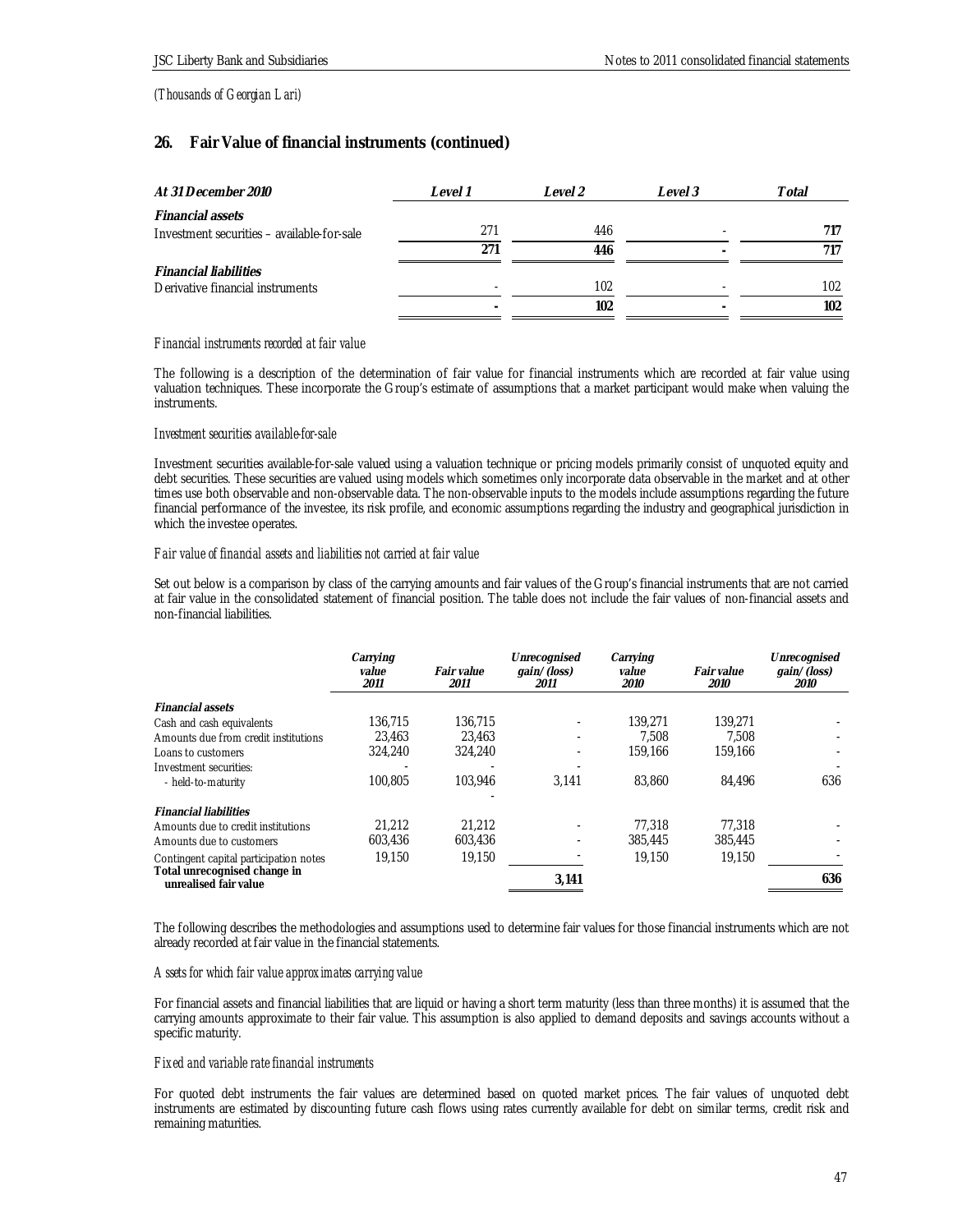*(Thousands of Georgian Lari)*

## 26. Fair Value of financial instruments (continued)

| *At 31 December 2010* | *Level 1* | *Level 2* | *Level 3* | *Total* |
|---|---|---|---|---|
| ***Financial assets*** | | | | |
| Investment securities – available-for-sale | 271 | 446 | - | **717** |
| | **271** | **446** | **-** | **717** |
| ***Financial liabilities*** | | | | |
| Derivative financial instruments | - | 102 | - | 102 |
| | **-** | **102** | **-** | **102** |

*Financial instruments recorded at fair value*

The following is a description of the determination of fair value for financial instruments which are recorded at fair value using valuation techniques. These incorporate the Group's estimate of assumptions that a market participant would make when valuing the instruments.

*Investment securities available-for-sale*

Investment securities available-for-sale valued using a valuation technique or pricing models primarily consist of unquoted equity and debt securities. These securities are valued using models which sometimes only incorporate data observable in the market and at other times use both observable and non-observable data. The non-observable inputs to the models include assumptions regarding the future financial performance of the investee, its risk profile, and economic assumptions regarding the industry and geographical jurisdiction in which the investee operates.

*Fair value of financial assets and liabilities not carried at fair value*

Set out below is a comparison by class of the carrying amounts and fair values of the Group's financial instruments that are not carried at fair value in the consolidated statement of financial position. The table does not include the fair values of non-financial assets and non-financial liabilities.

| | *Carrying value 2011* | *Fair value 2011* | *Unrecognised gain/(loss) 2011* | *Carrying value 2010* | *Fair value 2010* | *Unrecognised gain/(loss) 2010* |
|---|---|---|---|---|---|---|
| ***Financial assets*** | | | | | | |
| Cash and cash equivalents | 136,715 | 136,715 | - | 139,271 | 139,271 | - |
| Amounts due from credit institutions | 23,463 | 23,463 | - | 7,508 | 7,508 | - |
| Loans to customers | 324,240 | 324,240 | - | 159,166 | 159,166 | - |
| Investment securities: | - | - | - | | | - |
| - held-to-maturity | 100,805 | 103,946 | 3,141 | 83,860 | 84,496 | 636 |
| | | - | | | | |
| ***Financial liabilities*** | | | | | | |
| Amounts due to credit institutions | 21,212 | 21,212 | - | 77,318 | 77,318 | - |
| Amounts due to customers | 603,436 | 603,436 | - | 385,445 | 385,445 | - |
| Contingent capital participation notes | 19,150 | 19,150 | - | 19,150 | 19,150 | - |
| **Total unrecognised change in unrealised fair value** | | | **3,141** | | | **636** |

The following describes the methodologies and assumptions used to determine fair values for those financial instruments which are not already recorded at fair value in the financial statements.

*Assets for which fair value approximates carrying value*

For financial assets and financial liabilities that are liquid or having a short term maturity (less than three months) it is assumed that the carrying amounts approximate to their fair value. This assumption is also applied to demand deposits and savings accounts without a specific maturity.

*Fixed and variable rate financial instruments*

For quoted debt instruments the fair values are determined based on quoted market prices. The fair values of unquoted debt instruments are estimated by discounting future cash flows using rates currently available for debt on similar terms, credit risk and remaining maturities.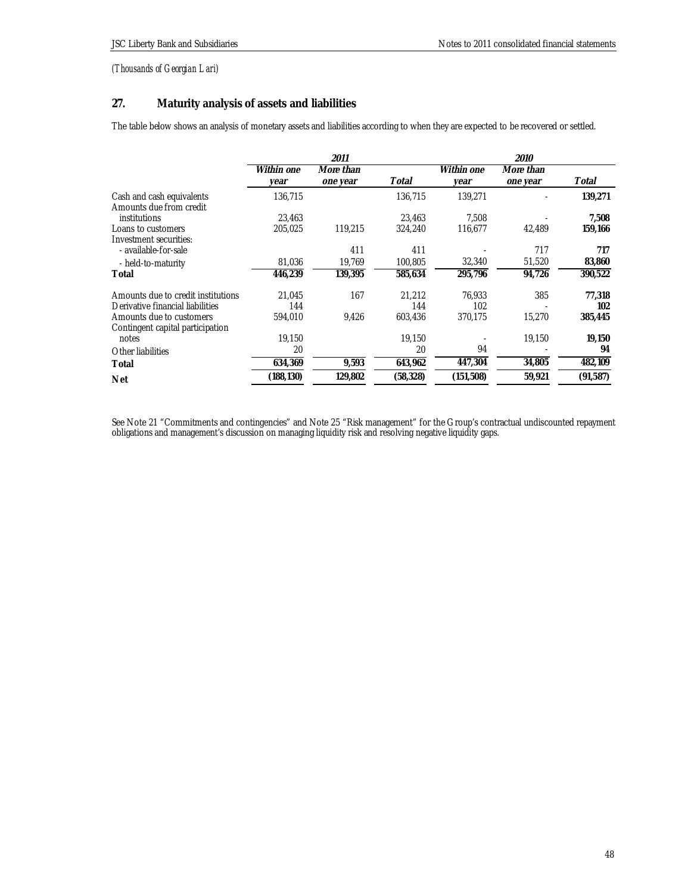*(Thousands of Georgian Lari)*

## 27. Maturity analysis of assets and liabilities

The table below shows an analysis of monetary assets and liabilities according to when they are expected to be recovered or settled.

| | *2011* | | | *2010* | | |
|---|---|---|---|---|---|---|
| | *Within one year* | *More than one year* | *Total* | *Within one year* | *More than one year* | *Total* |
| Cash and cash equivalents | 136,715 | | 136,715 | 139,271 | - | **139,271** |
| Amounts due from credit institutions | 23,463 | | 23,463 | 7,508 | - | **7,508** |
| Loans to customers | 205,025 | 119,215 | 324,240 | 116,677 | 42,489 | **159,166** |
| Investment securities: | | | | | | |
| - available-for-sale | | 411 | 411 | - | 717 | **717** |
| - held-to-maturity | 81,036 | 19,769 | 100,805 | 32,340 | 51,520 | **83,860** |
| **Total** | **446,239** | **139,395** | **585,634** | **295,796** | **94,726** | **390,522** |
| Amounts due to credit institutions | 21,045 | 167 | 21,212 | 76,933 | 385 | **77,318** |
| Derivative financial liabilities | 144 | | 144 | 102 | - | **102** |
| Amounts due to customers | 594,010 | 9,426 | 603,436 | 370,175 | 15,270 | **385,445** |
| Contingent capital participation notes | 19,150 | | 19,150 | - | 19,150 | **19,150** |
| Other liabilities | 20 | | 20 | 94 | - | **94** |
| **Total** | **634,369** | **9,593** | **643,962** | **447,304** | **34,805** | **482,109** |
| **Net** | **(188,130)** | **129,802** | **(58,328)** | **(151,508)** | **59,921** | **(91,587)** |

See Note 21 "Commitments and contingencies" and Note 25 "Risk management" for the Group's contractual undiscounted repayment obligations and management's discussion on managing liquidity risk and resolving negative liquidity gaps.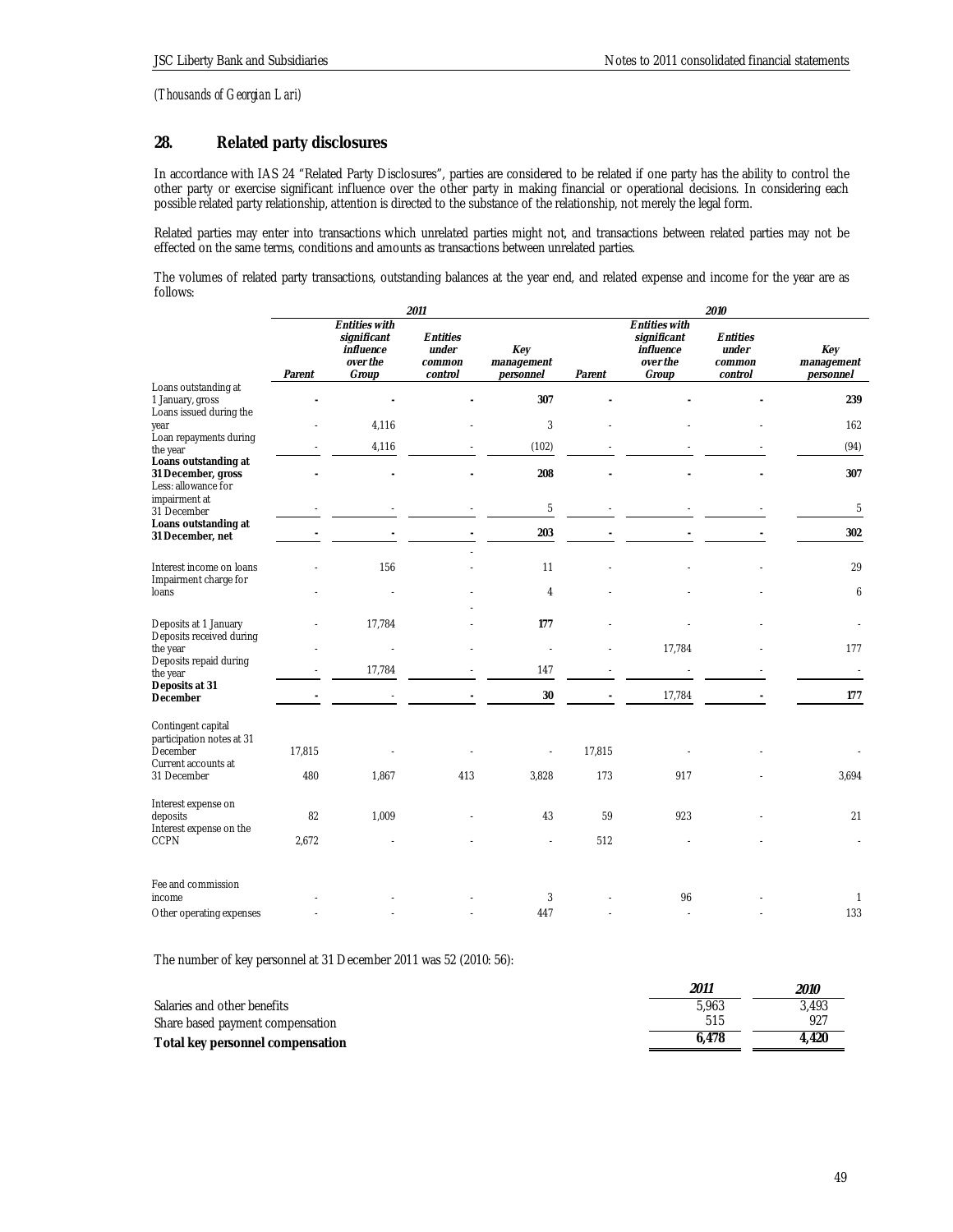(Thousands of Georgian Lari)

## 28. Related party disclosures

In accordance with IAS 24 "Related Party Disclosures", parties are considered to be related if one party has the ability to control the other party or exercise significant influence over the other party in making financial or operational decisions. In considering each possible related party relationship, attention is directed to the substance of the relationship, not merely the legal form.

Related parties may enter into transactions which unrelated parties might not, and transactions between related parties may not be effected on the same terms, conditions and amounts as transactions between unrelated parties.

The volumes of related party transactions, outstanding balances at the year end, and related expense and income for the year are as follows:

| | *2011* | | | | *2010* | | | |
|---|---|---|---|---|---|---|---|---|
| | *Parent* | *Entities with significant influence over the Group* | *Entities under common control* | *Key management personnel* | *Parent* | *Entities with significant influence over the Group* | *Entities under common control* | *Key management personnel* |
| Loans outstanding at 1 January, gross | - | - | - | 307 | - | - | - | 239 |
| Loans issued during the year | - | 4,116 | - | 3 | - | - | - | 162 |
| Loan repayments during the year | - | 4,116 | - | (102) | - | - | - | (94) |
| **Loans outstanding at 31 December, gross** | - | - | - | 208 | - | - | - | 307 |
| Less: allowance for impairment at 31 December | - | - | - | 5 | - | - | - | 5 |
| **Loans outstanding at 31 December, net** | - | - | - | 203 | - | - | - | 302 |
| Interest income on loans | - | 156 | - | 11 | - | - | - | 29 |
| Impairment charge for loans | - | - | - | 4 | - | - | - | 6 |
| Deposits at 1 January | - | 17,784 | - | 177 | - | - | - | - |
| Deposits received during the year | - | - | - | - | - | 17,784 | - | 177 |
| Deposits repaid during the year | - | 17,784 | - | 147 | - | - | - | - |
| **Deposits at 31 December** | - | - | - | 30 | - | 17,784 | - | 177 |
| Contingent capital participation notes at 31 December | 17,815 | - | - | - | 17,815 | - | - | - |
| Current accounts at 31 December | 480 | 1,867 | 413 | 3,828 | 173 | 917 | - | 3,694 |
| Interest expense on deposits | 82 | 1,009 | - | 43 | 59 | 923 | - | 21 |
| Interest expense on the CCPN | 2,672 | - | - | - | 512 | - | - | - |
| Fee and commission income | - | - | - | 3 | - | 96 | - | 1 |
| Other operating expenses | - | - | - | 447 | - | - | - | 133 |

The number of key personnel at 31 December 2011 was 52 (2010: 56):

| | *2011* | *2010* |
|---|---|---|
| Salaries and other benefits | 5,963 | 3,493 |
| Share based payment compensation | 515 | 927 |
| **Total key personnel compensation** | **6,478** | **4,420** |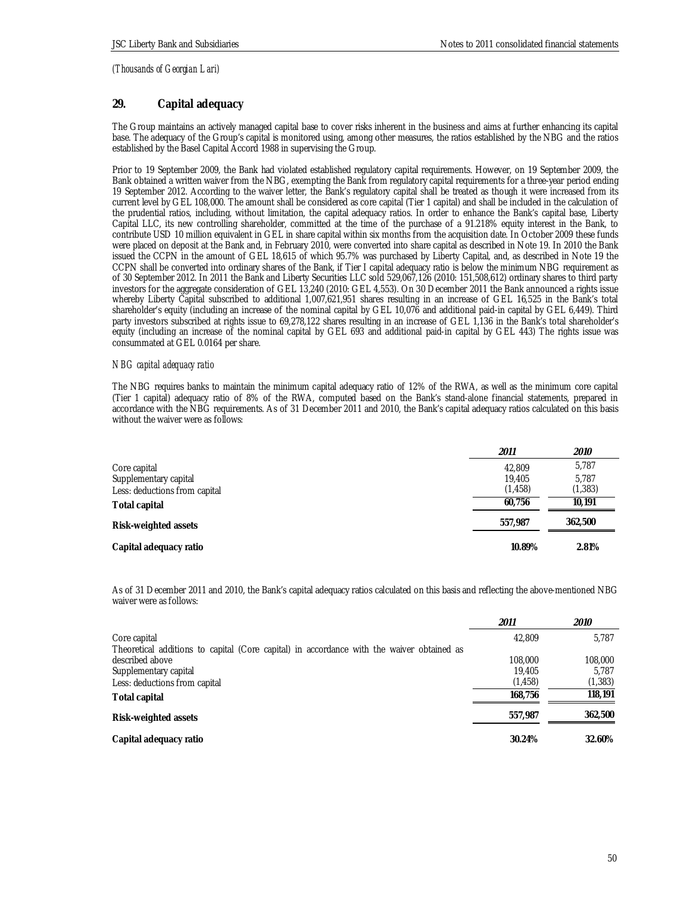*(Thousands of Georgian Lari)*

## 29. Capital adequacy

The Group maintains an actively managed capital base to cover risks inherent in the business and aims at further enhancing its capital base. The adequacy of the Group's capital is monitored using, among other measures, the ratios established by the NBG and the ratios established by the Basel Capital Accord 1988 in supervising the Group.

Prior to 19 September 2009, the Bank had violated established regulatory capital requirements. However, on 19 September 2009, the Bank obtained a written waiver from the NBG, exempting the Bank from regulatory capital requirements for a three-year period ending 19 September 2012. According to the waiver letter, the Bank's regulatory capital shall be treated as though it were increased from its current level by GEL 108,000. The amount shall be considered as core capital (Tier 1 capital) and shall be included in the calculation of the prudential ratios, including, without limitation, the capital adequacy ratios. In order to enhance the Bank's capital base, Liberty Capital LLC, its new controlling shareholder, committed at the time of the purchase of a 91.218% equity interest in the Bank, to contribute USD 10 million equivalent in GEL in share capital within six months from the acquisition date. In October 2009 these funds were placed on deposit at the Bank and, in February 2010, were converted into share capital as described in Note 19. In 2010 the Bank issued the CCPN in the amount of GEL 18,615 of which 95.7% was purchased by Liberty Capital, and, as described in Note 19 the CCPN shall be converted into ordinary shares of the Bank, if Tier I capital adequacy ratio is below the minimum NBG requirement as of 30 September 2012. In 2011 the Bank and Liberty Securities LLC sold 529,067,126 (2010: 151,508,612) ordinary shares to third party investors for the aggregate consideration of GEL 13,240 (2010: GEL 4,553). On 30 December 2011 the Bank announced a rights issue whereby Liberty Capital subscribed to additional 1,007,621,951 shares resulting in an increase of GEL 16,525 in the Bank's total shareholder's equity (including an increase of the nominal capital by GEL 10,076 and additional paid-in capital by GEL 6,449). Third party investors subscribed at rights issue to 69,278,122 shares resulting in an increase of GEL 1,136 in the Bank's total shareholder's equity (including an increase of the nominal capital by GEL 693 and additional paid-in capital by GEL 443) The rights issue was consummated at GEL 0.0164 per share.

*NBG capital adequacy ratio*

The NBG requires banks to maintain the minimum capital adequacy ratio of 12% of the RWA, as well as the minimum core capital (Tier 1 capital) adequacy ratio of 8% of the RWA, computed based on the Bank's stand-alone financial statements, prepared in accordance with the NBG requirements. As of 31 December 2011 and 2010, the Bank's capital adequacy ratios calculated on this basis without the waiver were as follows:

| | *2011* | *2010* |
|---|---|---|
| Core capital | 42,809 | 5,787 |
| Supplementary capital | 19,405 | 5,787 |
| Less: deductions from capital | (1,458) | (1,383) |
| **Total capital** | **60,756** | **10,191** |
| **Risk-weighted assets** | **557,987** | **362,500** |
| **Capital adequacy ratio** | **10.89%** | **2.81%** |

As of 31 December 2011 and 2010, the Bank's capital adequacy ratios calculated on this basis and reflecting the above-mentioned NBG waiver were as follows:

| | *2011* | *2010* |
|---|---|---|
| Core capital | 42,809 | 5,787 |
| Theoretical additions to capital (Core capital) in accordance with the waiver obtained as described above | 108,000 | 108,000 |
| Supplementary capital | 19,405 | 5,787 |
| Less: deductions from capital | (1,458) | (1,383) |
| **Total capital** | **168,756** | **118,191** |
| **Risk-weighted assets** | **557,987** | **362,500** |
| **Capital adequacy ratio** | **30.24%** | **32.60%** |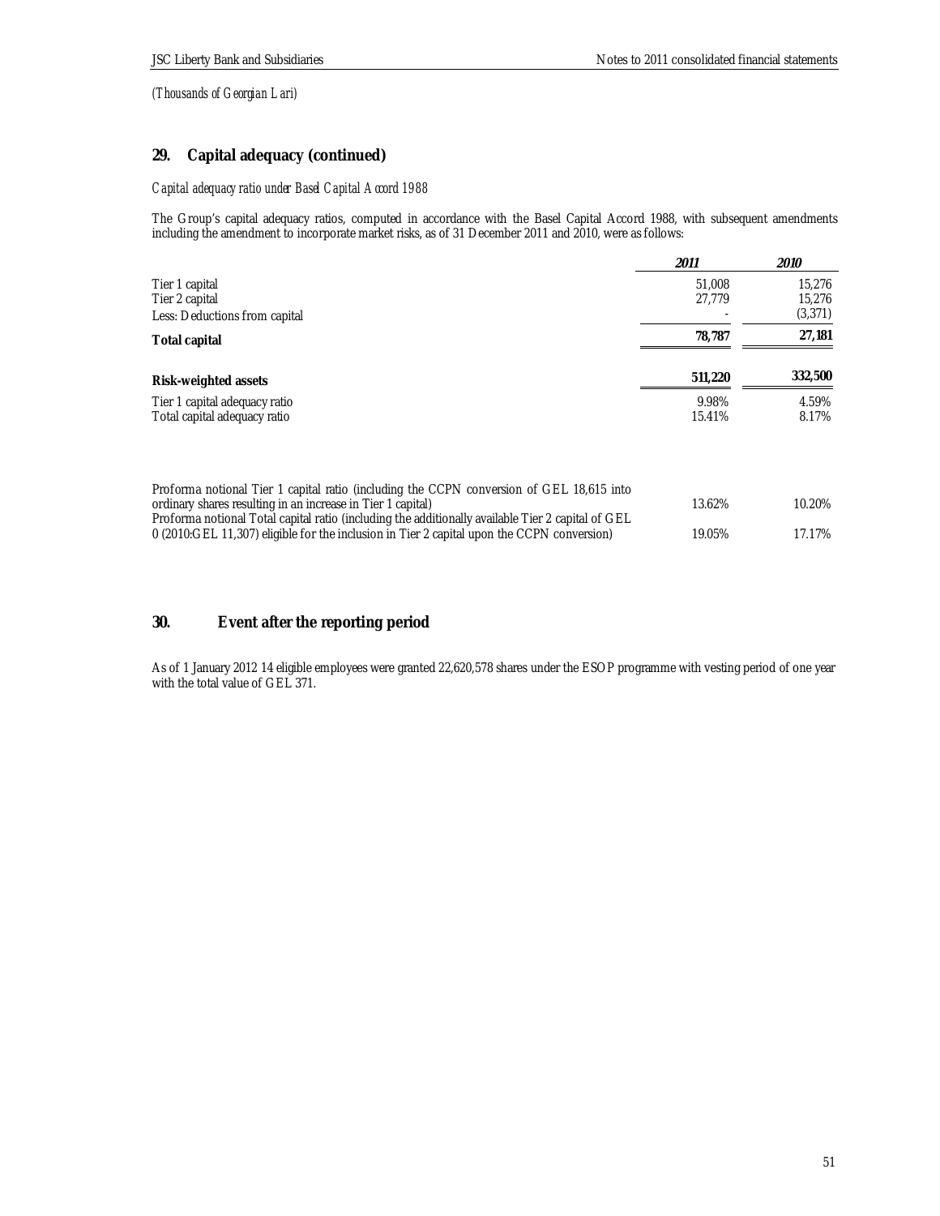*(Thousands of Georgian Lari)*

## 29. Capital adequacy (continued)

*Capital adequacy ratio under Basel Capital Accord 1988*

The Group's capital adequacy ratios, computed in accordance with the Basel Capital Accord 1988, with subsequent amendments including the amendment to incorporate market risks, as of 31 December 2011 and 2010, were as follows:

| | *2011* | *2010* |
|---|---|---|
| Tier 1 capital | 51,008 | 15,276 |
| Tier 2 capital | 27,779 | 15,276 |
| Less: Deductions from capital | - | (3,371) |
| **Total capital** | **78,787** | **27,181** |
| **Risk-weighted assets** | **511,220** | **332,500** |
| Tier 1 capital adequacy ratio | 9.98% | 4.59% |
| Total capital adequacy ratio | 15.41% | 8.17% |
| Proforma notional Tier 1 capital ratio (including the CCPN conversion of GEL 18,615 into ordinary shares resulting in an increase in Tier 1 capital) | 13.62% | 10.20% |
| Proforma notional Total capital ratio (including the additionally available Tier 2 capital of GEL 0 (2010:GEL 11,307) eligible for the inclusion in Tier 2 capital upon the CCPN conversion) | 19.05% | 17.17% |

## 30. Event after the reporting period

As of 1 January 2012 14 eligible employees were granted 22,620,578 shares under the ESOP programme with vesting period of one year with the total value of GEL 371.